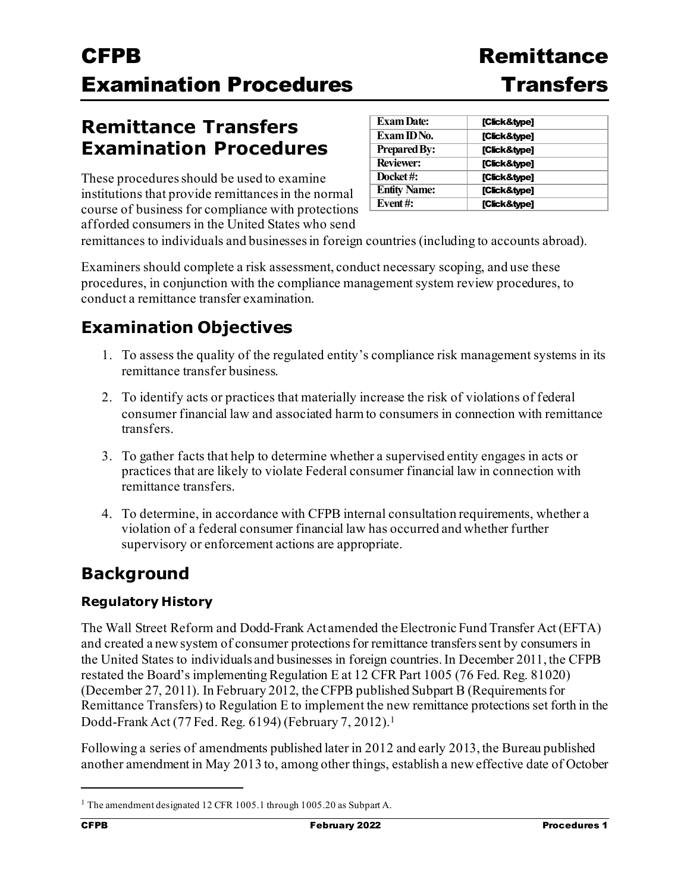# CFPB Examination Procedures — Remittance Transfers

## Remittance Transfers Examination Procedures

| Exam Date: | [Click&type] |
| --- | --- |
| Exam ID No. | [Click&type] |
| Prepared By: | [Click&type] |
| Reviewer: | [Click&type] |
| Docket #: | [Click&type] |
| Entity Name: | [Click&type] |
| Event #: | [Click&type] |

These procedures should be used to examine institutions that provide remittances in the normal course of business for compliance with protections afforded consumers in the United States who send remittances to individuals and businesses in foreign countries (including to accounts abroad).

Examiners should complete a risk assessment, conduct necessary scoping, and use these procedures, in conjunction with the compliance management system review procedures, to conduct a remittance transfer examination.

## Examination Objectives

1. To assess the quality of the regulated entity's compliance risk management systems in its remittance transfer business.
2. To identify acts or practices that materially increase the risk of violations of federal consumer financial law and associated harm to consumers in connection with remittance transfers.
3. To gather facts that help to determine whether a supervised entity engages in acts or practices that are likely to violate Federal consumer financial law in connection with remittance transfers.
4. To determine, in accordance with CFPB internal consultation requirements, whether a violation of a federal consumer financial law has occurred and whether further supervisory or enforcement actions are appropriate.

## Background

### Regulatory History

The Wall Street Reform and Dodd-Frank Act amended the Electronic Fund Transfer Act (EFTA) and created a new system of consumer protections for remittance transfers sent by consumers in the United States to individuals and businesses in foreign countries. In December 2011, the CFPB restated the Board's implementing Regulation E at 12 CFR Part 1005 (76 Fed. Reg. 81020) (December 27, 2011). In February 2012, the CFPB published Subpart B (Requirements for Remittance Transfers) to Regulation E to implement the new remittance protections set forth in the Dodd-Frank Act (77 Fed. Reg. 6194) (February 7, 2012).[1]

Following a series of amendments published later in 2012 and early 2013, the Bureau published another amendment in May 2013 to, among other things, establish a new effective date of October

[1] The amendment designated 12 CFR 1005.1 through 1005.20 as Subpart A.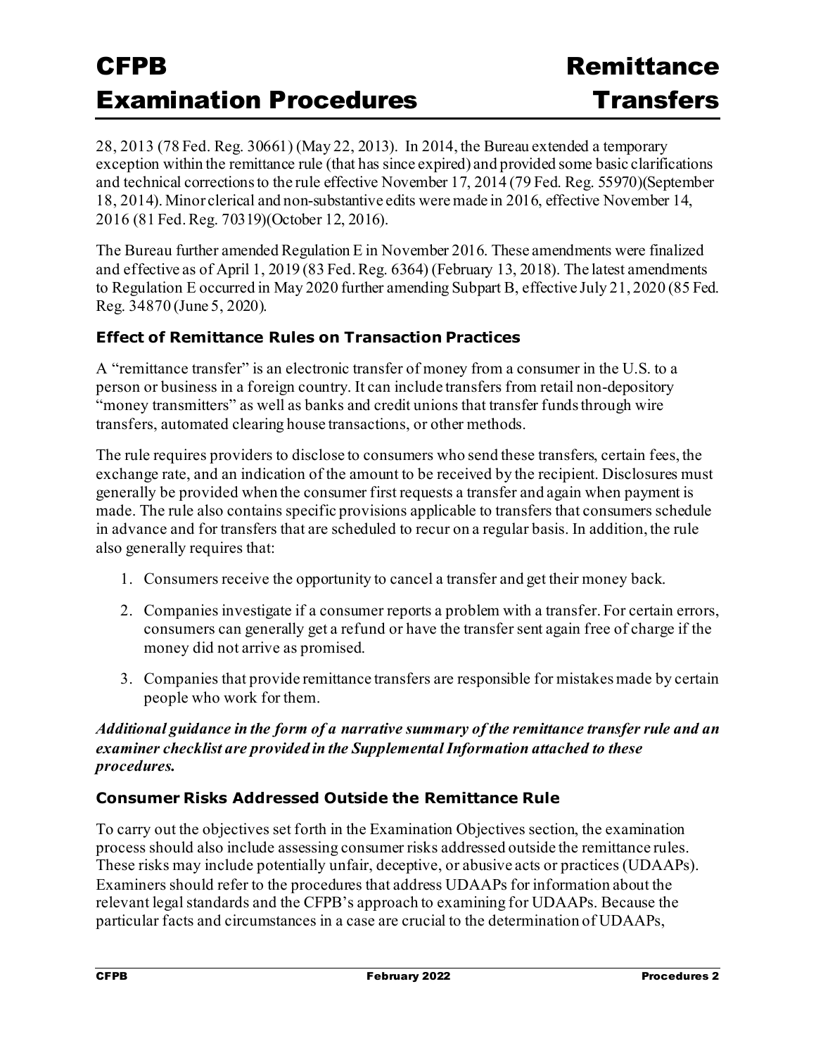28, 2013 (78 Fed. Reg. 30661) (May 22, 2013). In 2014, the Bureau extended a temporary exception within the remittance rule (that has since expired) and provided some basic clarifications and technical corrections to the rule effective November 17, 2014 (79 Fed. Reg. 55970)(September 18, 2014). Minor clerical and non-substantive edits were made in 2016, effective November 14, 2016 (81 Fed. Reg. 70319)(October 12, 2016).

The Bureau further amended Regulation E in November 2016. These amendments were finalized and effective as of April 1, 2019 (83 Fed. Reg. 6364) (February 13, 2018). The latest amendments to Regulation E occurred in May 2020 further amending Subpart B, effective July 21, 2020 (85 Fed. Reg. 34870 (June 5, 2020).

### Effect of Remittance Rules on Transaction Practices

A "remittance transfer" is an electronic transfer of money from a consumer in the U.S. to a person or business in a foreign country. It can include transfers from retail non-depository "money transmitters" as well as banks and credit unions that transfer funds through wire transfers, automated clearing house transactions, or other methods.

The rule requires providers to disclose to consumers who send these transfers, certain fees, the exchange rate, and an indication of the amount to be received by the recipient. Disclosures must generally be provided when the consumer first requests a transfer and again when payment is made. The rule also contains specific provisions applicable to transfers that consumers schedule in advance and for transfers that are scheduled to recur on a regular basis. In addition, the rule also generally requires that:

1. Consumers receive the opportunity to cancel a transfer and get their money back.
2. Companies investigate if a consumer reports a problem with a transfer. For certain errors, consumers can generally get a refund or have the transfer sent again free of charge if the money did not arrive as promised.
3. Companies that provide remittance transfers are responsible for mistakes made by certain people who work for them.

***Additional guidance in the form of a narrative summary of the remittance transfer rule and an examiner checklist are provided in the Supplemental Information attached to these procedures.***

### Consumer Risks Addressed Outside the Remittance Rule

To carry out the objectives set forth in the Examination Objectives section, the examination process should also include assessing consumer risks addressed outside the remittance rules. These risks may include potentially unfair, deceptive, or abusive acts or practices (UDAAPs). Examiners should refer to the procedures that address UDAAPs for information about the relevant legal standards and the CFPB's approach to examining for UDAAPs. Because the particular facts and circumstances in a case are crucial to the determination of UDAAPs,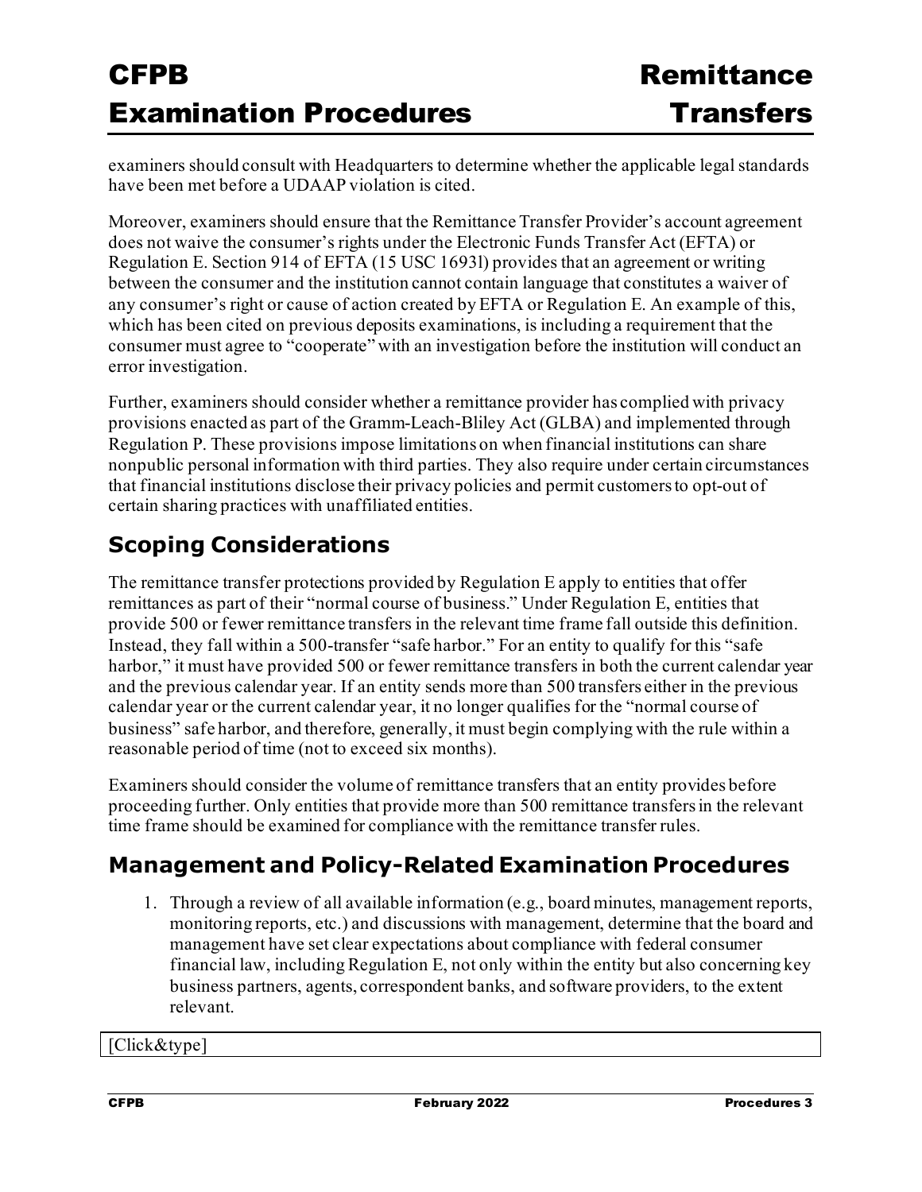examiners should consult with Headquarters to determine whether the applicable legal standards have been met before a UDAAP violation is cited.

Moreover, examiners should ensure that the Remittance Transfer Provider's account agreement does not waive the consumer's rights under the Electronic Funds Transfer Act (EFTA) or Regulation E. Section 914 of EFTA (15 USC 1693l) provides that an agreement or writing between the consumer and the institution cannot contain language that constitutes a waiver of any consumer's right or cause of action created by EFTA or Regulation E. An example of this, which has been cited on previous deposits examinations, is including a requirement that the consumer must agree to "cooperate" with an investigation before the institution will conduct an error investigation.

Further, examiners should consider whether a remittance provider has complied with privacy provisions enacted as part of the Gramm-Leach-Bliley Act (GLBA) and implemented through Regulation P. These provisions impose limitations on when financial institutions can share nonpublic personal information with third parties. They also require under certain circumstances that financial institutions disclose their privacy policies and permit customers to opt-out of certain sharing practices with unaffiliated entities.

## Scoping Considerations

The remittance transfer protections provided by Regulation E apply to entities that offer remittances as part of their "normal course of business." Under Regulation E, entities that provide 500 or fewer remittance transfers in the relevant time frame fall outside this definition. Instead, they fall within a 500-transfer "safe harbor." For an entity to qualify for this "safe harbor," it must have provided 500 or fewer remittance transfers in both the current calendar year and the previous calendar year. If an entity sends more than 500 transfers either in the previous calendar year or the current calendar year, it no longer qualifies for the "normal course of business" safe harbor, and therefore, generally, it must begin complying with the rule within a reasonable period of time (not to exceed six months).

Examiners should consider the volume of remittance transfers that an entity provides before proceeding further. Only entities that provide more than 500 remittance transfers in the relevant time frame should be examined for compliance with the remittance transfer rules.

## Management and Policy-Related Examination Procedures

1. Through a review of all available information (e.g., board minutes, management reports, monitoring reports, etc.) and discussions with management, determine that the board and management have set clear expectations about compliance with federal consumer financial law, including Regulation E, not only within the entity but also concerning key business partners, agents, correspondent banks, and software providers, to the extent relevant.

[Click&type]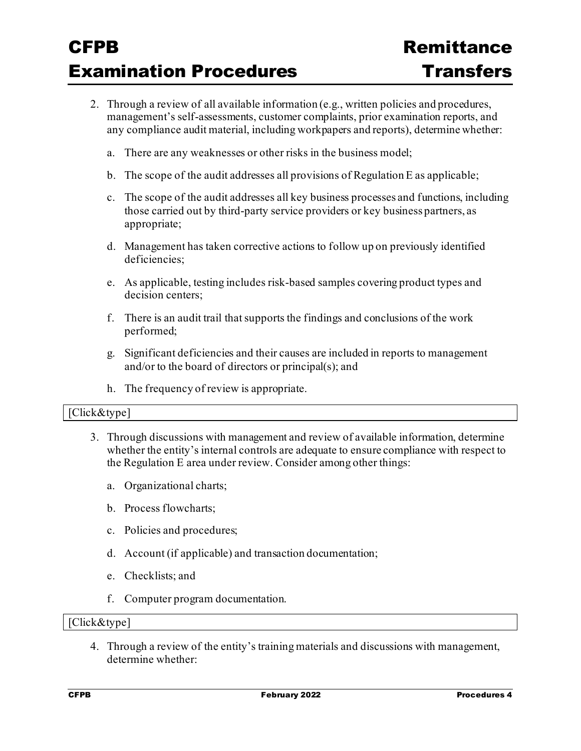2. Through a review of all available information (e.g., written policies and procedures, management's self-assessments, customer complaints, prior examination reports, and any compliance audit material, including workpapers and reports), determine whether:

   a. There are any weaknesses or other risks in the business model;

   b. The scope of the audit addresses all provisions of Regulation E as applicable;

   c. The scope of the audit addresses all key business processes and functions, including those carried out by third-party service providers or key business partners, as appropriate;

   d. Management has taken corrective actions to follow up on previously identified deficiencies;

   e. As applicable, testing includes risk-based samples covering product types and decision centers;

   f. There is an audit trail that supports the findings and conclusions of the work performed;

   g. Significant deficiencies and their causes are included in reports to management and/or to the board of directors or principal(s); and

   h. The frequency of review is appropriate.

[Click&type]

3. Through discussions with management and review of available information, determine whether the entity's internal controls are adequate to ensure compliance with respect to the Regulation E area under review. Consider among other things:

   a. Organizational charts;

   b. Process flowcharts;

   c. Policies and procedures;

   d. Account (if applicable) and transaction documentation;

   e. Checklists; and

   f. Computer program documentation.

[Click&type]

4. Through a review of the entity's training materials and discussions with management, determine whether: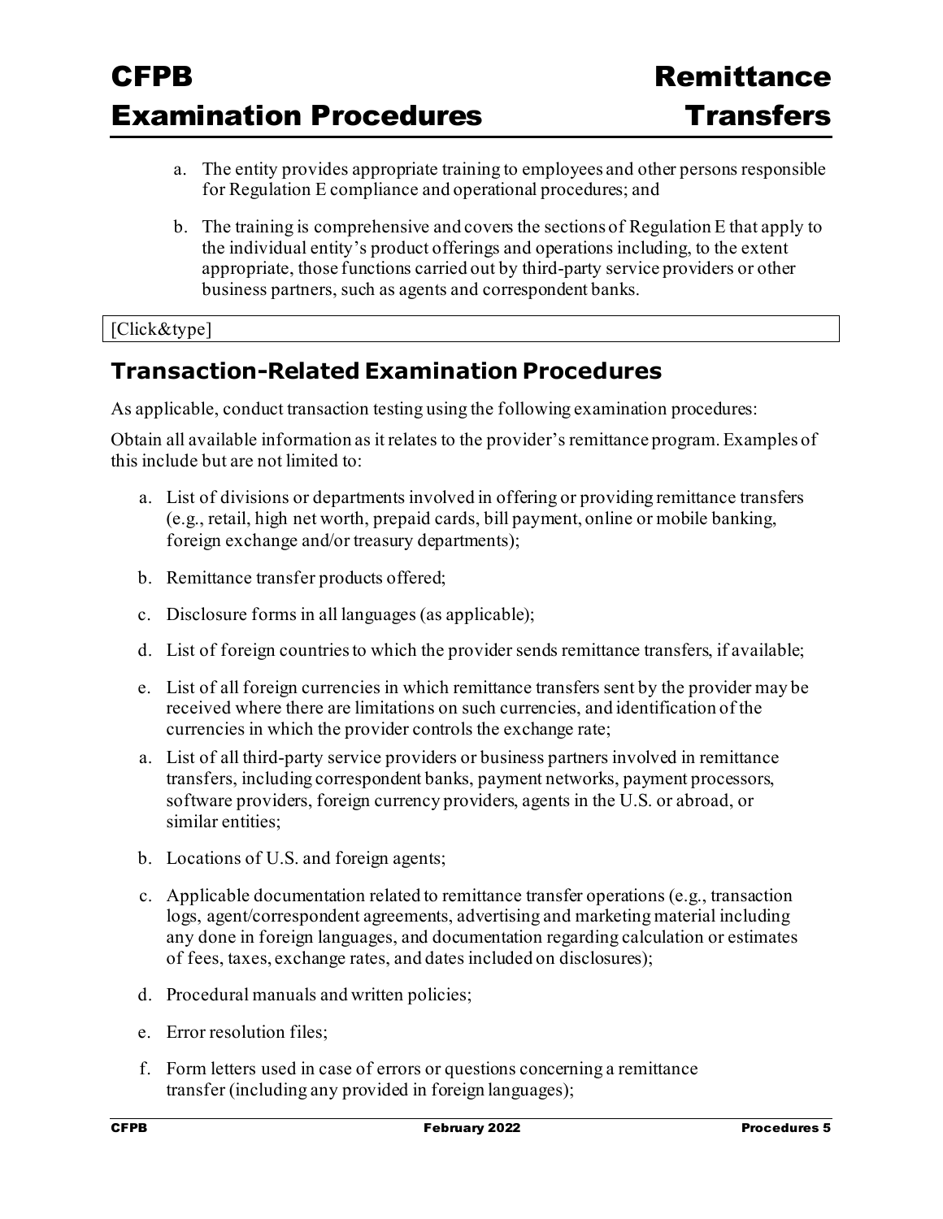a. The entity provides appropriate training to employees and other persons responsible for Regulation E compliance and operational procedures; and

b. The training is comprehensive and covers the sections of Regulation E that apply to the individual entity's product offerings and operations including, to the extent appropriate, those functions carried out by third-party service providers or other business partners, such as agents and correspondent banks.

[Click&type]

## Transaction-Related Examination Procedures

As applicable, conduct transaction testing using the following examination procedures:

Obtain all available information as it relates to the provider's remittance program. Examples of this include but are not limited to:

a. List of divisions or departments involved in offering or providing remittance transfers (e.g., retail, high net worth, prepaid cards, bill payment, online or mobile banking, foreign exchange and/or treasury departments);

b. Remittance transfer products offered;

c. Disclosure forms in all languages (as applicable);

d. List of foreign countries to which the provider sends remittance transfers, if available;

e. List of all foreign currencies in which remittance transfers sent by the provider may be received where there are limitations on such currencies, and identification of the currencies in which the provider controls the exchange rate;

a. List of all third-party service providers or business partners involved in remittance transfers, including correspondent banks, payment networks, payment processors, software providers, foreign currency providers, agents in the U.S. or abroad, or similar entities;

b. Locations of U.S. and foreign agents;

c. Applicable documentation related to remittance transfer operations (e.g., transaction logs, agent/correspondent agreements, advertising and marketing material including any done in foreign languages, and documentation regarding calculation or estimates of fees, taxes, exchange rates, and dates included on disclosures);

d. Procedural manuals and written policies;

e. Error resolution files;

f. Form letters used in case of errors or questions concerning a remittance transfer (including any provided in foreign languages);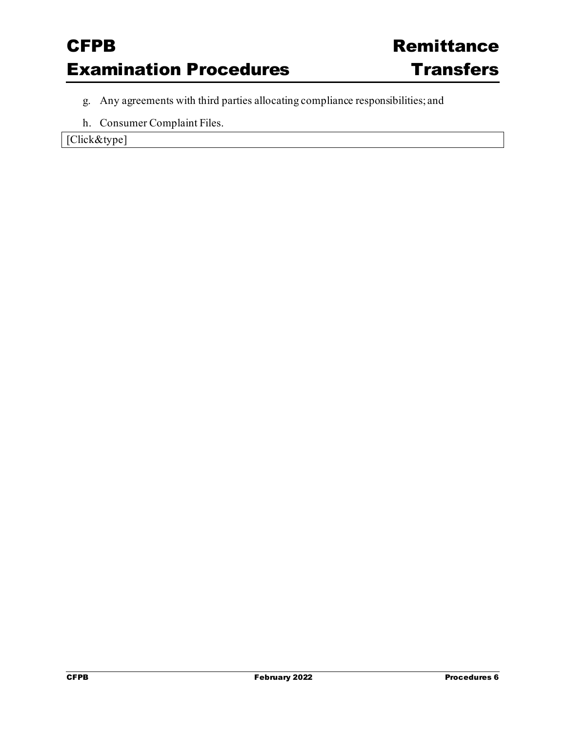g. Any agreements with third parties allocating compliance responsibilities; and

h. Consumer Complaint Files.

| [Click&type] |
| --- |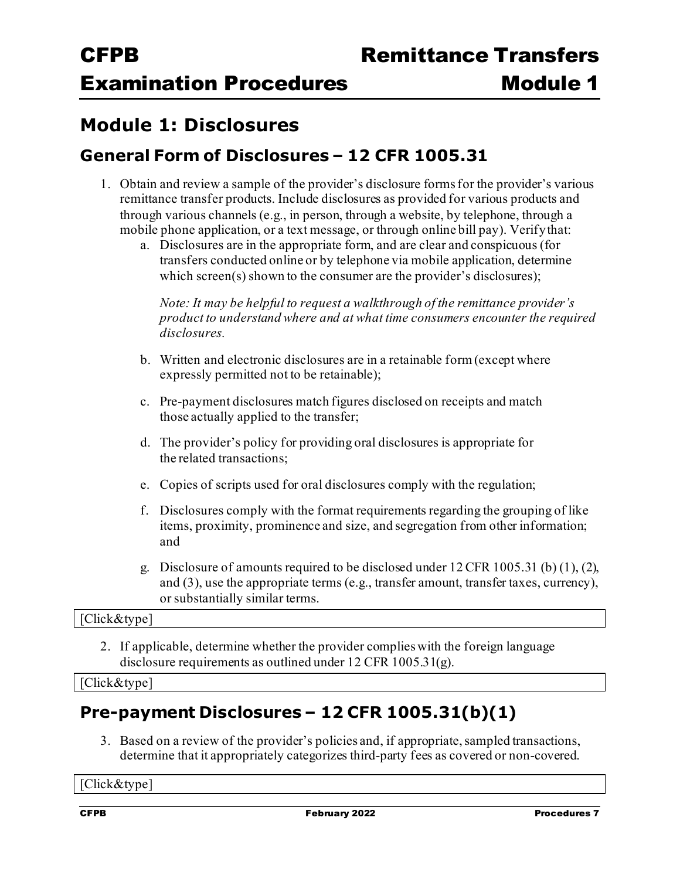## Module 1: Disclosures

### General Form of Disclosures – 12 CFR 1005.31

1. Obtain and review a sample of the provider's disclosure forms for the provider's various remittance transfer products. Include disclosures as provided for various products and through various channels (e.g., in person, through a website, by telephone, through a mobile phone application, or a text message, or through online bill pay). Verify that:
   a. Disclosures are in the appropriate form, and are clear and conspicuous (for transfers conducted online or by telephone via mobile application, determine which screen(s) shown to the consumer are the provider's disclosures);

      *Note: It may be helpful to request a walkthrough of the remittance provider's product to understand where and at what time consumers encounter the required disclosures.*

   b. Written and electronic disclosures are in a retainable form (except where expressly permitted not to be retainable);

   c. Pre-payment disclosures match figures disclosed on receipts and match those actually applied to the transfer;

   d. The provider's policy for providing oral disclosures is appropriate for the related transactions;

   e. Copies of scripts used for oral disclosures comply with the regulation;

   f. Disclosures comply with the format requirements regarding the grouping of like items, proximity, prominence and size, and segregation from other information; and

   g. Disclosure of amounts required to be disclosed under 12 CFR 1005.31 (b) (1), (2), and (3), use the appropriate terms (e.g., transfer amount, transfer taxes, currency), or substantially similar terms.

[Click&type]

2. If applicable, determine whether the provider complies with the foreign language disclosure requirements as outlined under 12 CFR 1005.31(g).

[Click&type]

### Pre-payment Disclosures – 12 CFR 1005.31(b)(1)

3. Based on a review of the provider's policies and, if appropriate, sampled transactions, determine that it appropriately categorizes third-party fees as covered or non-covered.

[Click&type]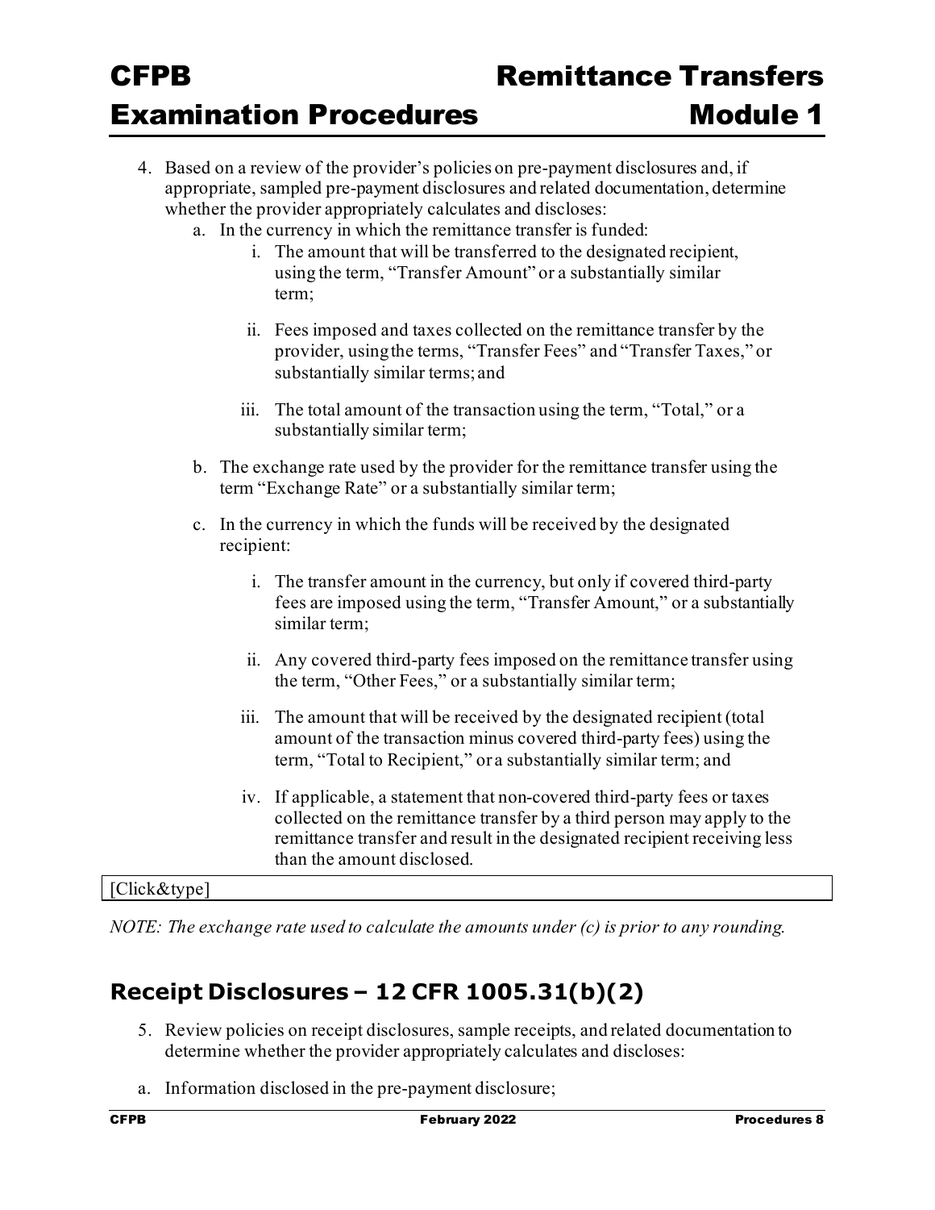4. Based on a review of the provider's policies on pre-payment disclosures and, if appropriate, sampled pre-payment disclosures and related documentation, determine whether the provider appropriately calculates and discloses:
   a. In the currency in which the remittance transfer is funded:
      i. The amount that will be transferred to the designated recipient, using the term, "Transfer Amount" or a substantially similar term;
      ii. Fees imposed and taxes collected on the remittance transfer by the provider, using the terms, "Transfer Fees" and "Transfer Taxes," or substantially similar terms; and
      iii. The total amount of the transaction using the term, "Total," or a substantially similar term;
   b. The exchange rate used by the provider for the remittance transfer using the term "Exchange Rate" or a substantially similar term;
   c. In the currency in which the funds will be received by the designated recipient:
      i. The transfer amount in the currency, but only if covered third-party fees are imposed using the term, "Transfer Amount," or a substantially similar term;
      ii. Any covered third-party fees imposed on the remittance transfer using the term, "Other Fees," or a substantially similar term;
      iii. The amount that will be received by the designated recipient (total amount of the transaction minus covered third-party fees) using the term, "Total to Recipient," or a substantially similar term; and
      iv. If applicable, a statement that non-covered third-party fees or taxes collected on the remittance transfer by a third person may apply to the remittance transfer and result in the designated recipient receiving less than the amount disclosed.

| [Click&type] |
|---|

*NOTE: The exchange rate used to calculate the amounts under (c) is prior to any rounding.*

## Receipt Disclosures – 12 CFR 1005.31(b)(2)

5. Review policies on receipt disclosures, sample receipts, and related documentation to determine whether the provider appropriately calculates and discloses:

   a. Information disclosed in the pre-payment disclosure;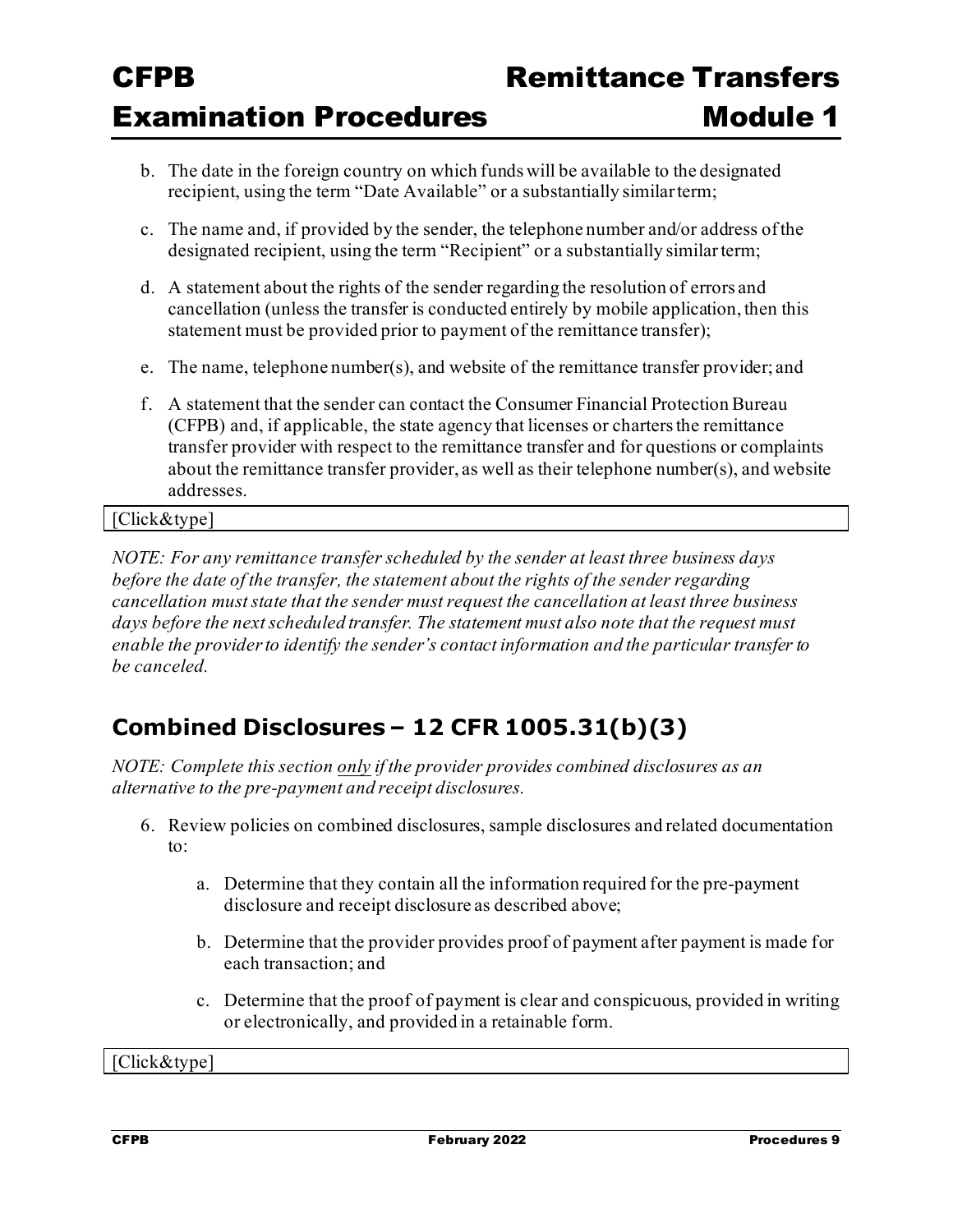b. The date in the foreign country on which funds will be available to the designated recipient, using the term "Date Available" or a substantially similar term;

c. The name and, if provided by the sender, the telephone number and/or address of the designated recipient, using the term "Recipient" or a substantially similar term;

d. A statement about the rights of the sender regarding the resolution of errors and cancellation (unless the transfer is conducted entirely by mobile application, then this statement must be provided prior to payment of the remittance transfer);

e. The name, telephone number(s), and website of the remittance transfer provider; and

f. A statement that the sender can contact the Consumer Financial Protection Bureau (CFPB) and, if applicable, the state agency that licenses or charters the remittance transfer provider with respect to the remittance transfer and for questions or complaints about the remittance transfer provider, as well as their telephone number(s), and website addresses.

| [Click&type] |
|---|

*NOTE: For any remittance transfer scheduled by the sender at least three business days before the date of the transfer, the statement about the rights of the sender regarding cancellation must state that the sender must request the cancellation at least three business days before the next scheduled transfer. The statement must also note that the request must enable the provider to identify the sender's contact information and the particular transfer to be canceled.*

## Combined Disclosures – 12 CFR 1005.31(b)(3)

*NOTE: Complete this section only if the provider provides combined disclosures as an alternative to the pre-payment and receipt disclosures.*

6. Review policies on combined disclosures, sample disclosures and related documentation to:

   a. Determine that they contain all the information required for the pre-payment disclosure and receipt disclosure as described above;

   b. Determine that the provider provides proof of payment after payment is made for each transaction; and

   c. Determine that the proof of payment is clear and conspicuous, provided in writing or electronically, and provided in a retainable form.

| [Click&type] |
|---|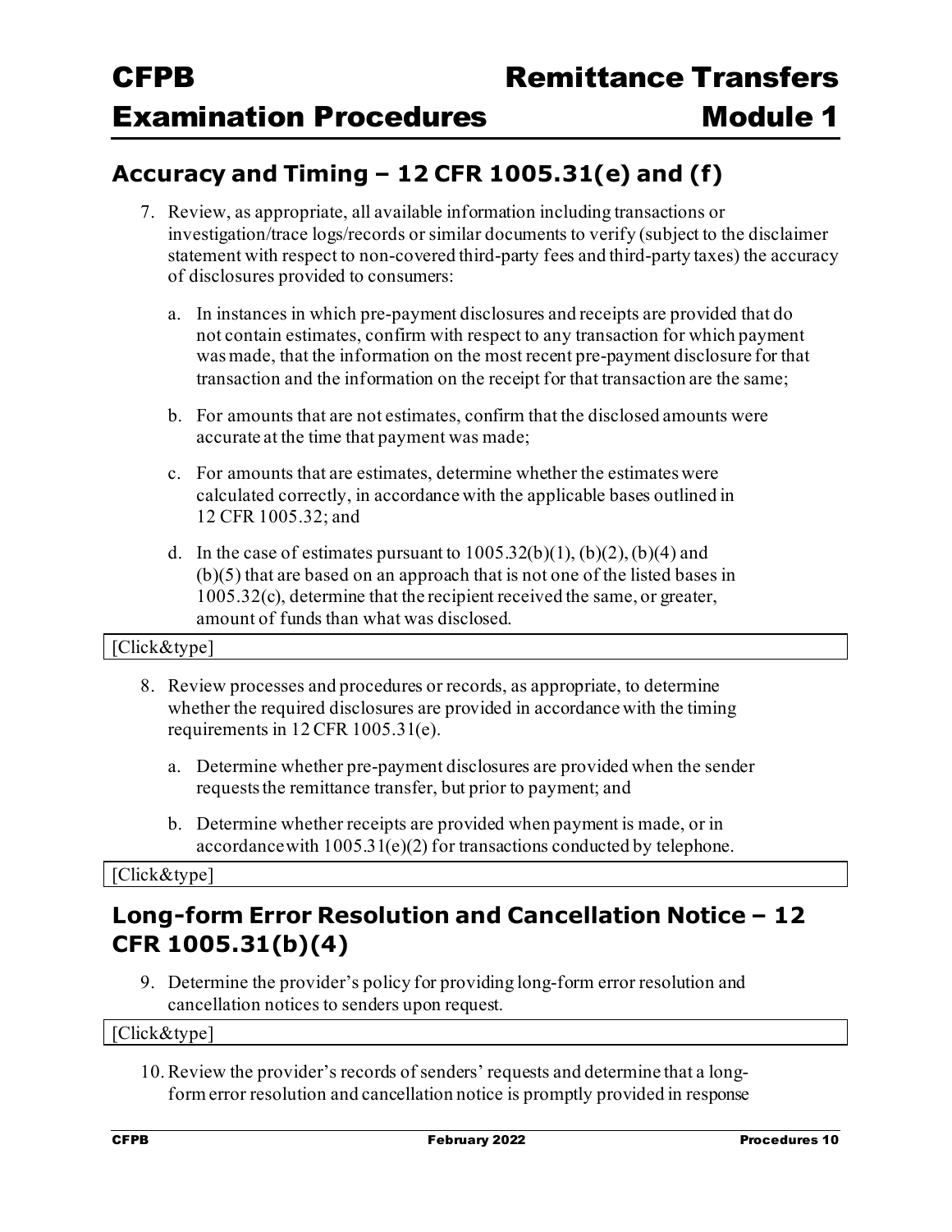## Accuracy and Timing – 12 CFR 1005.31(e) and (f)

7. Review, as appropriate, all available information including transactions or investigation/trace logs/records or similar documents to verify (subject to the disclaimer statement with respect to non-covered third-party fees and third-party taxes) the accuracy of disclosures provided to consumers:

   a. In instances in which pre-payment disclosures and receipts are provided that do not contain estimates, confirm with respect to any transaction for which payment was made, that the information on the most recent pre-payment disclosure for that transaction and the information on the receipt for that transaction are the same;

   b. For amounts that are not estimates, confirm that the disclosed amounts were accurate at the time that payment was made;

   c. For amounts that are estimates, determine whether the estimates were calculated correctly, in accordance with the applicable bases outlined in 12 CFR 1005.32; and

   d. In the case of estimates pursuant to 1005.32(b)(1), (b)(2), (b)(4) and (b)(5) that are based on an approach that is not one of the listed bases in 1005.32(c), determine that the recipient received the same, or greater, amount of funds than what was disclosed.

[Click&type]

8. Review processes and procedures or records, as appropriate, to determine whether the required disclosures are provided in accordance with the timing requirements in 12 CFR 1005.31(e).

   a. Determine whether pre-payment disclosures are provided when the sender requests the remittance transfer, but prior to payment; and

   b. Determine whether receipts are provided when payment is made, or in accordance with 1005.31(e)(2) for transactions conducted by telephone.

[Click&type]

## Long-form Error Resolution and Cancellation Notice – 12 CFR 1005.31(b)(4)

9. Determine the provider's policy for providing long-form error resolution and cancellation notices to senders upon request.

[Click&type]

10. Review the provider's records of senders' requests and determine that a long-form error resolution and cancellation notice is promptly provided in response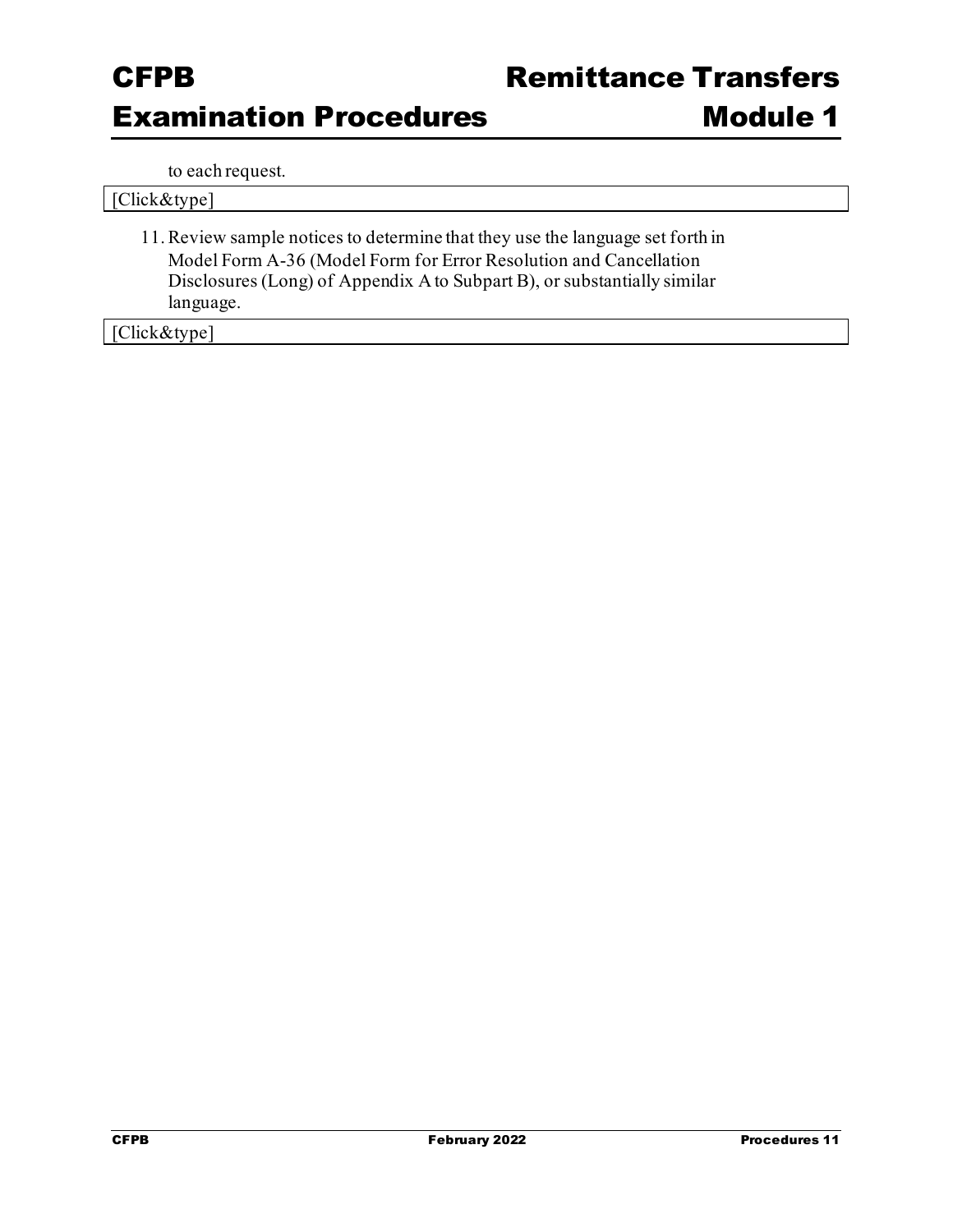to each request.

[Click&type]

11. Review sample notices to determine that they use the language set forth in Model Form A-36 (Model Form for Error Resolution and Cancellation Disclosures (Long) of Appendix A to Subpart B), or substantially similar language.

[Click&type]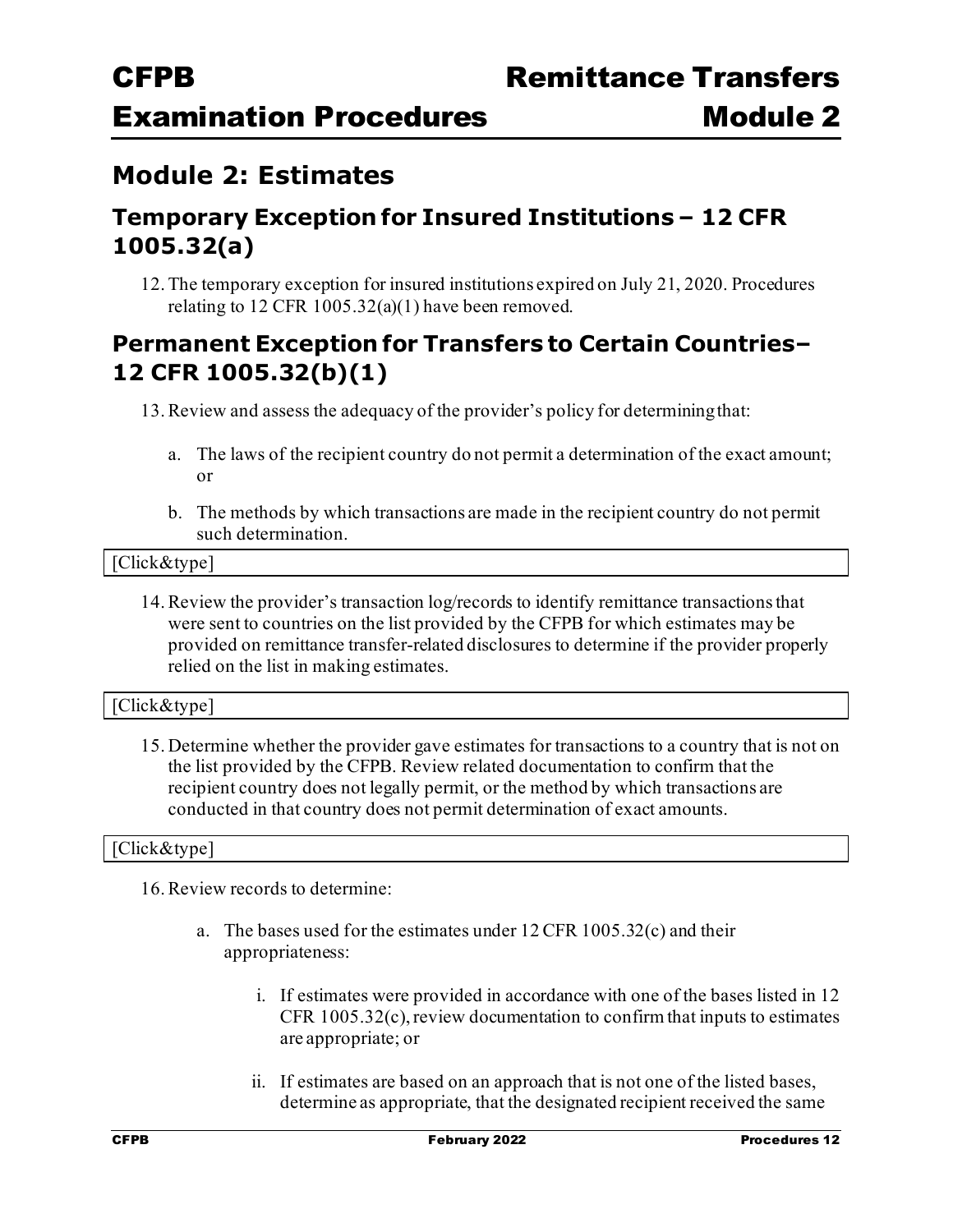## Module 2: Estimates

### Temporary Exception for Insured Institutions – 12 CFR 1005.32(a)

12. The temporary exception for insured institutions expired on July 21, 2020. Procedures relating to 12 CFR 1005.32(a)(1) have been removed.

### Permanent Exception for Transfers to Certain Countries– 12 CFR 1005.32(b)(1)

13. Review and assess the adequacy of the provider's policy for determining that:

    a. The laws of the recipient country do not permit a determination of the exact amount; or

    b. The methods by which transactions are made in the recipient country do not permit such determination.

[Click&type]

14. Review the provider's transaction log/records to identify remittance transactions that were sent to countries on the list provided by the CFPB for which estimates may be provided on remittance transfer-related disclosures to determine if the provider properly relied on the list in making estimates.

[Click&type]

15. Determine whether the provider gave estimates for transactions to a country that is not on the list provided by the CFPB. Review related documentation to confirm that the recipient country does not legally permit, or the method by which transactions are conducted in that country does not permit determination of exact amounts.

[Click&type]

16. Review records to determine:

    a. The bases used for the estimates under 12 CFR 1005.32(c) and their appropriateness:

        i. If estimates were provided in accordance with one of the bases listed in 12 CFR 1005.32(c), review documentation to confirm that inputs to estimates are appropriate; or

        ii. If estimates are based on an approach that is not one of the listed bases, determine as appropriate, that the designated recipient received the same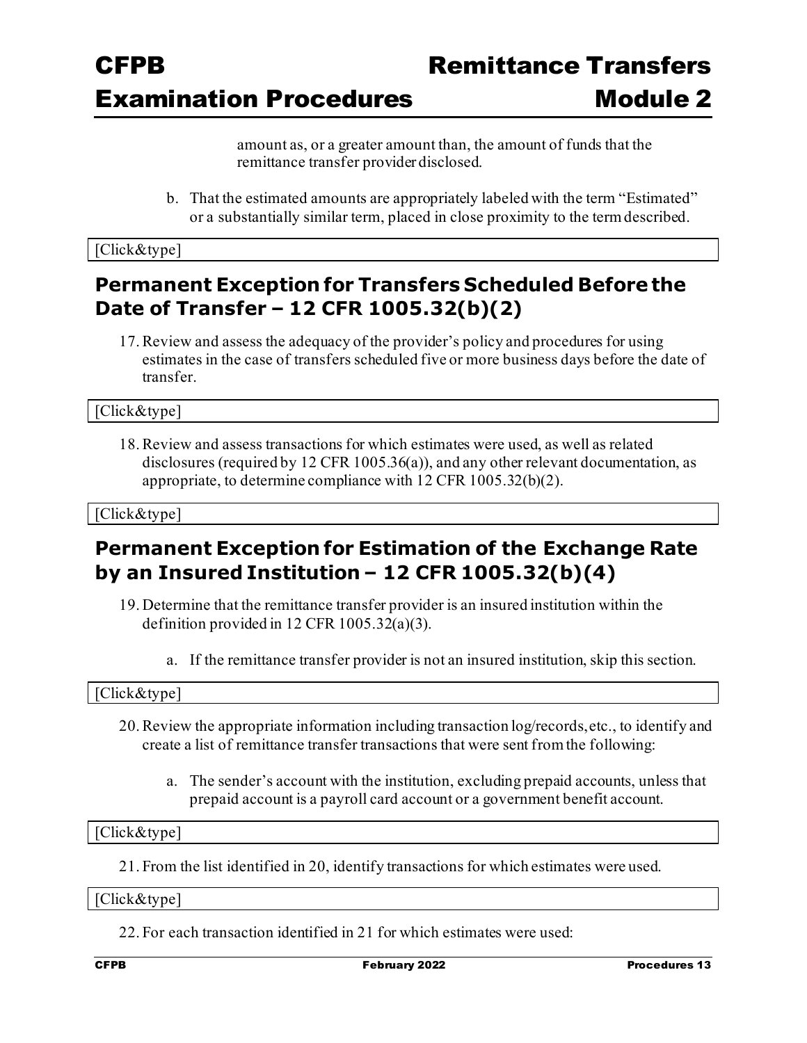amount as, or a greater amount than, the amount of funds that the remittance transfer provider disclosed.

b. That the estimated amounts are appropriately labeled with the term "Estimated" or a substantially similar term, placed in close proximity to the term described.

[Click&type]

## Permanent Exception for Transfers Scheduled Before the Date of Transfer – 12 CFR 1005.32(b)(2)

17. Review and assess the adequacy of the provider's policy and procedures for using estimates in the case of transfers scheduled five or more business days before the date of transfer.

[Click&type]

18. Review and assess transactions for which estimates were used, as well as related disclosures (required by 12 CFR 1005.36(a)), and any other relevant documentation, as appropriate, to determine compliance with 12 CFR 1005.32(b)(2).

[Click&type]

## Permanent Exception for Estimation of the Exchange Rate by an Insured Institution – 12 CFR 1005.32(b)(4)

19. Determine that the remittance transfer provider is an insured institution within the definition provided in 12 CFR 1005.32(a)(3).

    a. If the remittance transfer provider is not an insured institution, skip this section.

[Click&type]

20. Review the appropriate information including transaction log/records, etc., to identify and create a list of remittance transfer transactions that were sent from the following:

    a. The sender's account with the institution, excluding prepaid accounts, unless that prepaid account is a payroll card account or a government benefit account.

[Click&type]

21. From the list identified in 20, identify transactions for which estimates were used.

[Click&type]

22. For each transaction identified in 21 for which estimates were used: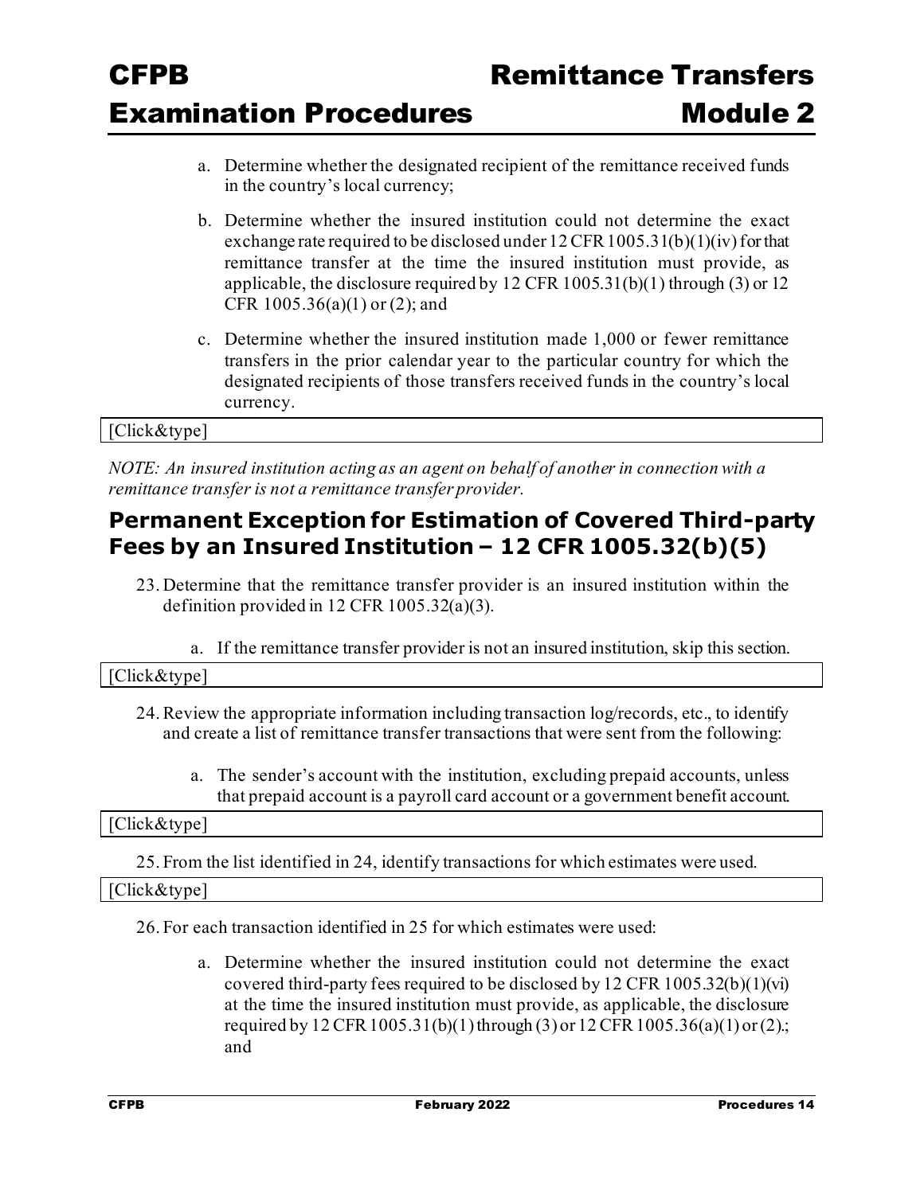a. Determine whether the designated recipient of the remittance received funds in the country's local currency;

b. Determine whether the insured institution could not determine the exact exchange rate required to be disclosed under 12 CFR 1005.31(b)(1)(iv) for that remittance transfer at the time the insured institution must provide, as applicable, the disclosure required by 12 CFR 1005.31(b)(1) through (3) or 12 CFR 1005.36(a)(1) or (2); and

c. Determine whether the insured institution made 1,000 or fewer remittance transfers in the prior calendar year to the particular country for which the designated recipients of those transfers received funds in the country's local currency.

[Click&type]

*NOTE: An insured institution acting as an agent on behalf of another in connection with a remittance transfer is not a remittance transfer provider.*

## Permanent Exception for Estimation of Covered Third-party Fees by an Insured Institution – 12 CFR 1005.32(b)(5)

23. Determine that the remittance transfer provider is an insured institution within the definition provided in 12 CFR 1005.32(a)(3).

    a. If the remittance transfer provider is not an insured institution, skip this section.

[Click&type]

24. Review the appropriate information including transaction log/records, etc., to identify and create a list of remittance transfer transactions that were sent from the following:

    a. The sender's account with the institution, excluding prepaid accounts, unless that prepaid account is a payroll card account or a government benefit account.

[Click&type]

25. From the list identified in 24, identify transactions for which estimates were used.

[Click&type]

26. For each transaction identified in 25 for which estimates were used:

    a. Determine whether the insured institution could not determine the exact covered third-party fees required to be disclosed by 12 CFR 1005.32(b)(1)(vi) at the time the insured institution must provide, as applicable, the disclosure required by 12 CFR 1005.31(b)(1) through (3) or 12 CFR 1005.36(a)(1) or (2).; and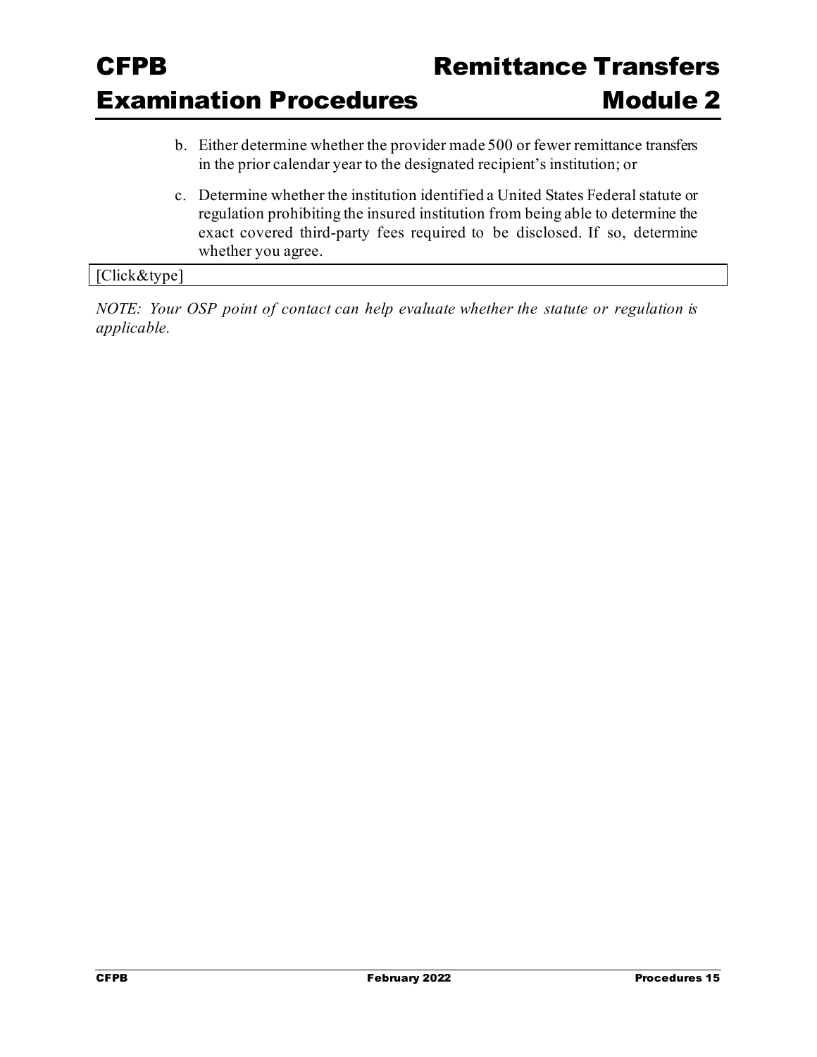b. Either determine whether the provider made 500 or fewer remittance transfers in the prior calendar year to the designated recipient's institution; or

c. Determine whether the institution identified a United States Federal statute or regulation prohibiting the insured institution from being able to determine the exact covered third-party fees required to be disclosed. If so, determine whether you agree.

| [Click&type] |
|---|

*NOTE: Your OSP point of contact can help evaluate whether the statute or regulation is applicable.*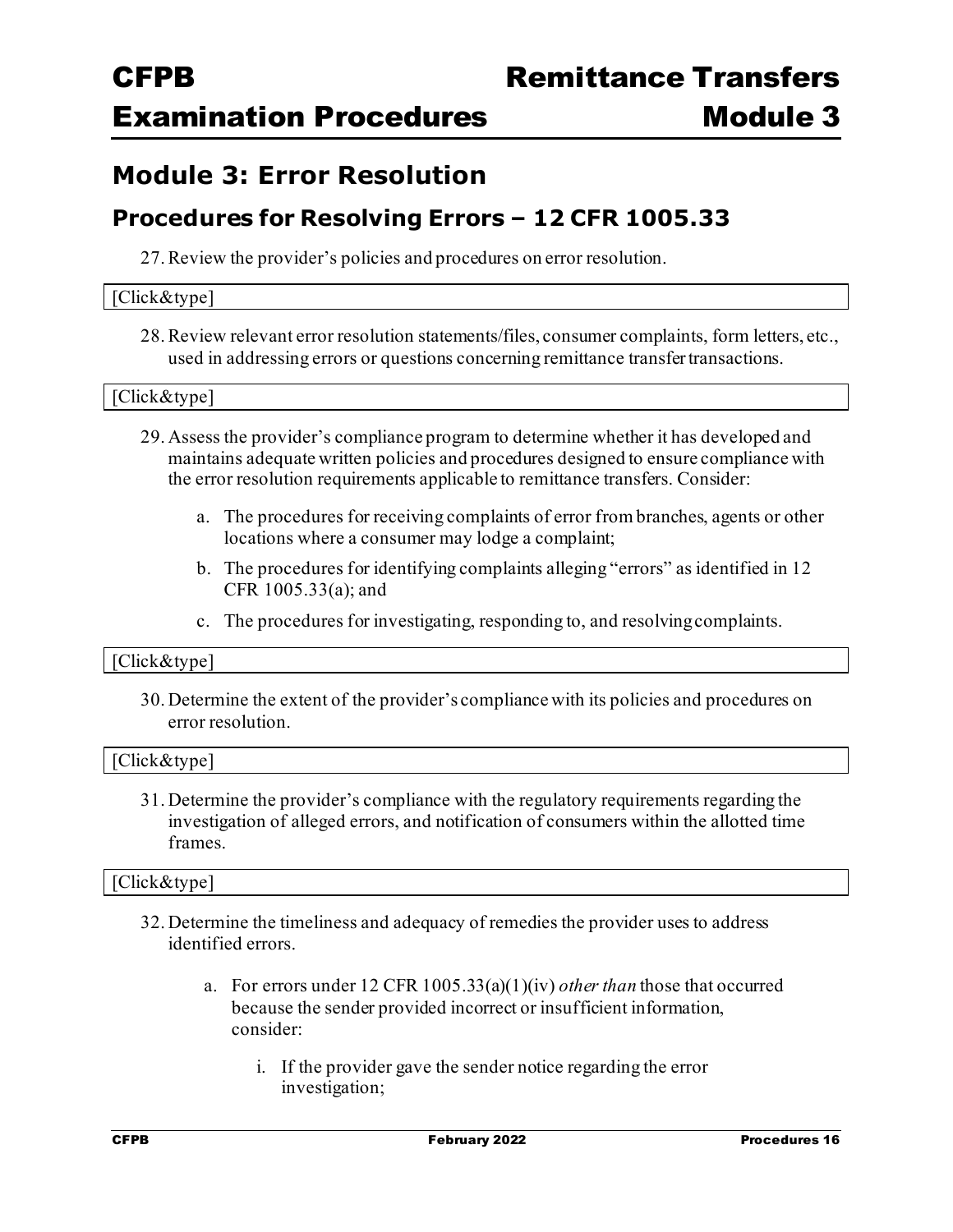## Module 3: Error Resolution

### Procedures for Resolving Errors – 12 CFR 1005.33

27. Review the provider's policies and procedures on error resolution.

[Click&type]

28. Review relevant error resolution statements/files, consumer complaints, form letters, etc., used in addressing errors or questions concerning remittance transfer transactions.

[Click&type]

29. Assess the provider's compliance program to determine whether it has developed and maintains adequate written policies and procedures designed to ensure compliance with the error resolution requirements applicable to remittance transfers. Consider:

    a. The procedures for receiving complaints of error from branches, agents or other locations where a consumer may lodge a complaint;

    b. The procedures for identifying complaints alleging "errors" as identified in 12 CFR 1005.33(a); and

    c. The procedures for investigating, responding to, and resolving complaints.

[Click&type]

30. Determine the extent of the provider's compliance with its policies and procedures on error resolution.

[Click&type]

31. Determine the provider's compliance with the regulatory requirements regarding the investigation of alleged errors, and notification of consumers within the allotted time frames.

[Click&type]

32. Determine the timeliness and adequacy of remedies the provider uses to address identified errors.

    a. For errors under 12 CFR 1005.33(a)(1)(iv) *other than* those that occurred because the sender provided incorrect or insufficient information, consider:

        i. If the provider gave the sender notice regarding the error investigation;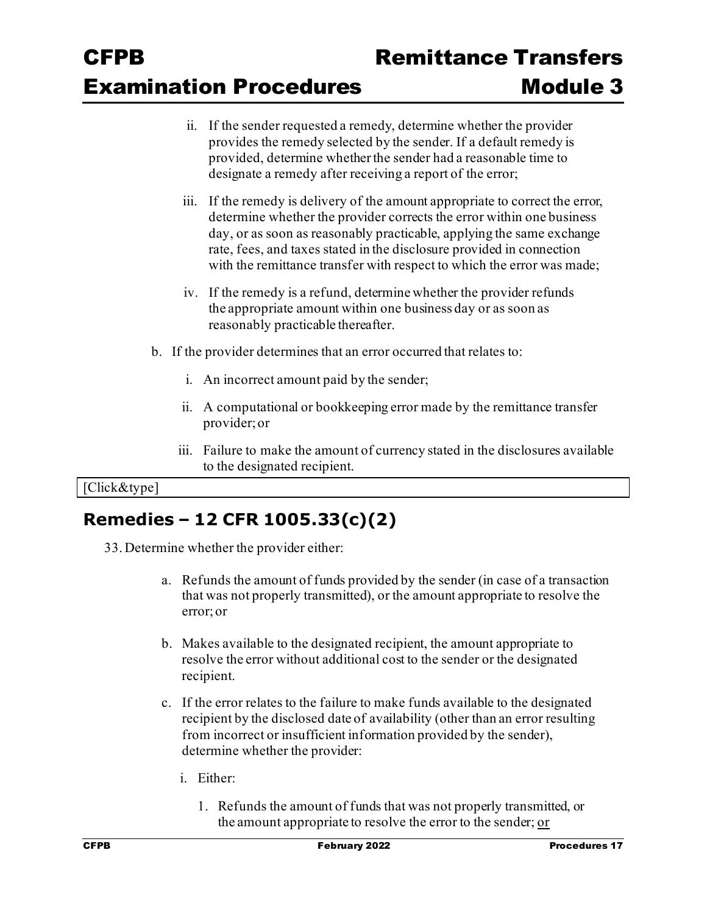ii. If the sender requested a remedy, determine whether the provider provides the remedy selected by the sender. If a default remedy is provided, determine whether the sender had a reasonable time to designate a remedy after receiving a report of the error;

iii. If the remedy is delivery of the amount appropriate to correct the error, determine whether the provider corrects the error within one business day, or as soon as reasonably practicable, applying the same exchange rate, fees, and taxes stated in the disclosure provided in connection with the remittance transfer with respect to which the error was made;

iv. If the remedy is a refund, determine whether the provider refunds the appropriate amount within one business day or as soon as reasonably practicable thereafter.

b. If the provider determines that an error occurred that relates to:

i. An incorrect amount paid by the sender;

ii. A computational or bookkeeping error made by the remittance transfer provider; or

iii. Failure to make the amount of currency stated in the disclosures available to the designated recipient.

[Click&type]

## Remedies – 12 CFR 1005.33(c)(2)

33. Determine whether the provider either:

a. Refunds the amount of funds provided by the sender (in case of a transaction that was not properly transmitted), or the amount appropriate to resolve the error; or

b. Makes available to the designated recipient, the amount appropriate to resolve the error without additional cost to the sender or the designated recipient.

c. If the error relates to the failure to make funds available to the designated recipient by the disclosed date of availability (other than an error resulting from incorrect or insufficient information provided by the sender), determine whether the provider:

i. Either:

1. Refunds the amount of funds that was not properly transmitted, or the amount appropriate to resolve the error to the sender; or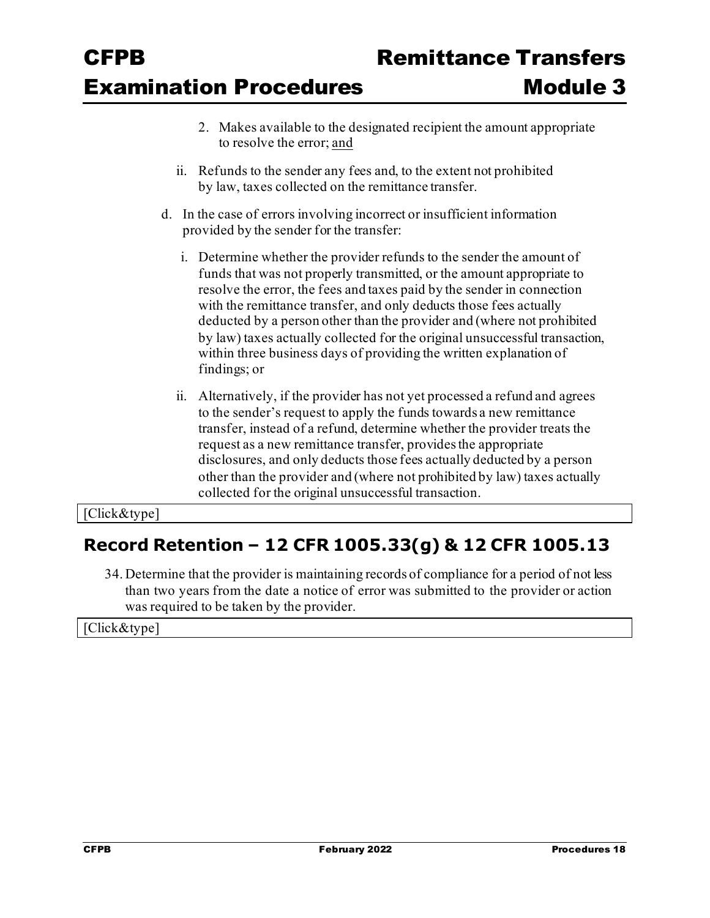2. Makes available to the designated recipient the amount appropriate to resolve the error; <u>and</u>

ii. Refunds to the sender any fees and, to the extent not prohibited by law, taxes collected on the remittance transfer.

d. In the case of errors involving incorrect or insufficient information provided by the sender for the transfer:

i. Determine whether the provider refunds to the sender the amount of funds that was not properly transmitted, or the amount appropriate to resolve the error, the fees and taxes paid by the sender in connection with the remittance transfer, and only deducts those fees actually deducted by a person other than the provider and (where not prohibited by law) taxes actually collected for the original unsuccessful transaction, within three business days of providing the written explanation of findings; or

ii. Alternatively, if the provider has not yet processed a refund and agrees to the sender's request to apply the funds towards a new remittance transfer, instead of a refund, determine whether the provider treats the request as a new remittance transfer, provides the appropriate disclosures, and only deducts those fees actually deducted by a person other than the provider and (where not prohibited by law) taxes actually collected for the original unsuccessful transaction.

[Click&type]

## Record Retention – 12 CFR 1005.33(g) & 12 CFR 1005.13

34. Determine that the provider is maintaining records of compliance for a period of not less than two years from the date a notice of error was submitted to the provider or action was required to be taken by the provider.

[Click&type]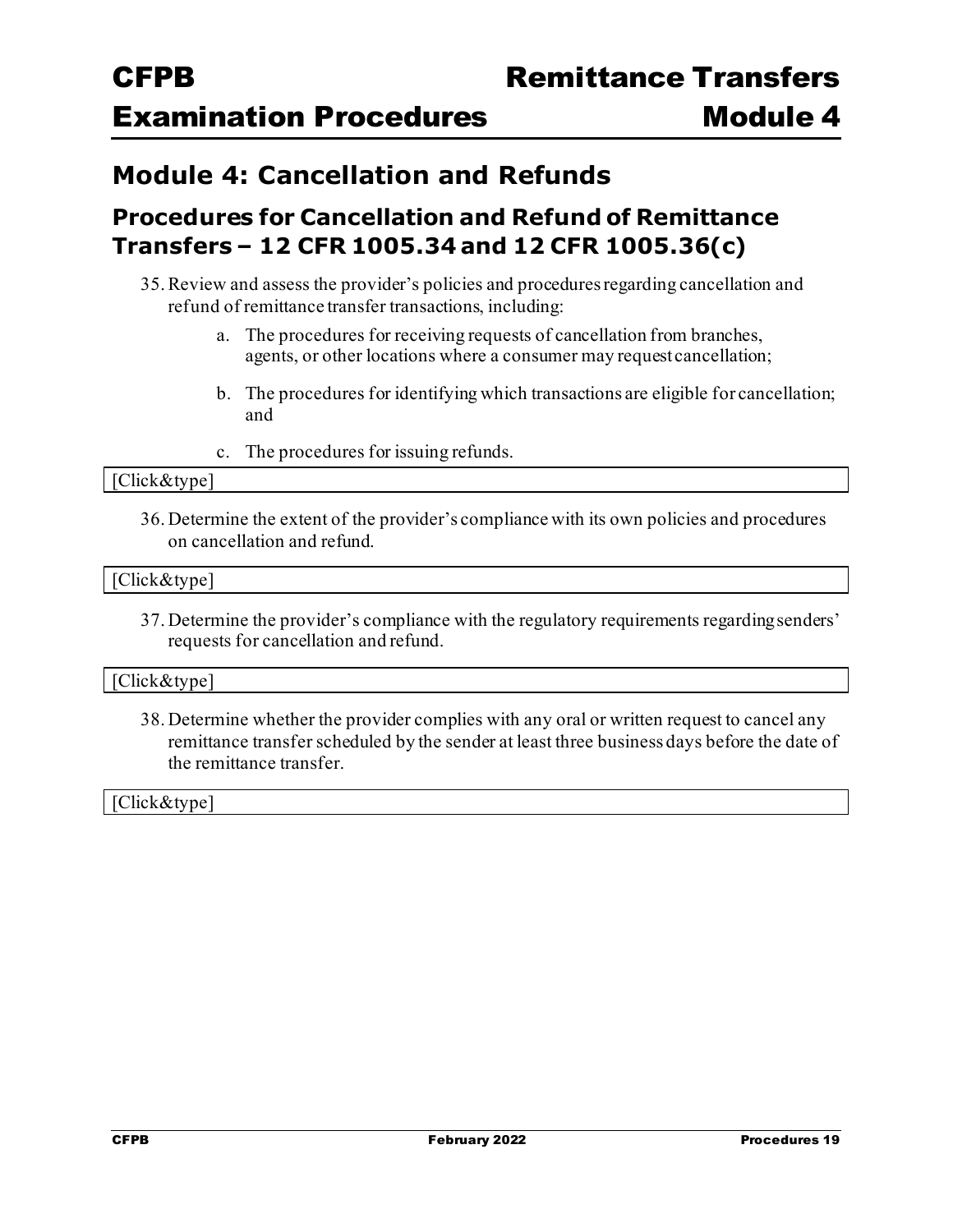## Module 4: Cancellation and Refunds

### Procedures for Cancellation and Refund of Remittance Transfers – 12 CFR 1005.34 and 12 CFR 1005.36(c)

35. Review and assess the provider's policies and procedures regarding cancellation and refund of remittance transfer transactions, including:

    a. The procedures for receiving requests of cancellation from branches, agents, or other locations where a consumer may request cancellation;

    b. The procedures for identifying which transactions are eligible for cancellation; and

    c. The procedures for issuing refunds.

[Click&type]

36. Determine the extent of the provider's compliance with its own policies and procedures on cancellation and refund.

[Click&type]

37. Determine the provider's compliance with the regulatory requirements regarding senders' requests for cancellation and refund.

[Click&type]

38. Determine whether the provider complies with any oral or written request to cancel any remittance transfer scheduled by the sender at least three business days before the date of the remittance transfer.

[Click&type]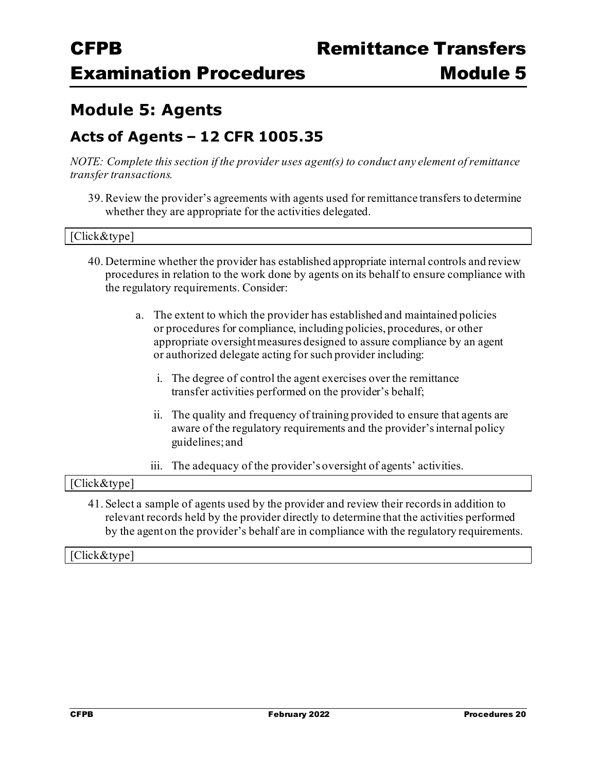## Module 5: Agents

### Acts of Agents – 12 CFR 1005.35

*NOTE: Complete this section if the provider uses agent(s) to conduct any element of remittance transfer transactions.*

39. Review the provider's agreements with agents used for remittance transfers to determine whether they are appropriate for the activities delegated.

[Click&type]

40. Determine whether the provider has established appropriate internal controls and review procedures in relation to the work done by agents on its behalf to ensure compliance with the regulatory requirements. Consider:

    a. The extent to which the provider has established and maintained policies or procedures for compliance, including policies, procedures, or other appropriate oversight measures designed to assure compliance by an agent or authorized delegate acting for such provider including:

        i. The degree of control the agent exercises over the remittance transfer activities performed on the provider's behalf;

        ii. The quality and frequency of training provided to ensure that agents are aware of the regulatory requirements and the provider's internal policy guidelines; and

        iii. The adequacy of the provider's oversight of agents' activities.

[Click&type]

41. Select a sample of agents used by the provider and review their records in addition to relevant records held by the provider directly to determine that the activities performed by the agent on the provider's behalf are in compliance with the regulatory requirements.

[Click&type]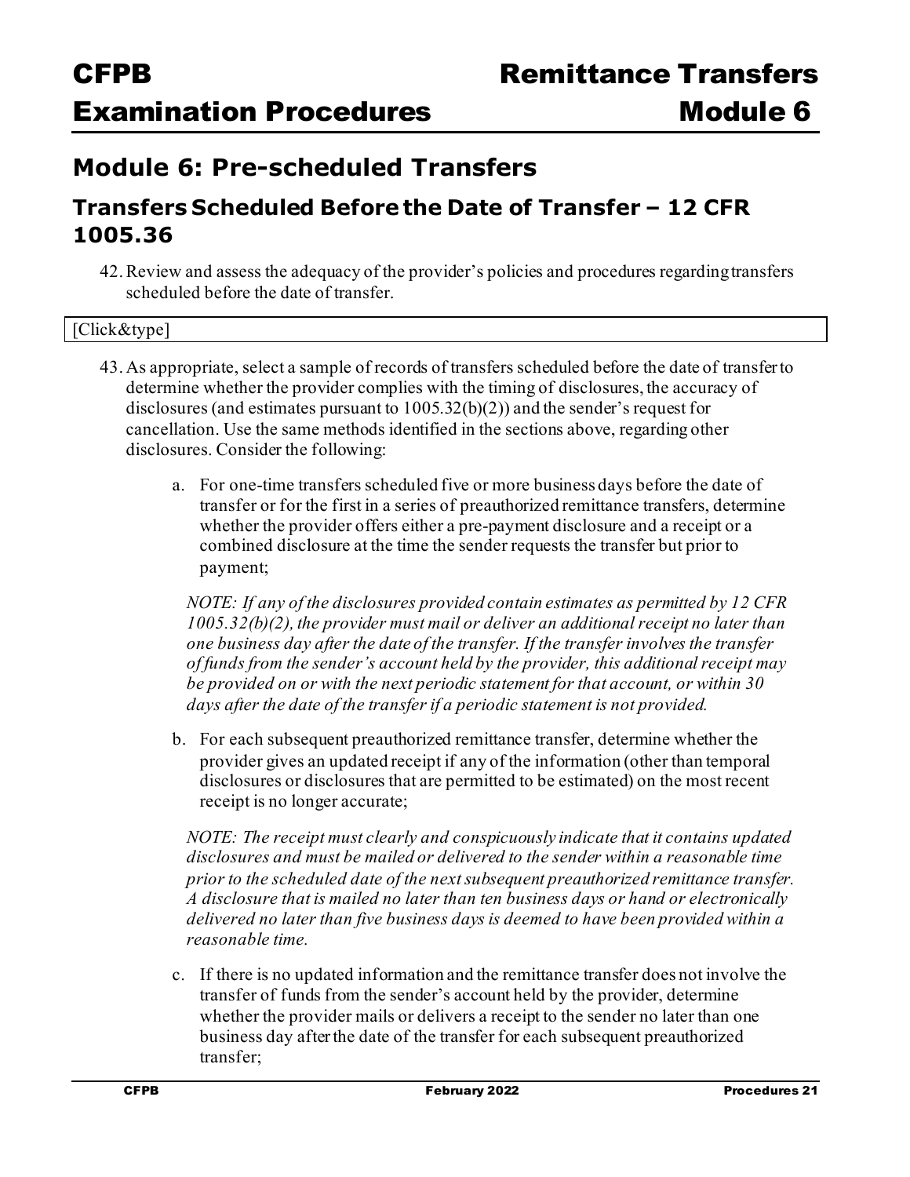## Module 6: Pre-scheduled Transfers

### Transfers Scheduled Before the Date of Transfer – 12 CFR 1005.36

42. Review and assess the adequacy of the provider's policies and procedures regarding transfers scheduled before the date of transfer.

| [Click&type] |
|---|

43. As appropriate, select a sample of records of transfers scheduled before the date of transfer to determine whether the provider complies with the timing of disclosures, the accuracy of disclosures (and estimates pursuant to 1005.32(b)(2)) and the sender's request for cancellation. Use the same methods identified in the sections above, regarding other disclosures. Consider the following:

    a. For one-time transfers scheduled five or more business days before the date of transfer or for the first in a series of preauthorized remittance transfers, determine whether the provider offers either a pre-payment disclosure and a receipt or a combined disclosure at the time the sender requests the transfer but prior to payment;

    *NOTE: If any of the disclosures provided contain estimates as permitted by 12 CFR 1005.32(b)(2), the provider must mail or deliver an additional receipt no later than one business day after the date of the transfer. If the transfer involves the transfer of funds from the sender's account held by the provider, this additional receipt may be provided on or with the next periodic statement for that account, or within 30 days after the date of the transfer if a periodic statement is not provided.*

    b. For each subsequent preauthorized remittance transfer, determine whether the provider gives an updated receipt if any of the information (other than temporal disclosures or disclosures that are permitted to be estimated) on the most recent receipt is no longer accurate;

    *NOTE: The receipt must clearly and conspicuously indicate that it contains updated disclosures and must be mailed or delivered to the sender within a reasonable time prior to the scheduled date of the next subsequent preauthorized remittance transfer. A disclosure that is mailed no later than ten business days or hand or electronically delivered no later than five business days is deemed to have been provided within a reasonable time.*

    c. If there is no updated information and the remittance transfer does not involve the transfer of funds from the sender's account held by the provider, determine whether the provider mails or delivers a receipt to the sender no later than one business day after the date of the transfer for each subsequent preauthorized transfer;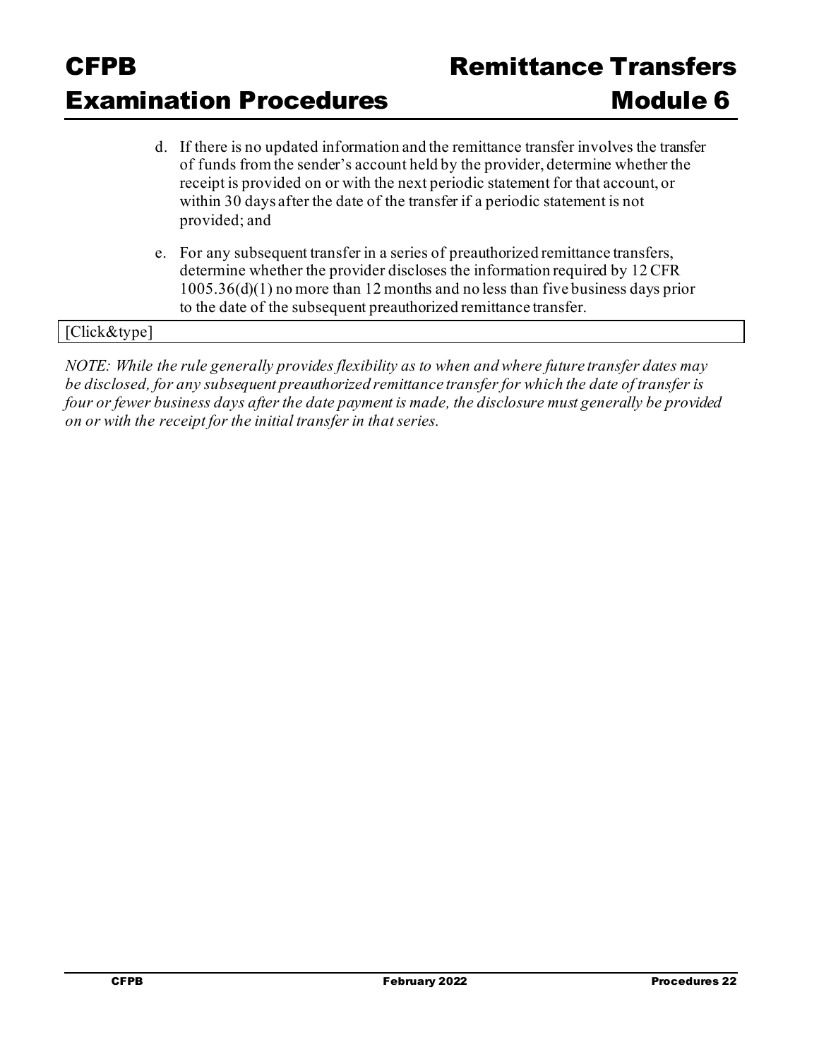d. If there is no updated information and the remittance transfer involves the transfer of funds from the sender's account held by the provider, determine whether the receipt is provided on or with the next periodic statement for that account, or within 30 days after the date of the transfer if a periodic statement is not provided; and

e. For any subsequent transfer in a series of preauthorized remittance transfers, determine whether the provider discloses the information required by 12 CFR 1005.36(d)(1) no more than 12 months and no less than five business days prior to the date of the subsequent preauthorized remittance transfer.

| [Click&type] |
|---|

*NOTE: While the rule generally provides flexibility as to when and where future transfer dates may be disclosed, for any subsequent preauthorized remittance transfer for which the date of transfer is four or fewer business days after the date payment is made, the disclosure must generally be provided on or with the receipt for the initial transfer in that series.*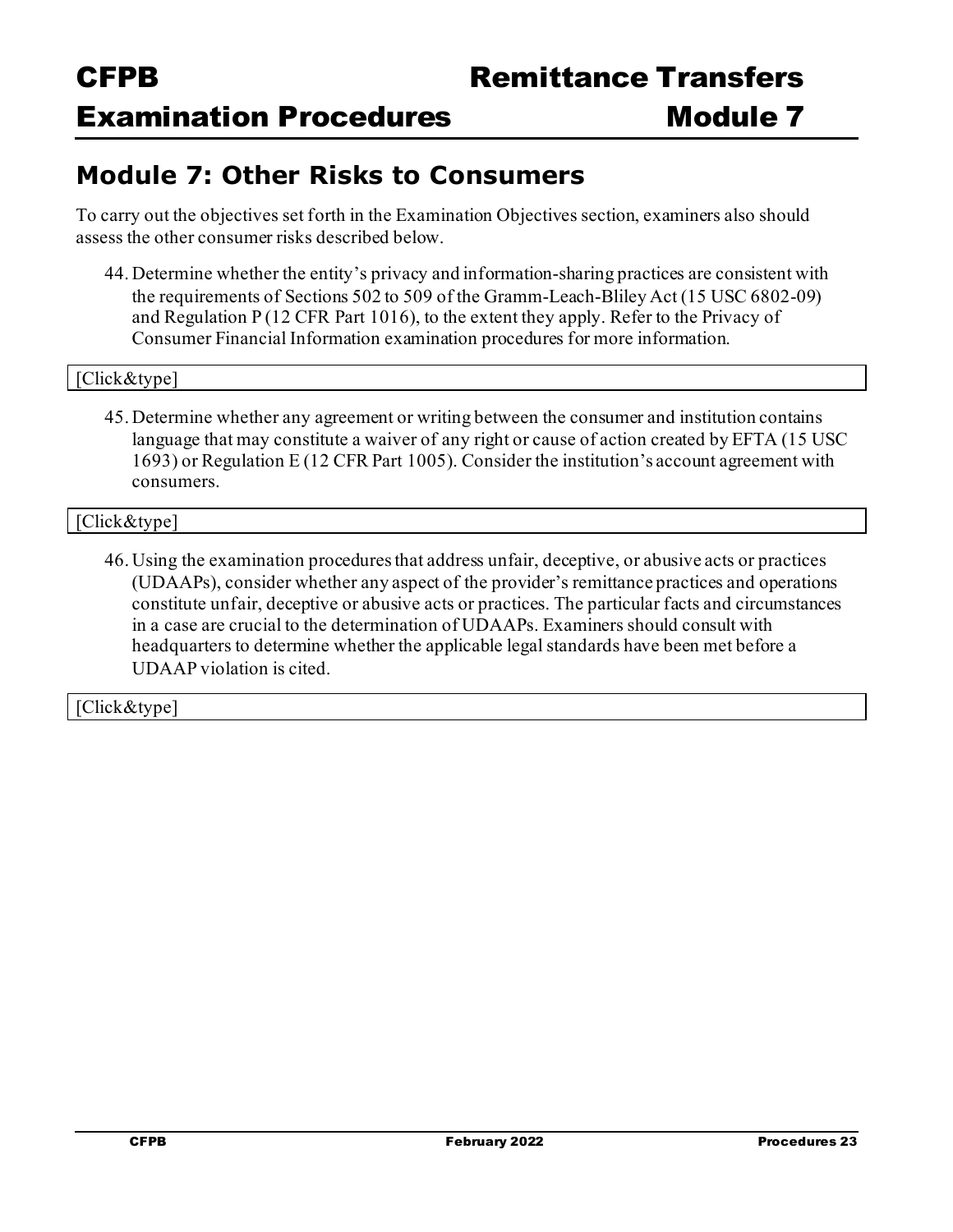## Module 7: Other Risks to Consumers

To carry out the objectives set forth in the Examination Objectives section, examiners also should assess the other consumer risks described below.

44. Determine whether the entity's privacy and information-sharing practices are consistent with the requirements of Sections 502 to 509 of the Gramm-Leach-Bliley Act (15 USC 6802-09) and Regulation P (12 CFR Part 1016), to the extent they apply. Refer to the Privacy of Consumer Financial Information examination procedures for more information.

[Click&type]

45. Determine whether any agreement or writing between the consumer and institution contains language that may constitute a waiver of any right or cause of action created by EFTA (15 USC 1693) or Regulation E (12 CFR Part 1005). Consider the institution's account agreement with consumers.

[Click&type]

46. Using the examination procedures that address unfair, deceptive, or abusive acts or practices (UDAAPs), consider whether any aspect of the provider's remittance practices and operations constitute unfair, deceptive or abusive acts or practices. The particular facts and circumstances in a case are crucial to the determination of UDAAPs. Examiners should consult with headquarters to determine whether the applicable legal standards have been met before a UDAAP violation is cited.

[Click&type]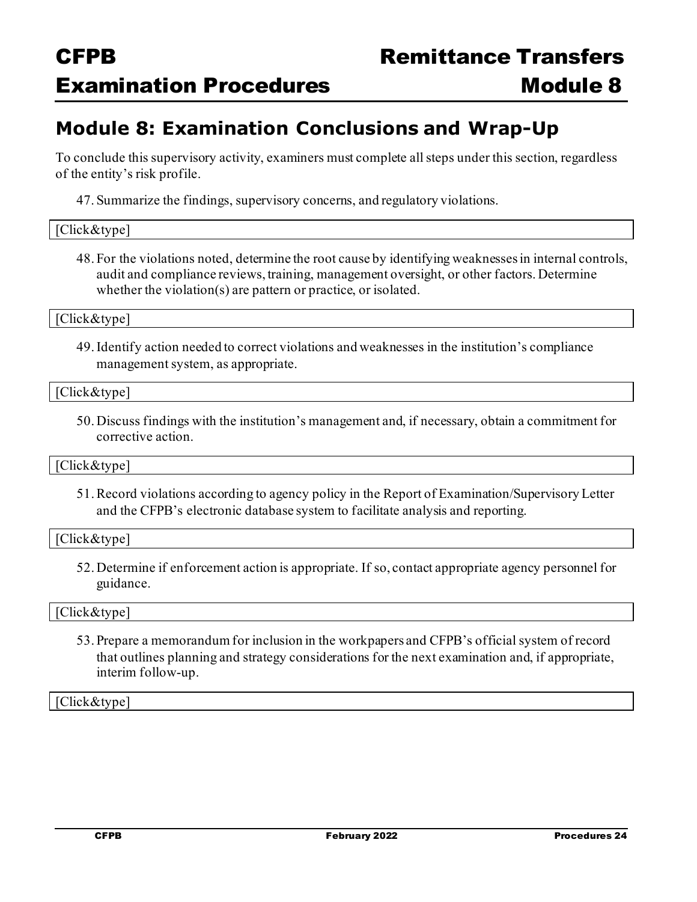## Module 8: Examination Conclusions and Wrap-Up

To conclude this supervisory activity, examiners must complete all steps under this section, regardless of the entity's risk profile.

47. Summarize the findings, supervisory concerns, and regulatory violations.

[Click&type]

48. For the violations noted, determine the root cause by identifying weaknesses in internal controls, audit and compliance reviews, training, management oversight, or other factors. Determine whether the violation(s) are pattern or practice, or isolated.

[Click&type]

49. Identify action needed to correct violations and weaknesses in the institution's compliance management system, as appropriate.

[Click&type]

50. Discuss findings with the institution's management and, if necessary, obtain a commitment for corrective action.

[Click&type]

51. Record violations according to agency policy in the Report of Examination/Supervisory Letter and the CFPB's electronic database system to facilitate analysis and reporting.

[Click&type]

52. Determine if enforcement action is appropriate. If so, contact appropriate agency personnel for guidance.

[Click&type]

53. Prepare a memorandum for inclusion in the workpapers and CFPB's official system of record that outlines planning and strategy considerations for the next examination and, if appropriate, interim follow-up.

[Click&type]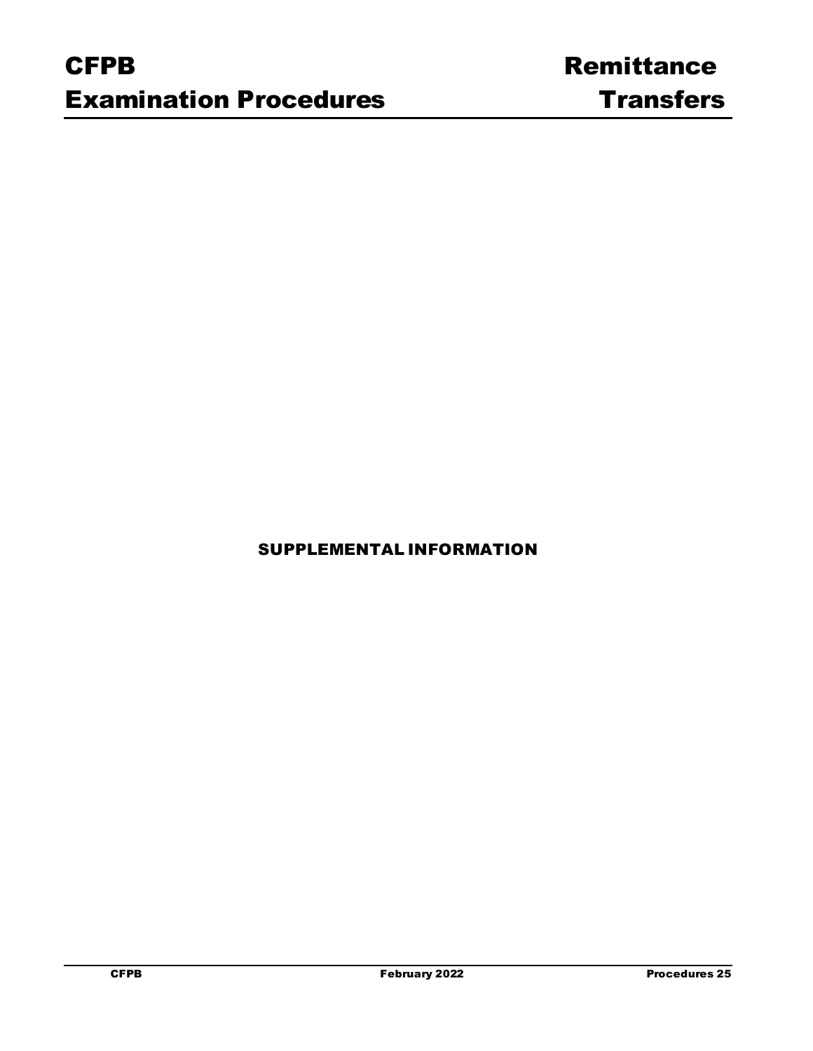## SUPPLEMENTAL INFORMATION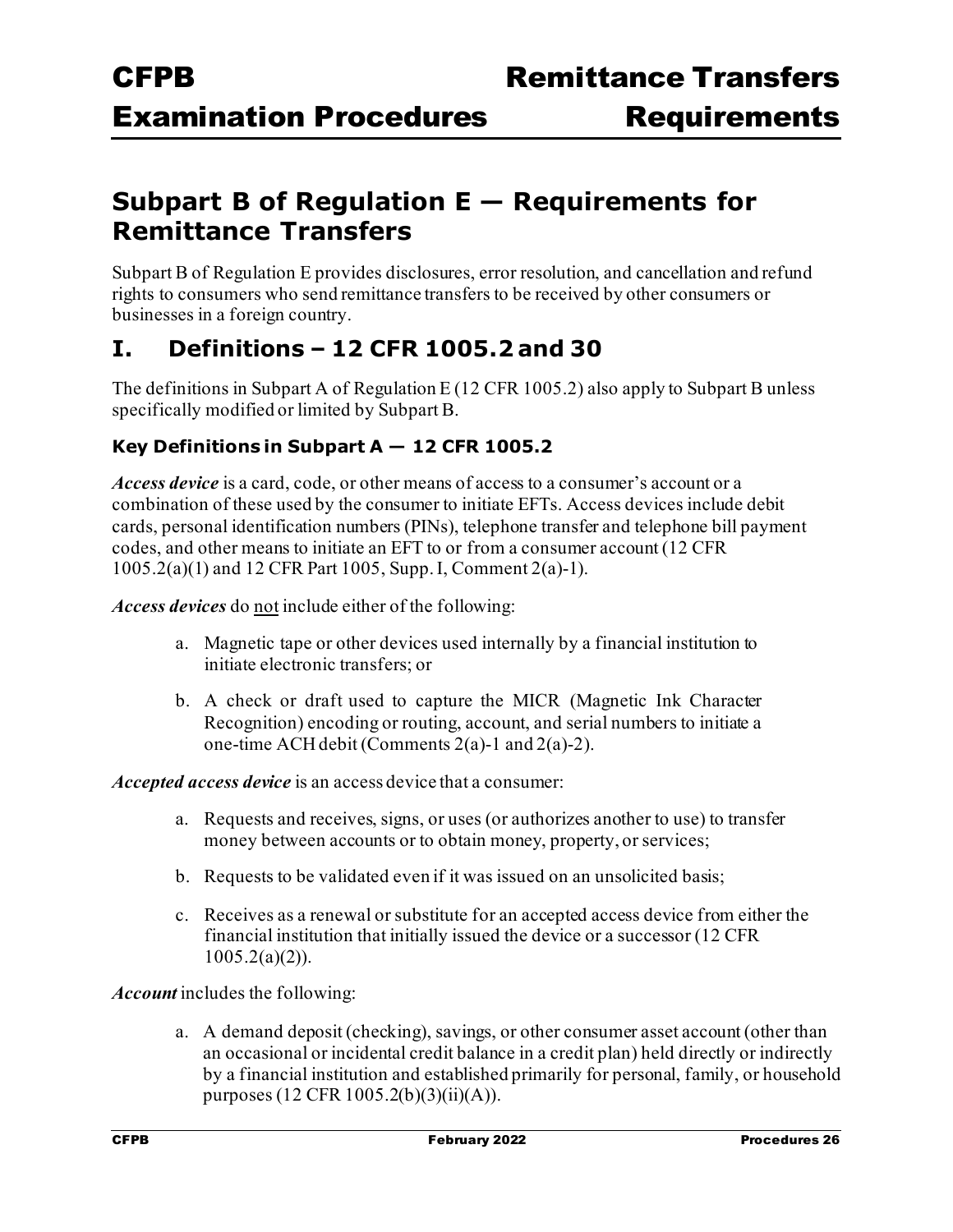## Subpart B of Regulation E — Requirements for Remittance Transfers

Subpart B of Regulation E provides disclosures, error resolution, and cancellation and refund rights to consumers who send remittance transfers to be received by other consumers or businesses in a foreign country.

## I. Definitions – 12 CFR 1005.2 and 30

The definitions in Subpart A of Regulation E (12 CFR 1005.2) also apply to Subpart B unless specifically modified or limited by Subpart B.

### Key Definitions in Subpart A — 12 CFR 1005.2

***Access device*** is a card, code, or other means of access to a consumer's account or a combination of these used by the consumer to initiate EFTs. Access devices include debit cards, personal identification numbers (PINs), telephone transfer and telephone bill payment codes, and other means to initiate an EFT to or from a consumer account (12 CFR 1005.2(a)(1) and 12 CFR Part 1005, Supp. I, Comment 2(a)-1).

***Access devices*** do not include either of the following:

a. Magnetic tape or other devices used internally by a financial institution to initiate electronic transfers; or

b. A check or draft used to capture the MICR (Magnetic Ink Character Recognition) encoding or routing, account, and serial numbers to initiate a one-time ACH debit (Comments 2(a)-1 and 2(a)-2).

***Accepted access device*** is an access device that a consumer:

a. Requests and receives, signs, or uses (or authorizes another to use) to transfer money between accounts or to obtain money, property, or services;

b. Requests to be validated even if it was issued on an unsolicited basis;

c. Receives as a renewal or substitute for an accepted access device from either the financial institution that initially issued the device or a successor (12 CFR 1005.2(a)(2)).

***Account*** includes the following:

a. A demand deposit (checking), savings, or other consumer asset account (other than an occasional or incidental credit balance in a credit plan) held directly or indirectly by a financial institution and established primarily for personal, family, or household purposes (12 CFR 1005.2(b)(3)(ii)(A)).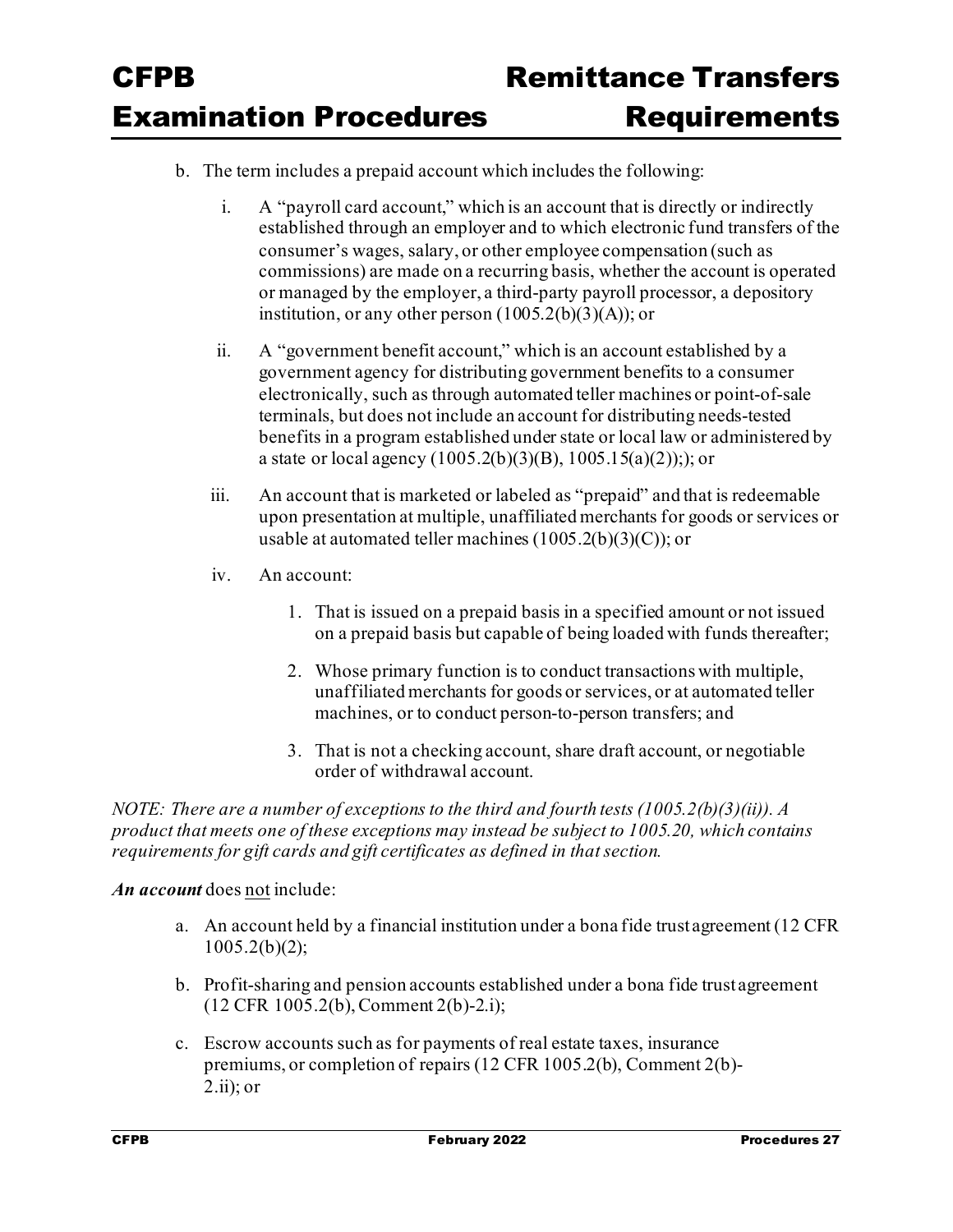b. The term includes a prepaid account which includes the following:

   i. A "payroll card account," which is an account that is directly or indirectly established through an employer and to which electronic fund transfers of the consumer's wages, salary, or other employee compensation (such as commissions) are made on a recurring basis, whether the account is operated or managed by the employer, a third-party payroll processor, a depository institution, or any other person (1005.2(b)(3)(A)); or

   ii. A "government benefit account," which is an account established by a government agency for distributing government benefits to a consumer electronically, such as through automated teller machines or point-of-sale terminals, but does not include an account for distributing needs-tested benefits in a program established under state or local law or administered by a state or local agency (1005.2(b)(3)(B), 1005.15(a)(2));); or

   iii. An account that is marketed or labeled as "prepaid" and that is redeemable upon presentation at multiple, unaffiliated merchants for goods or services or usable at automated teller machines (1005.2(b)(3)(C)); or

   iv. An account:

      1. That is issued on a prepaid basis in a specified amount or not issued on a prepaid basis but capable of being loaded with funds thereafter;

      2. Whose primary function is to conduct transactions with multiple, unaffiliated merchants for goods or services, or at automated teller machines, or to conduct person-to-person transfers; and

      3. That is not a checking account, share draft account, or negotiable order of withdrawal account.

*NOTE: There are a number of exceptions to the third and fourth tests (1005.2(b)(3)(ii)). A product that meets one of these exceptions may instead be subject to 1005.20, which contains requirements for gift cards and gift certificates as defined in that section.*

***An account*** does <u>not</u> include:

a. An account held by a financial institution under a bona fide trust agreement (12 CFR 1005.2(b)(2);

b. Profit-sharing and pension accounts established under a bona fide trust agreement (12 CFR 1005.2(b), Comment 2(b)-2.i);

c. Escrow accounts such as for payments of real estate taxes, insurance premiums, or completion of repairs (12 CFR 1005.2(b), Comment 2(b)-2.ii); or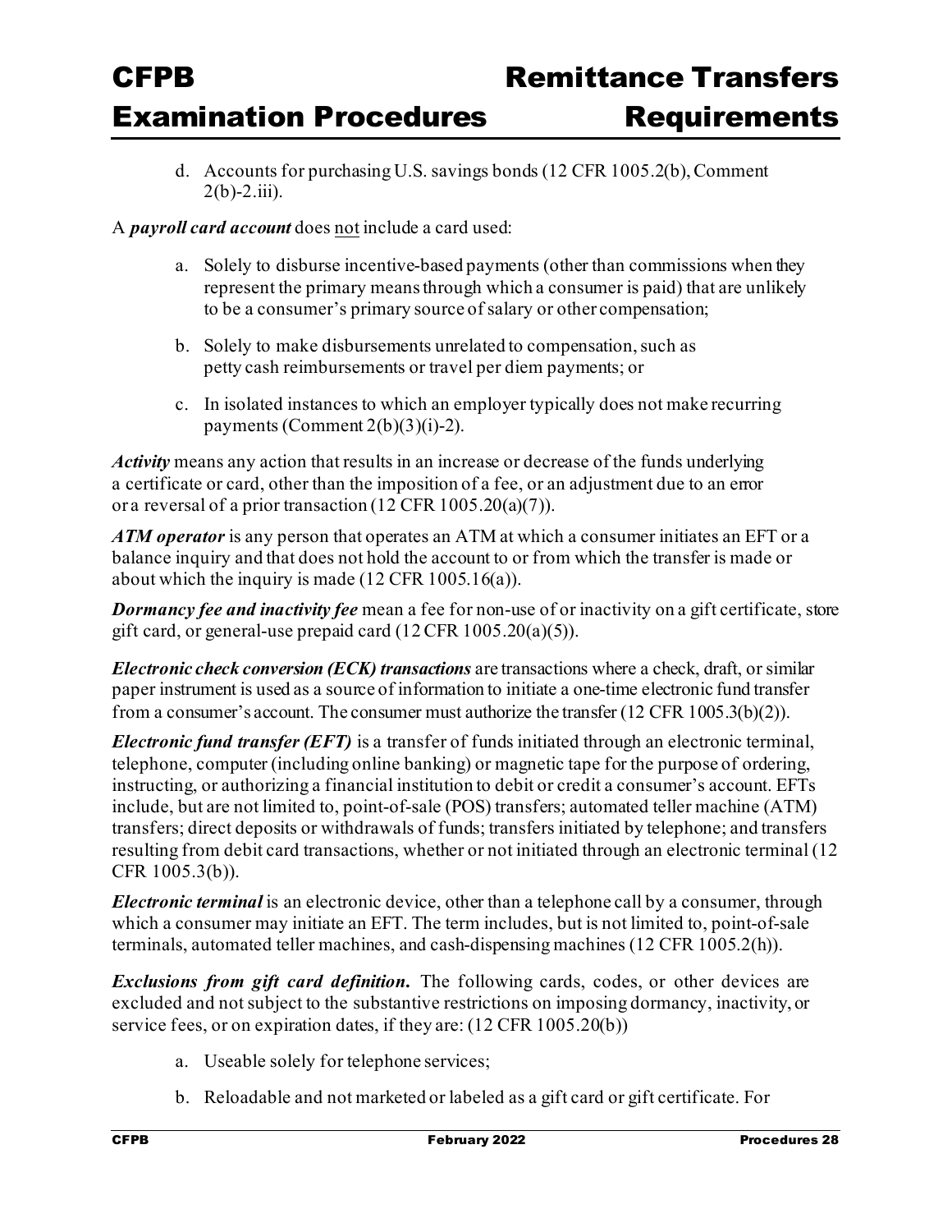d. Accounts for purchasing U.S. savings bonds (12 CFR 1005.2(b), Comment 2(b)-2.iii).

A ***payroll card account*** does not include a card used:

a. Solely to disburse incentive-based payments (other than commissions when they represent the primary means through which a consumer is paid) that are unlikely to be a consumer's primary source of salary or other compensation;

b. Solely to make disbursements unrelated to compensation, such as petty cash reimbursements or travel per diem payments; or

c. In isolated instances to which an employer typically does not make recurring payments (Comment 2(b)(3)(i)-2).

***Activity*** means any action that results in an increase or decrease of the funds underlying a certificate or card, other than the imposition of a fee, or an adjustment due to an error or a reversal of a prior transaction (12 CFR 1005.20(a)(7)).

***ATM operator*** is any person that operates an ATM at which a consumer initiates an EFT or a balance inquiry and that does not hold the account to or from which the transfer is made or about which the inquiry is made (12 CFR 1005.16(a)).

***Dormancy fee and inactivity fee*** mean a fee for non-use of or inactivity on a gift certificate, store gift card, or general-use prepaid card (12 CFR 1005.20(a)(5)).

***Electronic check conversion (ECK) transactions*** are transactions where a check, draft, or similar paper instrument is used as a source of information to initiate a one-time electronic fund transfer from a consumer's account. The consumer must authorize the transfer (12 CFR 1005.3(b)(2)).

***Electronic fund transfer (EFT)*** is a transfer of funds initiated through an electronic terminal, telephone, computer (including online banking) or magnetic tape for the purpose of ordering, instructing, or authorizing a financial institution to debit or credit a consumer's account. EFTs include, but are not limited to, point-of-sale (POS) transfers; automated teller machine (ATM) transfers; direct deposits or withdrawals of funds; transfers initiated by telephone; and transfers resulting from debit card transactions, whether or not initiated through an electronic terminal (12 CFR 1005.3(b)).

***Electronic terminal*** is an electronic device, other than a telephone call by a consumer, through which a consumer may initiate an EFT. The term includes, but is not limited to, point-of-sale terminals, automated teller machines, and cash-dispensing machines (12 CFR 1005.2(h)).

***Exclusions from gift card definition.*** The following cards, codes, or other devices are excluded and not subject to the substantive restrictions on imposing dormancy, inactivity, or service fees, or on expiration dates, if they are: (12 CFR 1005.20(b))

a. Useable solely for telephone services;

b. Reloadable and not marketed or labeled as a gift card or gift certificate. For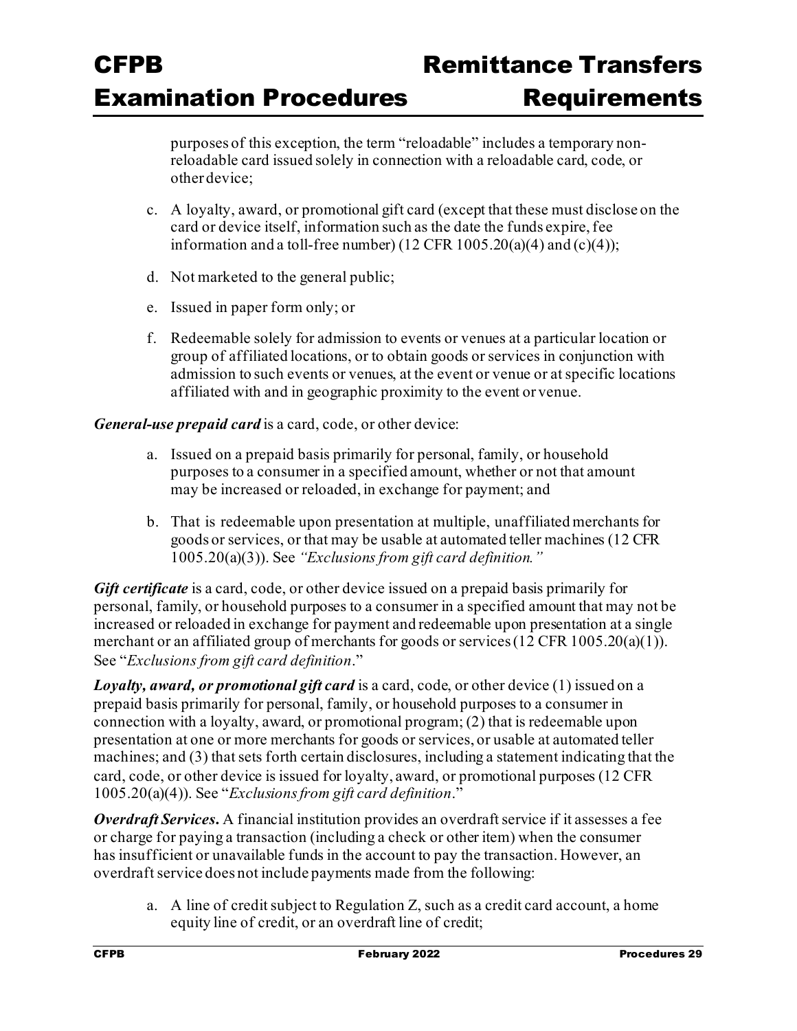purposes of this exception, the term "reloadable" includes a temporary non-reloadable card issued solely in connection with a reloadable card, code, or other device;

c. A loyalty, award, or promotional gift card (except that these must disclose on the card or device itself, information such as the date the funds expire, fee information and a toll-free number) (12 CFR 1005.20(a)(4) and (c)(4));

d. Not marketed to the general public;

e. Issued in paper form only; or

f. Redeemable solely for admission to events or venues at a particular location or group of affiliated locations, or to obtain goods or services in conjunction with admission to such events or venues, at the event or venue or at specific locations affiliated with and in geographic proximity to the event or venue.

***General-use prepaid card*** is a card, code, or other device:

a. Issued on a prepaid basis primarily for personal, family, or household purposes to a consumer in a specified amount, whether or not that amount may be increased or reloaded, in exchange for payment; and

b. That is redeemable upon presentation at multiple, unaffiliated merchants for goods or services, or that may be usable at automated teller machines (12 CFR 1005.20(a)(3)). See *"Exclusions from gift card definition."*

***Gift certificate*** is a card, code, or other device issued on a prepaid basis primarily for personal, family, or household purposes to a consumer in a specified amount that may not be increased or reloaded in exchange for payment and redeemable upon presentation at a single merchant or an affiliated group of merchants for goods or services (12 CFR 1005.20(a)(1)). See "*Exclusions from gift card definition*."

***Loyalty, award, or promotional gift card*** is a card, code, or other device (1) issued on a prepaid basis primarily for personal, family, or household purposes to a consumer in connection with a loyalty, award, or promotional program; (2) that is redeemable upon presentation at one or more merchants for goods or services, or usable at automated teller machines; and (3) that sets forth certain disclosures, including a statement indicating that the card, code, or other device is issued for loyalty, award, or promotional purposes (12 CFR 1005.20(a)(4)). See "*Exclusions from gift card definition*."

***Overdraft Services*.** A financial institution provides an overdraft service if it assesses a fee or charge for paying a transaction (including a check or other item) when the consumer has insufficient or unavailable funds in the account to pay the transaction. However, an overdraft service does not include payments made from the following:

a. A line of credit subject to Regulation Z, such as a credit card account, a home equity line of credit, or an overdraft line of credit;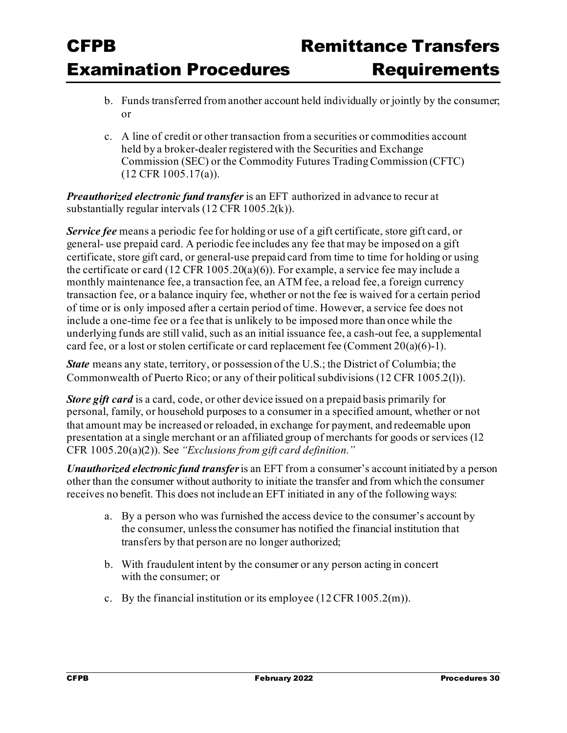b. Funds transferred from another account held individually or jointly by the consumer; or

c. A line of credit or other transaction from a securities or commodities account held by a broker-dealer registered with the Securities and Exchange Commission (SEC) or the Commodity Futures Trading Commission (CFTC) (12 CFR 1005.17(a)).

***Preauthorized electronic fund transfer*** is an EFT authorized in advance to recur at substantially regular intervals (12 CFR 1005.2(k)).

***Service fee*** means a periodic fee for holding or use of a gift certificate, store gift card, or general- use prepaid card. A periodic fee includes any fee that may be imposed on a gift certificate, store gift card, or general-use prepaid card from time to time for holding or using the certificate or card (12 CFR 1005.20(a)(6)). For example, a service fee may include a monthly maintenance fee, a transaction fee, an ATM fee, a reload fee, a foreign currency transaction fee, or a balance inquiry fee, whether or not the fee is waived for a certain period of time or is only imposed after a certain period of time. However, a service fee does not include a one-time fee or a fee that is unlikely to be imposed more than once while the underlying funds are still valid, such as an initial issuance fee, a cash-out fee, a supplemental card fee, or a lost or stolen certificate or card replacement fee (Comment 20(a)(6)-1).

***State*** means any state, territory, or possession of the U.S.; the District of Columbia; the Commonwealth of Puerto Rico; or any of their political subdivisions (12 CFR 1005.2(l)).

***Store gift card*** is a card, code, or other device issued on a prepaid basis primarily for personal, family, or household purposes to a consumer in a specified amount, whether or not that amount may be increased or reloaded, in exchange for payment, and redeemable upon presentation at a single merchant or an affiliated group of merchants for goods or services (12 CFR 1005.20(a)(2)). See *"Exclusions from gift card definition."*

***Unauthorized electronic fund transfer*** is an EFT from a consumer's account initiated by a person other than the consumer without authority to initiate the transfer and from which the consumer receives no benefit. This does not include an EFT initiated in any of the following ways:

a. By a person who was furnished the access device to the consumer's account by the consumer, unless the consumer has notified the financial institution that transfers by that person are no longer authorized;

b. With fraudulent intent by the consumer or any person acting in concert with the consumer; or

c. By the financial institution or its employee (12 CFR 1005.2(m)).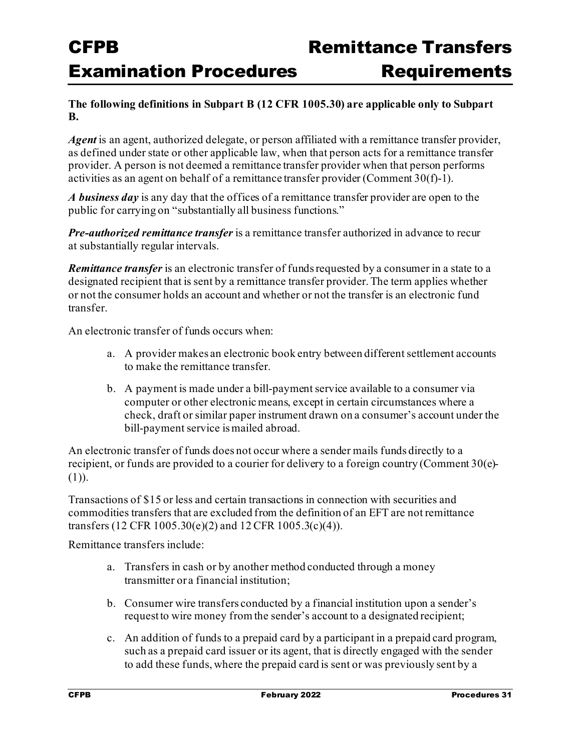**The following definitions in Subpart B (12 CFR 1005.30) are applicable only to Subpart B.**

***Agent*** is an agent, authorized delegate, or person affiliated with a remittance transfer provider, as defined under state or other applicable law, when that person acts for a remittance transfer provider. A person is not deemed a remittance transfer provider when that person performs activities as an agent on behalf of a remittance transfer provider (Comment 30(f)-1).

***A business day*** is any day that the offices of a remittance transfer provider are open to the public for carrying on "substantially all business functions."

***Pre-authorized remittance transfer*** is a remittance transfer authorized in advance to recur at substantially regular intervals.

***Remittance transfer*** is an electronic transfer of funds requested by a consumer in a state to a designated recipient that is sent by a remittance transfer provider. The term applies whether or not the consumer holds an account and whether or not the transfer is an electronic fund transfer.

An electronic transfer of funds occurs when:

a. A provider makes an electronic book entry between different settlement accounts to make the remittance transfer.

b. A payment is made under a bill-payment service available to a consumer via computer or other electronic means, except in certain circumstances where a check, draft or similar paper instrument drawn on a consumer's account under the bill-payment service is mailed abroad.

An electronic transfer of funds does not occur where a sender mails funds directly to a recipient, or funds are provided to a courier for delivery to a foreign country (Comment 30(e)-(1)).

Transactions of $15 or less and certain transactions in connection with securities and commodities transfers that are excluded from the definition of an EFT are not remittance transfers (12 CFR 1005.30(e)(2) and 12 CFR 1005.3(c)(4)).

Remittance transfers include:

a. Transfers in cash or by another method conducted through a money transmitter or a financial institution;

b. Consumer wire transfers conducted by a financial institution upon a sender's request to wire money from the sender's account to a designated recipient;

c. An addition of funds to a prepaid card by a participant in a prepaid card program, such as a prepaid card issuer or its agent, that is directly engaged with the sender to add these funds, where the prepaid card is sent or was previously sent by a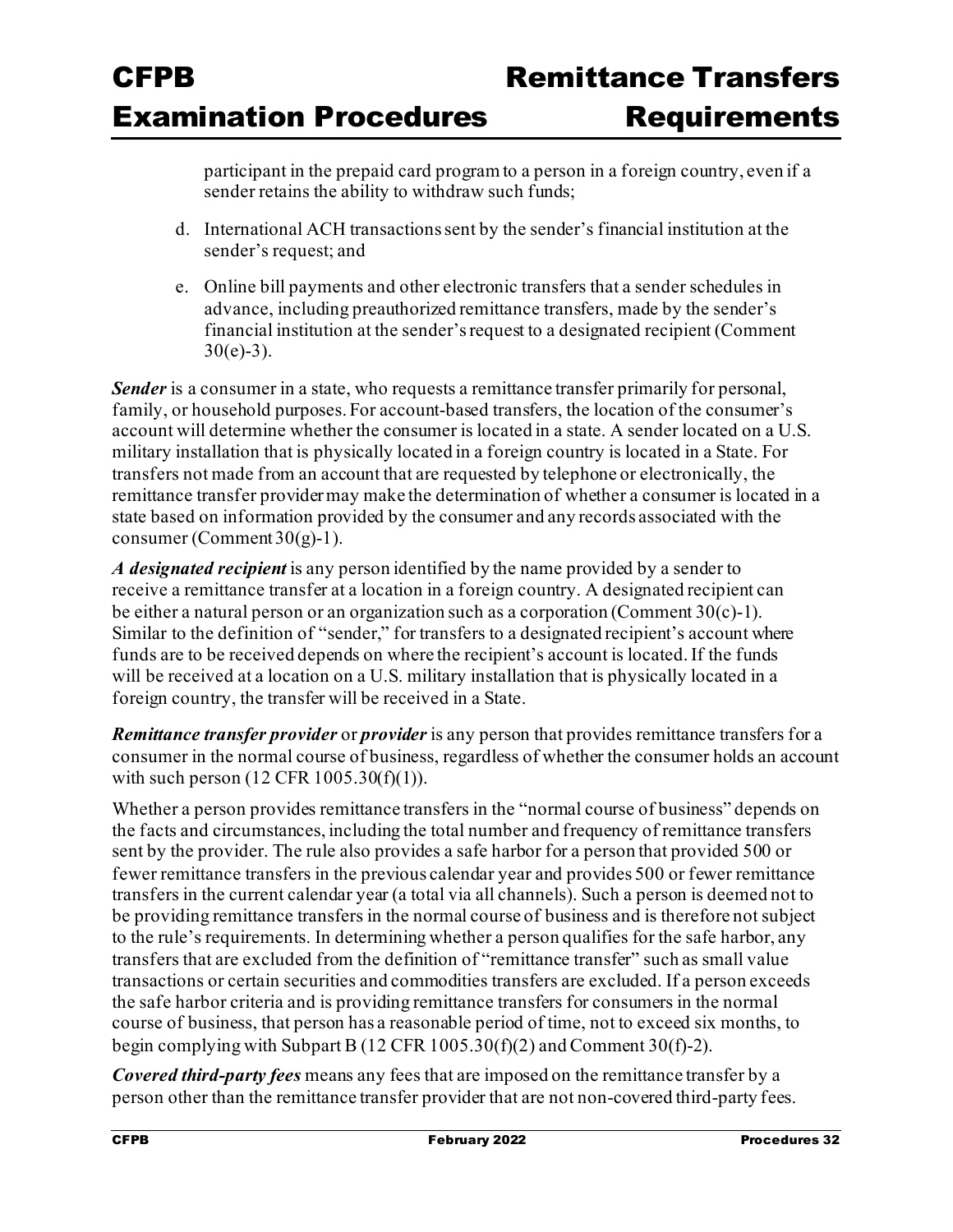participant in the prepaid card program to a person in a foreign country, even if a sender retains the ability to withdraw such funds;

d. International ACH transactions sent by the sender's financial institution at the sender's request; and

e. Online bill payments and other electronic transfers that a sender schedules in advance, including preauthorized remittance transfers, made by the sender's financial institution at the sender's request to a designated recipient (Comment 30(e)-3).

***Sender*** is a consumer in a state, who requests a remittance transfer primarily for personal, family, or household purposes. For account-based transfers, the location of the consumer's account will determine whether the consumer is located in a state. A sender located on a U.S. military installation that is physically located in a foreign country is located in a State. For transfers not made from an account that are requested by telephone or electronically, the remittance transfer provider may make the determination of whether a consumer is located in a state based on information provided by the consumer and any records associated with the consumer (Comment 30(g)-1).

***A designated recipient*** is any person identified by the name provided by a sender to receive a remittance transfer at a location in a foreign country. A designated recipient can be either a natural person or an organization such as a corporation (Comment 30(c)-1). Similar to the definition of "sender," for transfers to a designated recipient's account where funds are to be received depends on where the recipient's account is located. If the funds will be received at a location on a U.S. military installation that is physically located in a foreign country, the transfer will be received in a State.

***Remittance transfer provider*** or ***provider*** is any person that provides remittance transfers for a consumer in the normal course of business, regardless of whether the consumer holds an account with such person (12 CFR 1005.30(f)(1)).

Whether a person provides remittance transfers in the "normal course of business" depends on the facts and circumstances, including the total number and frequency of remittance transfers sent by the provider. The rule also provides a safe harbor for a person that provided 500 or fewer remittance transfers in the previous calendar year and provides 500 or fewer remittance transfers in the current calendar year (a total via all channels). Such a person is deemed not to be providing remittance transfers in the normal course of business and is therefore not subject to the rule's requirements. In determining whether a person qualifies for the safe harbor, any transfers that are excluded from the definition of "remittance transfer" such as small value transactions or certain securities and commodities transfers are excluded. If a person exceeds the safe harbor criteria and is providing remittance transfers for consumers in the normal course of business, that person has a reasonable period of time, not to exceed six months, to begin complying with Subpart B (12 CFR 1005.30(f)(2) and Comment 30(f)-2).

***Covered third-party fees*** means any fees that are imposed on the remittance transfer by a person other than the remittance transfer provider that are not non-covered third-party fees.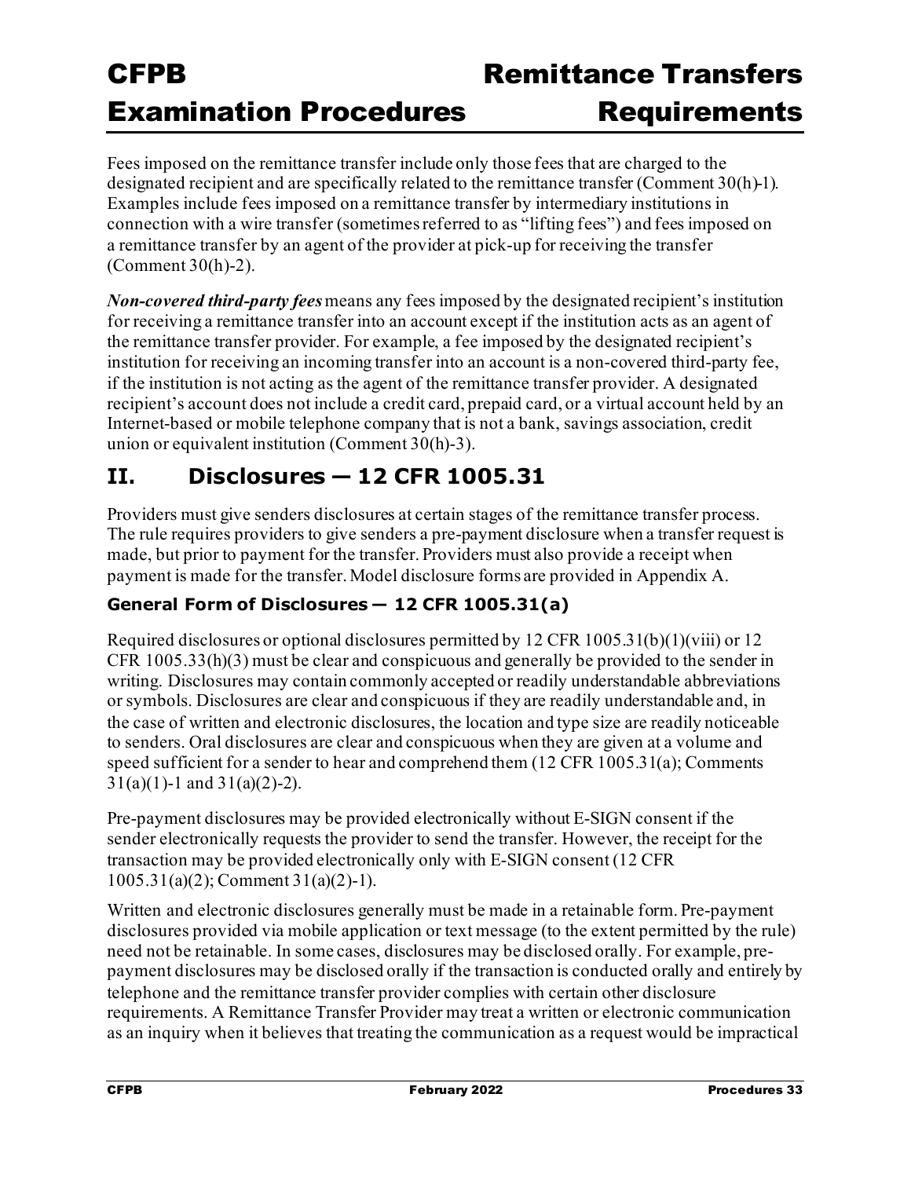Fees imposed on the remittance transfer include only those fees that are charged to the designated recipient and are specifically related to the remittance transfer (Comment 30(h)-1). Examples include fees imposed on a remittance transfer by intermediary institutions in connection with a wire transfer (sometimes referred to as "lifting fees") and fees imposed on a remittance transfer by an agent of the provider at pick-up for receiving the transfer (Comment 30(h)-2).

***Non-covered third-party fees*** means any fees imposed by the designated recipient's institution for receiving a remittance transfer into an account except if the institution acts as an agent of the remittance transfer provider. For example, a fee imposed by the designated recipient's institution for receiving an incoming transfer into an account is a non-covered third-party fee, if the institution is not acting as the agent of the remittance transfer provider. A designated recipient's account does not include a credit card, prepaid card, or a virtual account held by an Internet-based or mobile telephone company that is not a bank, savings association, credit union or equivalent institution (Comment 30(h)-3).

## II. Disclosures — 12 CFR 1005.31

Providers must give senders disclosures at certain stages of the remittance transfer process. The rule requires providers to give senders a pre-payment disclosure when a transfer request is made, but prior to payment for the transfer. Providers must also provide a receipt when payment is made for the transfer. Model disclosure forms are provided in Appendix A.

### General Form of Disclosures — 12 CFR 1005.31(a)

Required disclosures or optional disclosures permitted by 12 CFR 1005.31(b)(1)(viii) or 12 CFR 1005.33(h)(3) must be clear and conspicuous and generally be provided to the sender in writing. Disclosures may contain commonly accepted or readily understandable abbreviations or symbols. Disclosures are clear and conspicuous if they are readily understandable and, in the case of written and electronic disclosures, the location and type size are readily noticeable to senders. Oral disclosures are clear and conspicuous when they are given at a volume and speed sufficient for a sender to hear and comprehend them (12 CFR 1005.31(a); Comments 31(a)(1)-1 and 31(a)(2)-2).

Pre-payment disclosures may be provided electronically without E-SIGN consent if the sender electronically requests the provider to send the transfer. However, the receipt for the transaction may be provided electronically only with E-SIGN consent (12 CFR 1005.31(a)(2); Comment 31(a)(2)-1).

Written and electronic disclosures generally must be made in a retainable form. Pre-payment disclosures provided via mobile application or text message (to the extent permitted by the rule) need not be retainable. In some cases, disclosures may be disclosed orally. For example, pre-payment disclosures may be disclosed orally if the transaction is conducted orally and entirely by telephone and the remittance transfer provider complies with certain other disclosure requirements. A Remittance Transfer Provider may treat a written or electronic communication as an inquiry when it believes that treating the communication as a request would be impractical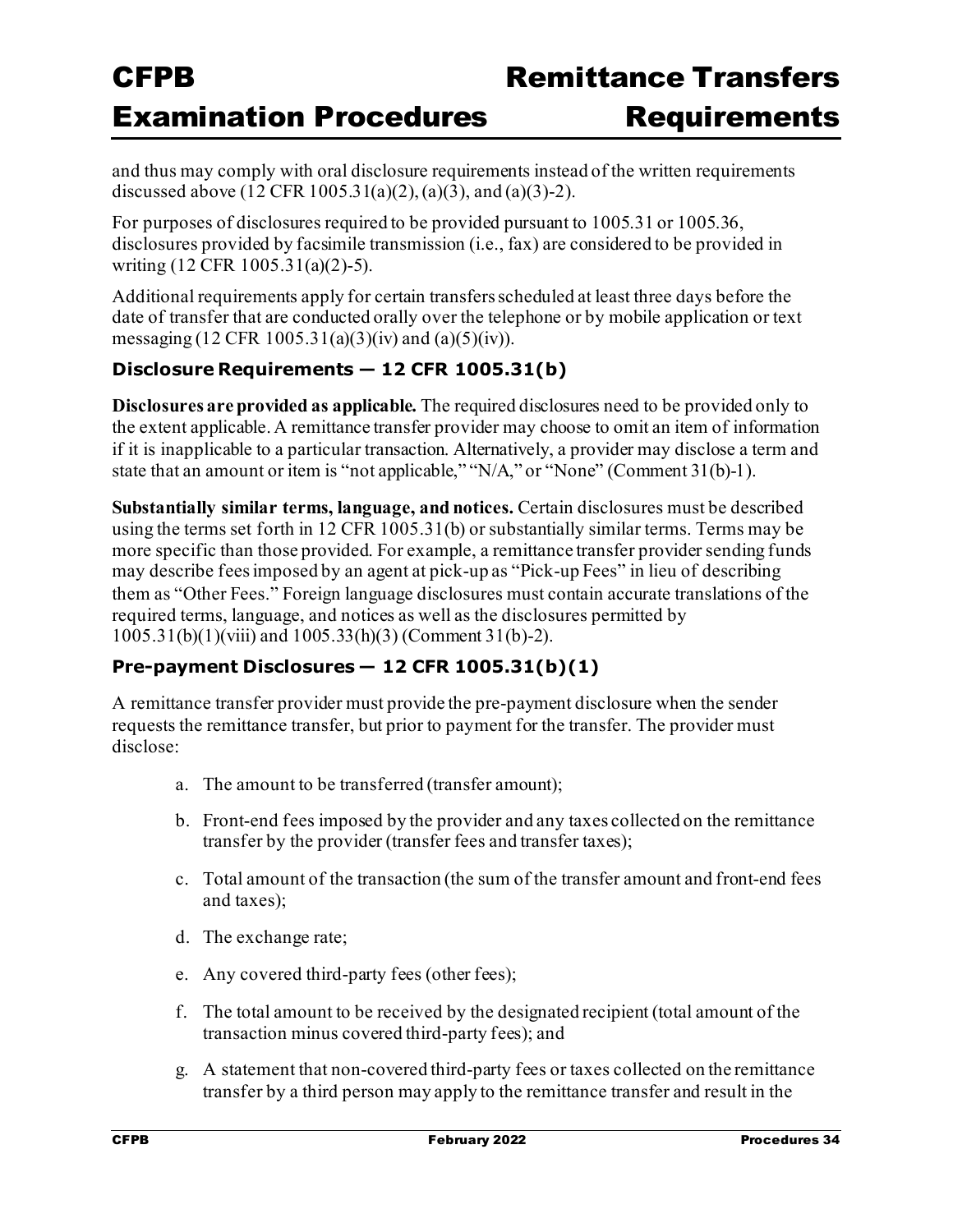and thus may comply with oral disclosure requirements instead of the written requirements discussed above (12 CFR 1005.31(a)(2), (a)(3), and (a)(3)-2).

For purposes of disclosures required to be provided pursuant to 1005.31 or 1005.36, disclosures provided by facsimile transmission (i.e., fax) are considered to be provided in writing (12 CFR 1005.31(a)(2)-5).

Additional requirements apply for certain transfers scheduled at least three days before the date of transfer that are conducted orally over the telephone or by mobile application or text messaging (12 CFR 1005.31(a)(3)(iv) and (a)(5)(iv)).

### Disclosure Requirements — 12 CFR 1005.31(b)

**Disclosures are provided as applicable.** The required disclosures need to be provided only to the extent applicable. A remittance transfer provider may choose to omit an item of information if it is inapplicable to a particular transaction. Alternatively, a provider may disclose a term and state that an amount or item is "not applicable," "N/A," or "None" (Comment 31(b)-1).

**Substantially similar terms, language, and notices.** Certain disclosures must be described using the terms set forth in 12 CFR 1005.31(b) or substantially similar terms. Terms may be more specific than those provided. For example, a remittance transfer provider sending funds may describe fees imposed by an agent at pick-up as "Pick-up Fees" in lieu of describing them as "Other Fees." Foreign language disclosures must contain accurate translations of the required terms, language, and notices as well as the disclosures permitted by 1005.31(b)(1)(viii) and 1005.33(h)(3) (Comment 31(b)-2).

### Pre-payment Disclosures — 12 CFR 1005.31(b)(1)

A remittance transfer provider must provide the pre-payment disclosure when the sender requests the remittance transfer, but prior to payment for the transfer. The provider must disclose:

a. The amount to be transferred (transfer amount);

b. Front-end fees imposed by the provider and any taxes collected on the remittance transfer by the provider (transfer fees and transfer taxes);

c. Total amount of the transaction (the sum of the transfer amount and front-end fees and taxes);

d. The exchange rate;

e. Any covered third-party fees (other fees);

f. The total amount to be received by the designated recipient (total amount of the transaction minus covered third-party fees); and

g. A statement that non-covered third-party fees or taxes collected on the remittance transfer by a third person may apply to the remittance transfer and result in the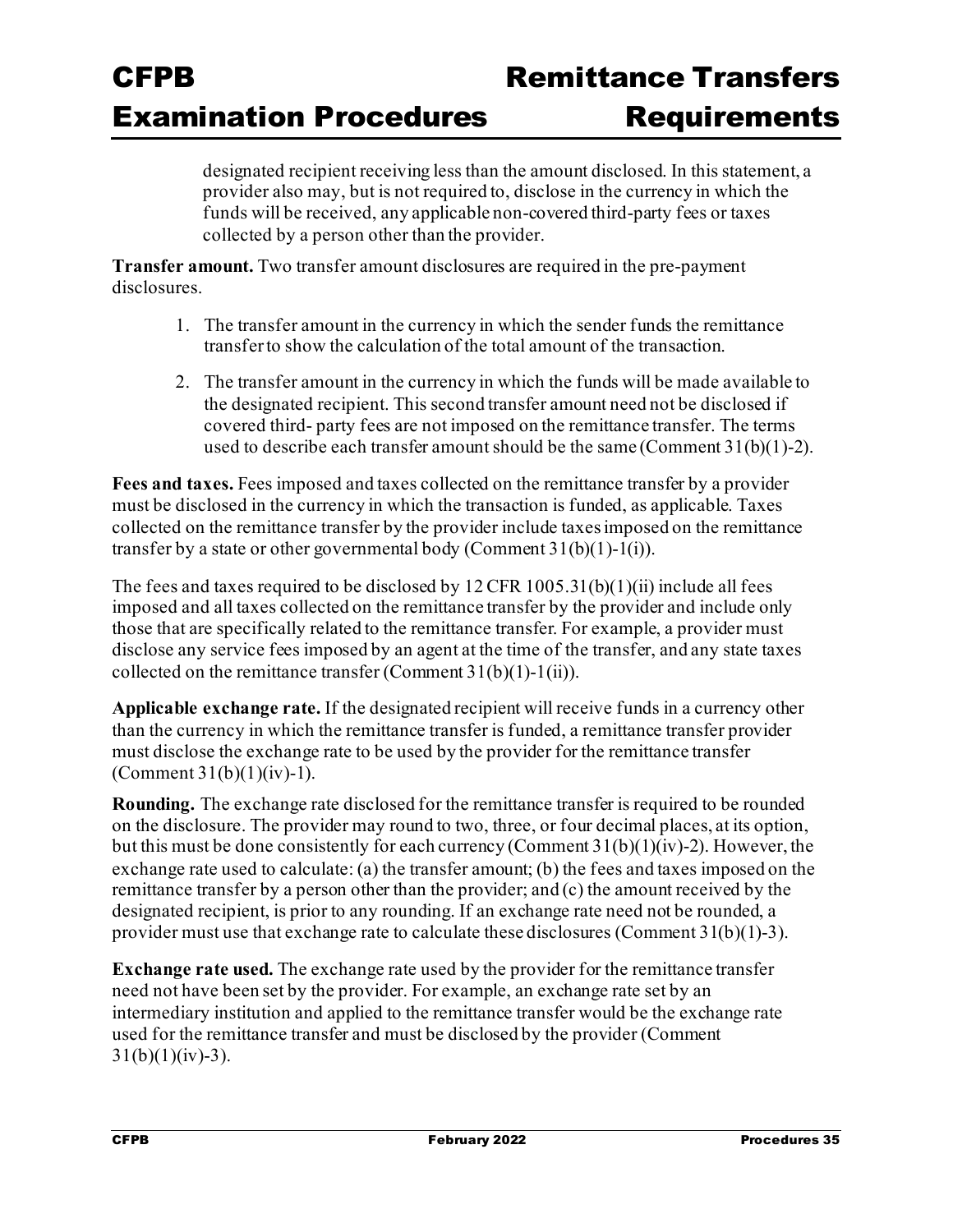designated recipient receiving less than the amount disclosed. In this statement, a provider also may, but is not required to, disclose in the currency in which the funds will be received, any applicable non-covered third-party fees or taxes collected by a person other than the provider.

**Transfer amount.** Two transfer amount disclosures are required in the pre-payment disclosures.

1. The transfer amount in the currency in which the sender funds the remittance transfer to show the calculation of the total amount of the transaction.
2. The transfer amount in the currency in which the funds will be made available to the designated recipient. This second transfer amount need not be disclosed if covered third- party fees are not imposed on the remittance transfer. The terms used to describe each transfer amount should be the same (Comment 31(b)(1)-2).

**Fees and taxes.** Fees imposed and taxes collected on the remittance transfer by a provider must be disclosed in the currency in which the transaction is funded, as applicable. Taxes collected on the remittance transfer by the provider include taxes imposed on the remittance transfer by a state or other governmental body (Comment 31(b)(1)-1(i)).

The fees and taxes required to be disclosed by 12 CFR 1005.31(b)(1)(ii) include all fees imposed and all taxes collected on the remittance transfer by the provider and include only those that are specifically related to the remittance transfer. For example, a provider must disclose any service fees imposed by an agent at the time of the transfer, and any state taxes collected on the remittance transfer (Comment 31(b)(1)-1(ii)).

**Applicable exchange rate.** If the designated recipient will receive funds in a currency other than the currency in which the remittance transfer is funded, a remittance transfer provider must disclose the exchange rate to be used by the provider for the remittance transfer (Comment 31(b)(1)(iv)-1).

**Rounding.** The exchange rate disclosed for the remittance transfer is required to be rounded on the disclosure. The provider may round to two, three, or four decimal places, at its option, but this must be done consistently for each currency (Comment 31(b)(1)(iv)-2). However, the exchange rate used to calculate: (a) the transfer amount; (b) the fees and taxes imposed on the remittance transfer by a person other than the provider; and (c) the amount received by the designated recipient, is prior to any rounding. If an exchange rate need not be rounded, a provider must use that exchange rate to calculate these disclosures (Comment 31(b)(1)-3).

**Exchange rate used.** The exchange rate used by the provider for the remittance transfer need not have been set by the provider. For example, an exchange rate set by an intermediary institution and applied to the remittance transfer would be the exchange rate used for the remittance transfer and must be disclosed by the provider (Comment 31(b)(1)(iv)-3).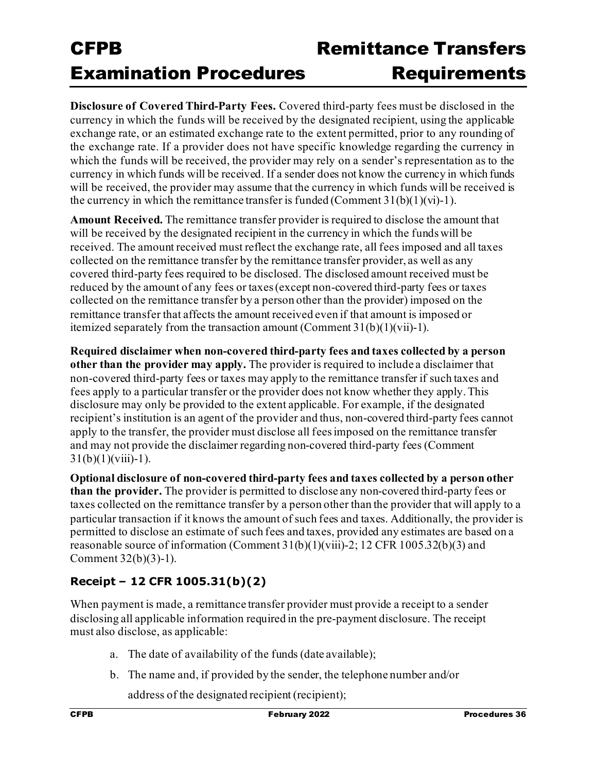**Disclosure of Covered Third-Party Fees.** Covered third-party fees must be disclosed in the currency in which the funds will be received by the designated recipient, using the applicable exchange rate, or an estimated exchange rate to the extent permitted, prior to any rounding of the exchange rate. If a provider does not have specific knowledge regarding the currency in which the funds will be received, the provider may rely on a sender's representation as to the currency in which funds will be received. If a sender does not know the currency in which funds will be received, the provider may assume that the currency in which funds will be received is the currency in which the remittance transfer is funded (Comment 31(b)(1)(vi)-1).

**Amount Received.** The remittance transfer provider is required to disclose the amount that will be received by the designated recipient in the currency in which the funds will be received. The amount received must reflect the exchange rate, all fees imposed and all taxes collected on the remittance transfer by the remittance transfer provider, as well as any covered third-party fees required to be disclosed. The disclosed amount received must be reduced by the amount of any fees or taxes (except non-covered third-party fees or taxes collected on the remittance transfer by a person other than the provider) imposed on the remittance transfer that affects the amount received even if that amount is imposed or itemized separately from the transaction amount (Comment 31(b)(1)(vii)-1).

**Required disclaimer when non-covered third-party fees and taxes collected by a person other than the provider may apply.** The provider is required to include a disclaimer that non-covered third-party fees or taxes may apply to the remittance transfer if such taxes and fees apply to a particular transfer or the provider does not know whether they apply. This disclosure may only be provided to the extent applicable. For example, if the designated recipient's institution is an agent of the provider and thus, non-covered third-party fees cannot apply to the transfer, the provider must disclose all fees imposed on the remittance transfer and may not provide the disclaimer regarding non-covered third-party fees (Comment 31(b)(1)(viii)-1).

**Optional disclosure of non-covered third-party fees and taxes collected by a person other than the provider.** The provider is permitted to disclose any non-covered third-party fees or taxes collected on the remittance transfer by a person other than the provider that will apply to a particular transaction if it knows the amount of such fees and taxes. Additionally, the provider is permitted to disclose an estimate of such fees and taxes, provided any estimates are based on a reasonable source of information (Comment 31(b)(1)(viii)-2; 12 CFR 1005.32(b)(3) and Comment 32(b)(3)-1).

### Receipt – 12 CFR 1005.31(b)(2)

When payment is made, a remittance transfer provider must provide a receipt to a sender disclosing all applicable information required in the pre-payment disclosure. The receipt must also disclose, as applicable:

a. The date of availability of the funds (date available);
b. The name and, if provided by the sender, the telephone number and/or address of the designated recipient (recipient);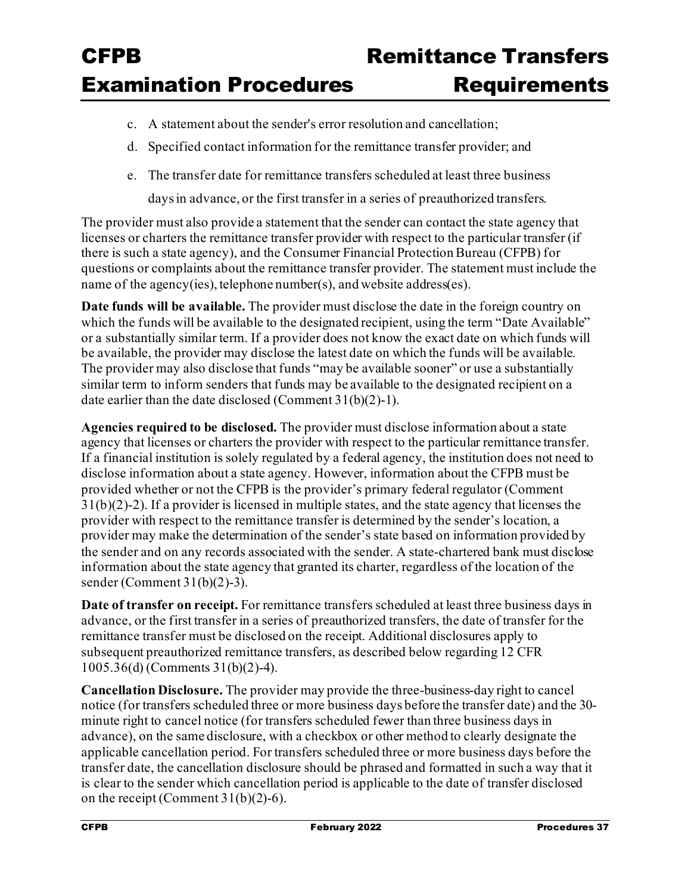c. A statement about the sender's error resolution and cancellation;

d. Specified contact information for the remittance transfer provider; and

e. The transfer date for remittance transfers scheduled at least three business days in advance, or the first transfer in a series of preauthorized transfers.

The provider must also provide a statement that the sender can contact the state agency that licenses or charters the remittance transfer provider with respect to the particular transfer (if there is such a state agency), and the Consumer Financial Protection Bureau (CFPB) for questions or complaints about the remittance transfer provider. The statement must include the name of the agency(ies), telephone number(s), and website address(es).

**Date funds will be available.** The provider must disclose the date in the foreign country on which the funds will be available to the designated recipient, using the term "Date Available" or a substantially similar term. If a provider does not know the exact date on which funds will be available, the provider may disclose the latest date on which the funds will be available. The provider may also disclose that funds "may be available sooner" or use a substantially similar term to inform senders that funds may be available to the designated recipient on a date earlier than the date disclosed (Comment 31(b)(2)-1).

**Agencies required to be disclosed.** The provider must disclose information about a state agency that licenses or charters the provider with respect to the particular remittance transfer. If a financial institution is solely regulated by a federal agency, the institution does not need to disclose information about a state agency. However, information about the CFPB must be provided whether or not the CFPB is the provider's primary federal regulator (Comment 31(b)(2)-2). If a provider is licensed in multiple states, and the state agency that licenses the provider with respect to the remittance transfer is determined by the sender's location, a provider may make the determination of the sender's state based on information provided by the sender and on any records associated with the sender. A state-chartered bank must disclose information about the state agency that granted its charter, regardless of the location of the sender (Comment 31(b)(2)-3).

**Date of transfer on receipt.** For remittance transfers scheduled at least three business days in advance, or the first transfer in a series of preauthorized transfers, the date of transfer for the remittance transfer must be disclosed on the receipt. Additional disclosures apply to subsequent preauthorized remittance transfers, as described below regarding 12 CFR 1005.36(d) (Comments 31(b)(2)-4).

**Cancellation Disclosure.** The provider may provide the three-business-day right to cancel notice (for transfers scheduled three or more business days before the transfer date) and the 30-minute right to cancel notice (for transfers scheduled fewer than three business days in advance), on the same disclosure, with a checkbox or other method to clearly designate the applicable cancellation period. For transfers scheduled three or more business days before the transfer date, the cancellation disclosure should be phrased and formatted in such a way that it is clear to the sender which cancellation period is applicable to the date of transfer disclosed on the receipt (Comment 31(b)(2)-6).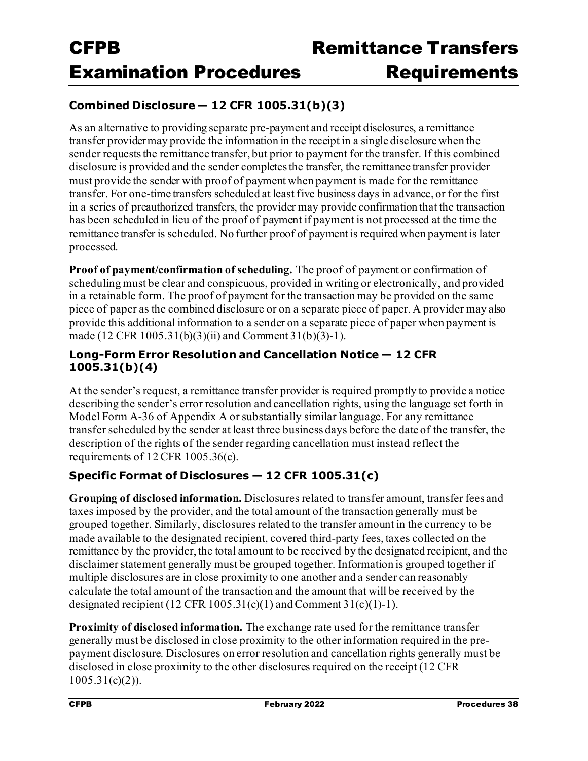### Combined Disclosure — 12 CFR 1005.31(b)(3)

As an alternative to providing separate pre-payment and receipt disclosures, a remittance transfer provider may provide the information in the receipt in a single disclosure when the sender requests the remittance transfer, but prior to payment for the transfer. If this combined disclosure is provided and the sender completes the transfer, the remittance transfer provider must provide the sender with proof of payment when payment is made for the remittance transfer. For one-time transfers scheduled at least five business days in advance, or for the first in a series of preauthorized transfers, the provider may provide confirmation that the transaction has been scheduled in lieu of the proof of payment if payment is not processed at the time the remittance transfer is scheduled. No further proof of payment is required when payment is later processed.

**Proof of payment/confirmation of scheduling.** The proof of payment or confirmation of scheduling must be clear and conspicuous, provided in writing or electronically, and provided in a retainable form. The proof of payment for the transaction may be provided on the same piece of paper as the combined disclosure or on a separate piece of paper. A provider may also provide this additional information to a sender on a separate piece of paper when payment is made (12 CFR 1005.31(b)(3)(ii) and Comment 31(b)(3)-1).

### Long-Form Error Resolution and Cancellation Notice — 12 CFR 1005.31(b)(4)

At the sender's request, a remittance transfer provider is required promptly to provide a notice describing the sender's error resolution and cancellation rights, using the language set forth in Model Form A-36 of Appendix A or substantially similar language. For any remittance transfer scheduled by the sender at least three business days before the date of the transfer, the description of the rights of the sender regarding cancellation must instead reflect the requirements of 12 CFR 1005.36(c).

### Specific Format of Disclosures — 12 CFR 1005.31(c)

**Grouping of disclosed information.** Disclosures related to transfer amount, transfer fees and taxes imposed by the provider, and the total amount of the transaction generally must be grouped together. Similarly, disclosures related to the transfer amount in the currency to be made available to the designated recipient, covered third-party fees, taxes collected on the remittance by the provider, the total amount to be received by the designated recipient, and the disclaimer statement generally must be grouped together. Information is grouped together if multiple disclosures are in close proximity to one another and a sender can reasonably calculate the total amount of the transaction and the amount that will be received by the designated recipient (12 CFR 1005.31(c)(1) and Comment 31(c)(1)-1).

**Proximity of disclosed information.** The exchange rate used for the remittance transfer generally must be disclosed in close proximity to the other information required in the pre-payment disclosure. Disclosures on error resolution and cancellation rights generally must be disclosed in close proximity to the other disclosures required on the receipt (12 CFR 1005.31(c)(2)).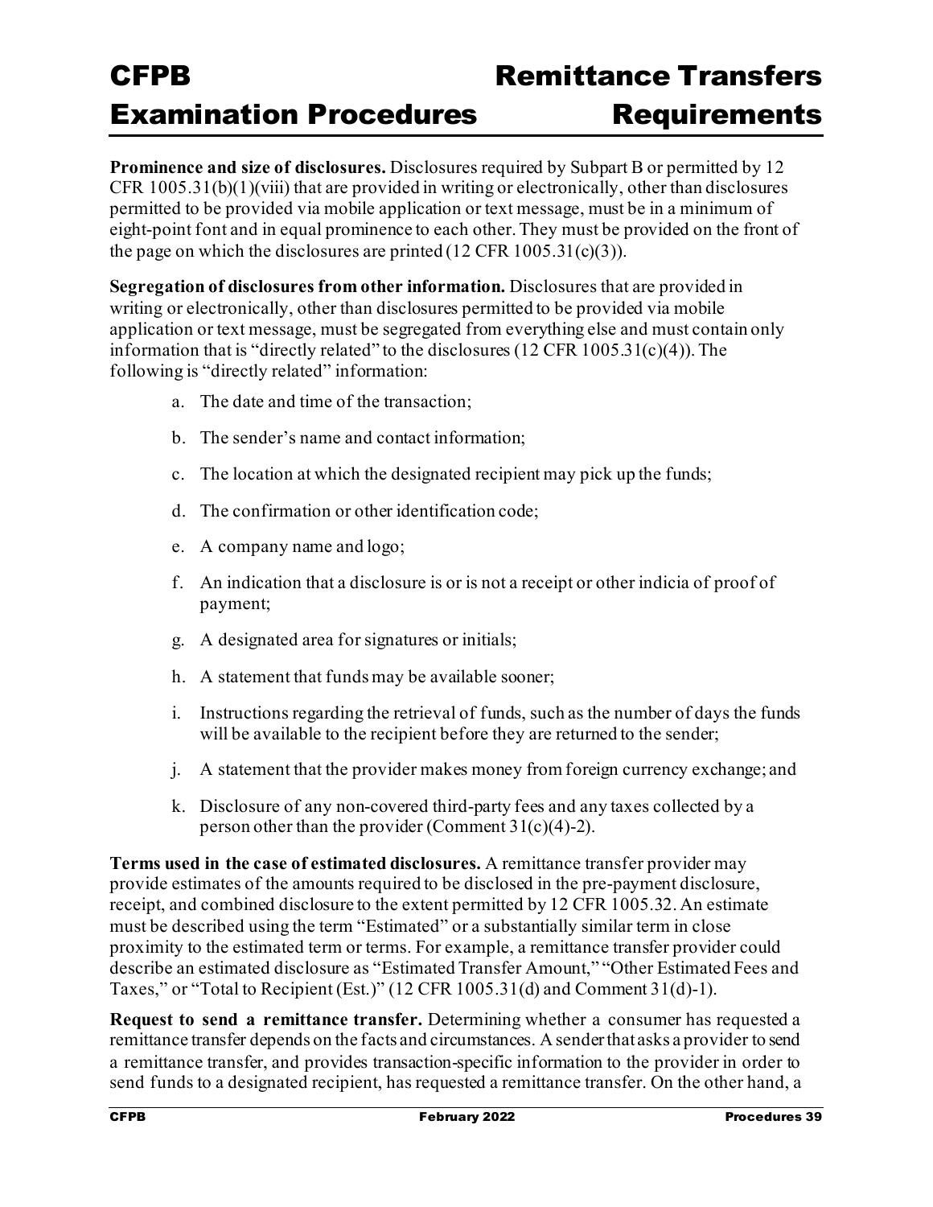**Prominence and size of disclosures.** Disclosures required by Subpart B or permitted by 12 CFR 1005.31(b)(1)(viii) that are provided in writing or electronically, other than disclosures permitted to be provided via mobile application or text message, must be in a minimum of eight-point font and in equal prominence to each other. They must be provided on the front of the page on which the disclosures are printed (12 CFR 1005.31(c)(3)).

**Segregation of disclosures from other information.** Disclosures that are provided in writing or electronically, other than disclosures permitted to be provided via mobile application or text message, must be segregated from everything else and must contain only information that is "directly related" to the disclosures (12 CFR 1005.31(c)(4)). The following is "directly related" information:

a. The date and time of the transaction;

b. The sender's name and contact information;

c. The location at which the designated recipient may pick up the funds;

d. The confirmation or other identification code;

e. A company name and logo;

f. An indication that a disclosure is or is not a receipt or other indicia of proof of payment;

g. A designated area for signatures or initials;

h. A statement that funds may be available sooner;

i. Instructions regarding the retrieval of funds, such as the number of days the funds will be available to the recipient before they are returned to the sender;

j. A statement that the provider makes money from foreign currency exchange; and

k. Disclosure of any non-covered third-party fees and any taxes collected by a person other than the provider (Comment 31(c)(4)-2).

**Terms used in the case of estimated disclosures.** A remittance transfer provider may provide estimates of the amounts required to be disclosed in the pre-payment disclosure, receipt, and combined disclosure to the extent permitted by 12 CFR 1005.32. An estimate must be described using the term "Estimated" or a substantially similar term in close proximity to the estimated term or terms. For example, a remittance transfer provider could describe an estimated disclosure as "Estimated Transfer Amount," "Other Estimated Fees and Taxes," or "Total to Recipient (Est.)" (12 CFR 1005.31(d) and Comment 31(d)-1).

**Request to send a remittance transfer.** Determining whether a consumer has requested a remittance transfer depends on the facts and circumstances. A sender that asks a provider to send a remittance transfer, and provides transaction-specific information to the provider in order to send funds to a designated recipient, has requested a remittance transfer. On the other hand, a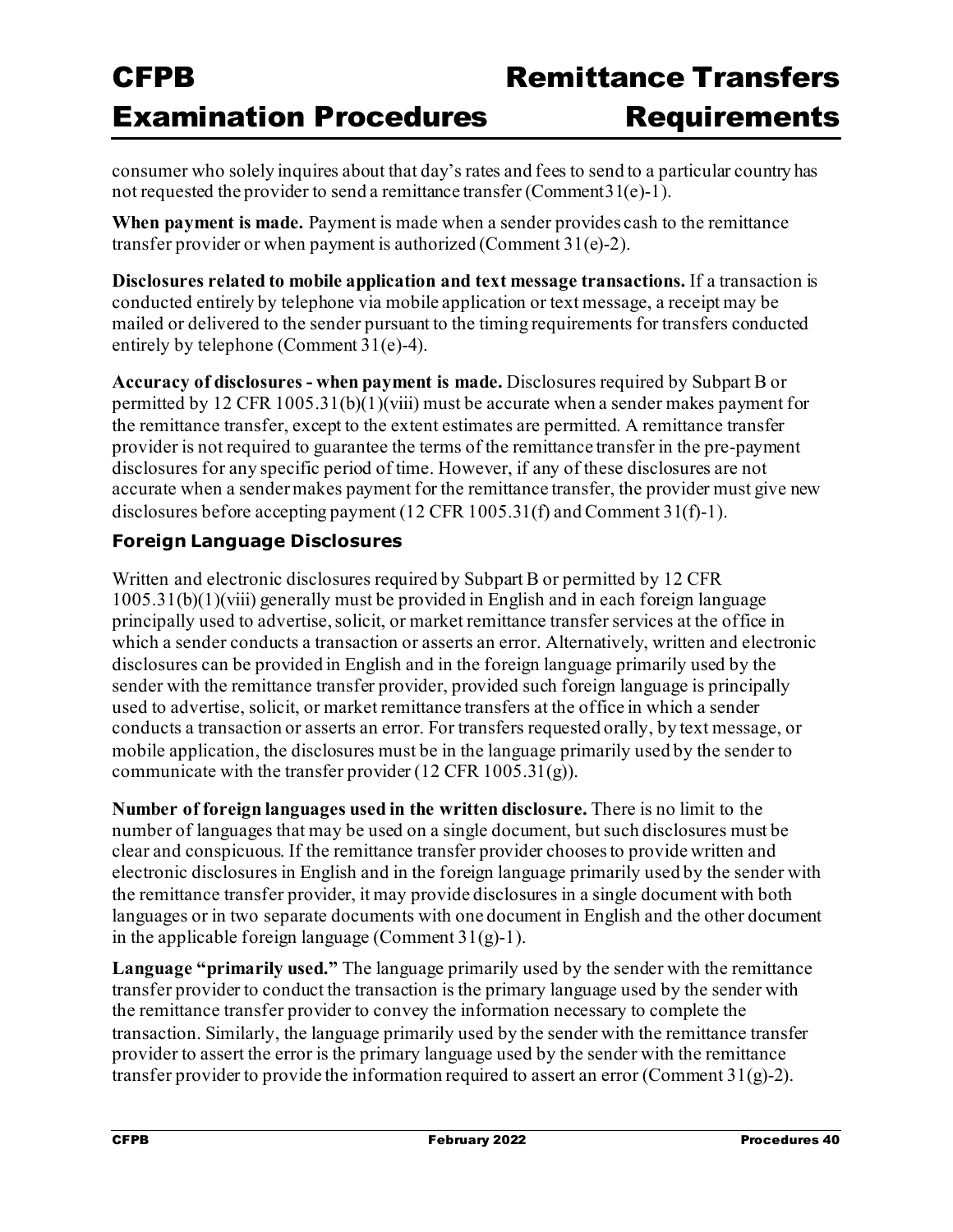consumer who solely inquires about that day's rates and fees to send to a particular country has not requested the provider to send a remittance transfer (Comment31(e)-1).

**When payment is made.** Payment is made when a sender provides cash to the remittance transfer provider or when payment is authorized (Comment 31(e)-2).

**Disclosures related to mobile application and text message transactions.** If a transaction is conducted entirely by telephone via mobile application or text message, a receipt may be mailed or delivered to the sender pursuant to the timing requirements for transfers conducted entirely by telephone (Comment 31(e)-4).

**Accuracy of disclosures - when payment is made.** Disclosures required by Subpart B or permitted by 12 CFR 1005.31(b)(1)(viii) must be accurate when a sender makes payment for the remittance transfer, except to the extent estimates are permitted. A remittance transfer provider is not required to guarantee the terms of the remittance transfer in the pre-payment disclosures for any specific period of time. However, if any of these disclosures are not accurate when a sender makes payment for the remittance transfer, the provider must give new disclosures before accepting payment (12 CFR 1005.31(f) and Comment 31(f)-1).

### Foreign Language Disclosures

Written and electronic disclosures required by Subpart B or permitted by 12 CFR 1005.31(b)(1)(viii) generally must be provided in English and in each foreign language principally used to advertise, solicit, or market remittance transfer services at the office in which a sender conducts a transaction or asserts an error. Alternatively, written and electronic disclosures can be provided in English and in the foreign language primarily used by the sender with the remittance transfer provider, provided such foreign language is principally used to advertise, solicit, or market remittance transfers at the office in which a sender conducts a transaction or asserts an error. For transfers requested orally, by text message, or mobile application, the disclosures must be in the language primarily used by the sender to communicate with the transfer provider (12 CFR 1005.31(g)).

**Number of foreign languages used in the written disclosure.** There is no limit to the number of languages that may be used on a single document, but such disclosures must be clear and conspicuous. If the remittance transfer provider chooses to provide written and electronic disclosures in English and in the foreign language primarily used by the sender with the remittance transfer provider, it may provide disclosures in a single document with both languages or in two separate documents with one document in English and the other document in the applicable foreign language (Comment 31(g)-1).

**Language "primarily used."** The language primarily used by the sender with the remittance transfer provider to conduct the transaction is the primary language used by the sender with the remittance transfer provider to convey the information necessary to complete the transaction. Similarly, the language primarily used by the sender with the remittance transfer provider to assert the error is the primary language used by the sender with the remittance transfer provider to provide the information required to assert an error (Comment 31(g)-2).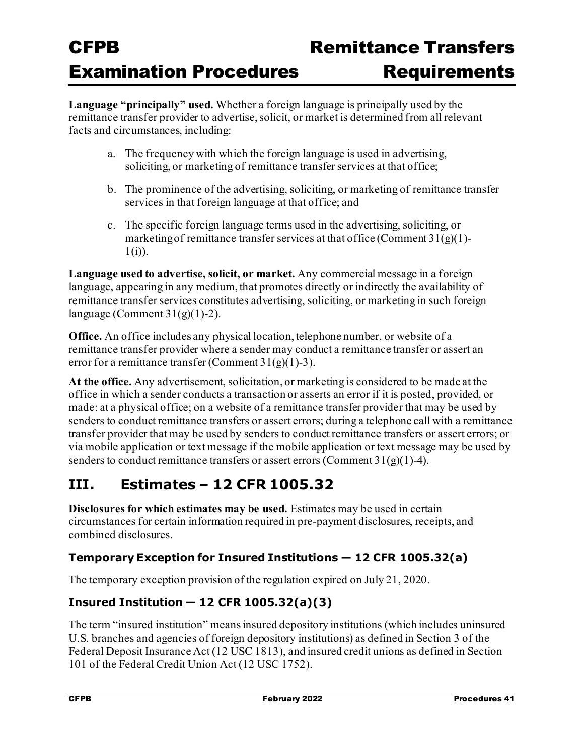**Language "principally" used.** Whether a foreign language is principally used by the remittance transfer provider to advertise, solicit, or market is determined from all relevant facts and circumstances, including:

a. The frequency with which the foreign language is used in advertising, soliciting, or marketing of remittance transfer services at that office;

b. The prominence of the advertising, soliciting, or marketing of remittance transfer services in that foreign language at that office; and

c. The specific foreign language terms used in the advertising, soliciting, or marketing of remittance transfer services at that office (Comment 31(g)(1)-1(i)).

**Language used to advertise, solicit, or market.** Any commercial message in a foreign language, appearing in any medium, that promotes directly or indirectly the availability of remittance transfer services constitutes advertising, soliciting, or marketing in such foreign language (Comment 31(g)(1)-2).

**Office.** An office includes any physical location, telephone number, or website of a remittance transfer provider where a sender may conduct a remittance transfer or assert an error for a remittance transfer (Comment 31(g)(1)-3).

**At the office.** Any advertisement, solicitation, or marketing is considered to be made at the office in which a sender conducts a transaction or asserts an error if it is posted, provided, or made: at a physical office; on a website of a remittance transfer provider that may be used by senders to conduct remittance transfers or assert errors; during a telephone call with a remittance transfer provider that may be used by senders to conduct remittance transfers or assert errors; or via mobile application or text message if the mobile application or text message may be used by senders to conduct remittance transfers or assert errors (Comment 31(g)(1)-4).

## III. Estimates – 12 CFR 1005.32

**Disclosures for which estimates may be used.** Estimates may be used in certain circumstances for certain information required in pre-payment disclosures, receipts, and combined disclosures.

### Temporary Exception for Insured Institutions — 12 CFR 1005.32(a)

The temporary exception provision of the regulation expired on July 21, 2020.

### Insured Institution — 12 CFR 1005.32(a)(3)

The term "insured institution" means insured depository institutions (which includes uninsured U.S. branches and agencies of foreign depository institutions) as defined in Section 3 of the Federal Deposit Insurance Act (12 USC 1813), and insured credit unions as defined in Section 101 of the Federal Credit Union Act (12 USC 1752).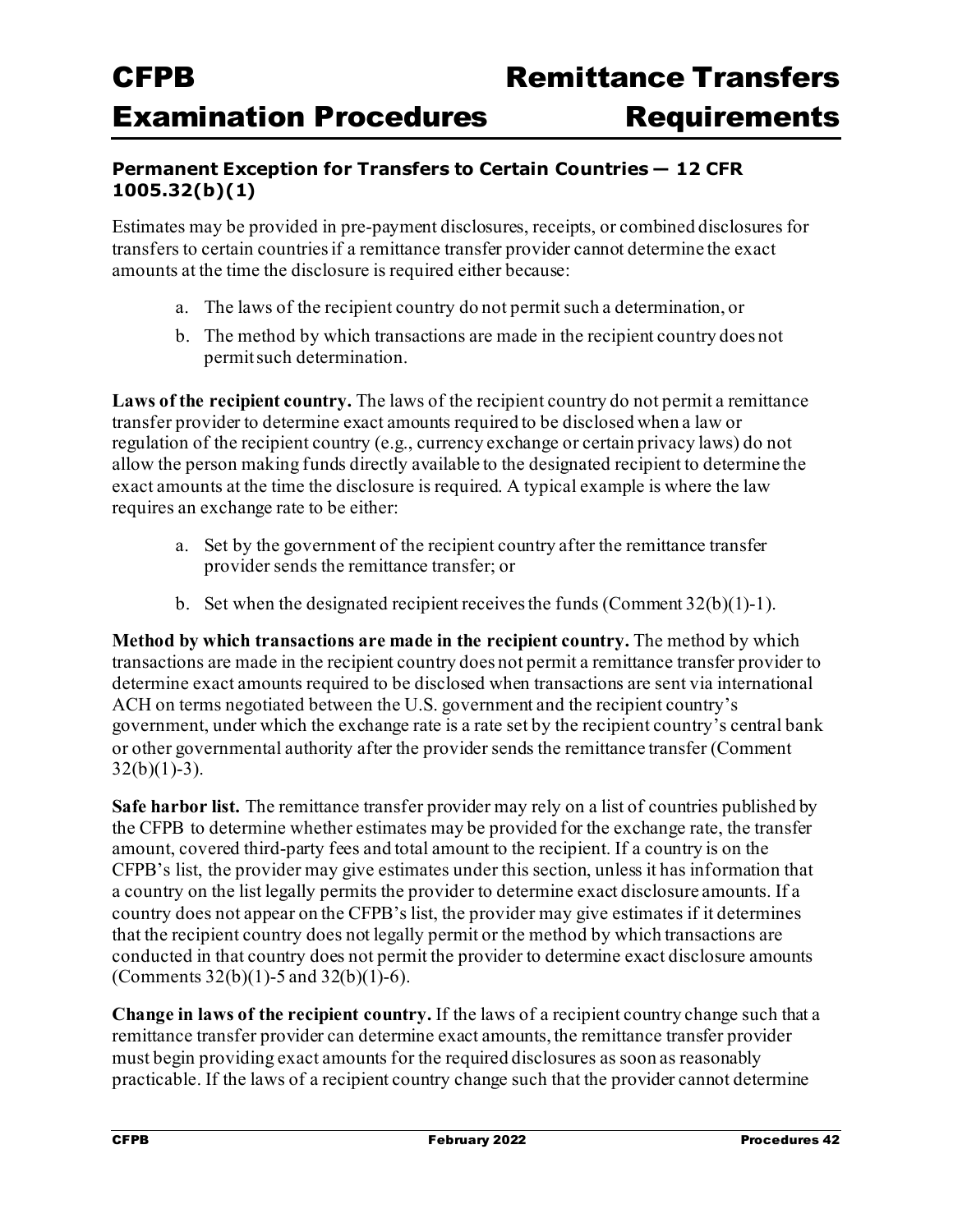### Permanent Exception for Transfers to Certain Countries — 12 CFR 1005.32(b)(1)

Estimates may be provided in pre-payment disclosures, receipts, or combined disclosures for transfers to certain countries if a remittance transfer provider cannot determine the exact amounts at the time the disclosure is required either because:

a. The laws of the recipient country do not permit such a determination, or

b. The method by which transactions are made in the recipient country does not permit such determination.

**Laws of the recipient country.** The laws of the recipient country do not permit a remittance transfer provider to determine exact amounts required to be disclosed when a law or regulation of the recipient country (e.g., currency exchange or certain privacy laws) do not allow the person making funds directly available to the designated recipient to determine the exact amounts at the time the disclosure is required. A typical example is where the law requires an exchange rate to be either:

a. Set by the government of the recipient country after the remittance transfer provider sends the remittance transfer; or

b. Set when the designated recipient receives the funds (Comment 32(b)(1)-1).

**Method by which transactions are made in the recipient country.** The method by which transactions are made in the recipient country does not permit a remittance transfer provider to determine exact amounts required to be disclosed when transactions are sent via international ACH on terms negotiated between the U.S. government and the recipient country's government, under which the exchange rate is a rate set by the recipient country's central bank or other governmental authority after the provider sends the remittance transfer (Comment 32(b)(1)-3).

**Safe harbor list.** The remittance transfer provider may rely on a list of countries published by the CFPB to determine whether estimates may be provided for the exchange rate, the transfer amount, covered third-party fees and total amount to the recipient. If a country is on the CFPB's list, the provider may give estimates under this section, unless it has information that a country on the list legally permits the provider to determine exact disclosure amounts. If a country does not appear on the CFPB's list, the provider may give estimates if it determines that the recipient country does not legally permit or the method by which transactions are conducted in that country does not permit the provider to determine exact disclosure amounts (Comments 32(b)(1)-5 and 32(b)(1)-6).

**Change in laws of the recipient country.** If the laws of a recipient country change such that a remittance transfer provider can determine exact amounts, the remittance transfer provider must begin providing exact amounts for the required disclosures as soon as reasonably practicable. If the laws of a recipient country change such that the provider cannot determine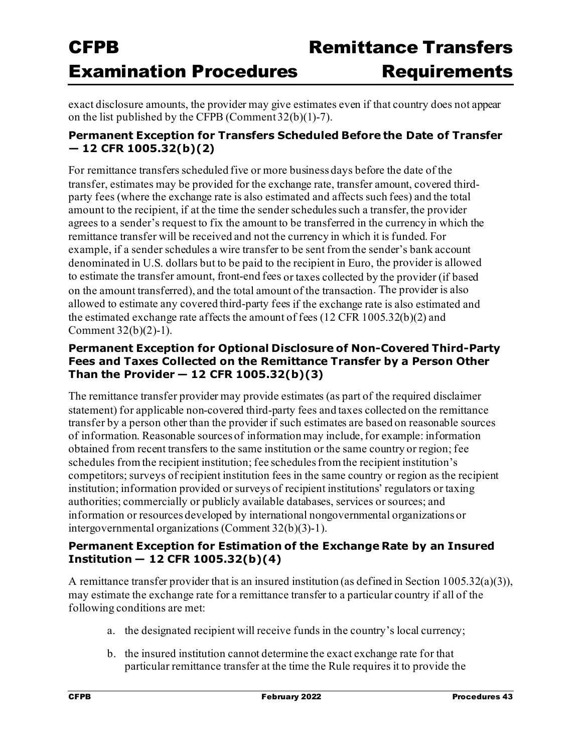exact disclosure amounts, the provider may give estimates even if that country does not appear on the list published by the CFPB (Comment 32(b)(1)-7).

### Permanent Exception for Transfers Scheduled Before the Date of Transfer — 12 CFR 1005.32(b)(2)

For remittance transfers scheduled five or more business days before the date of the transfer, estimates may be provided for the exchange rate, transfer amount, covered third-party fees (where the exchange rate is also estimated and affects such fees) and the total amount to the recipient, if at the time the sender schedules such a transfer, the provider agrees to a sender's request to fix the amount to be transferred in the currency in which the remittance transfer will be received and not the currency in which it is funded. For example, if a sender schedules a wire transfer to be sent from the sender's bank account denominated in U.S. dollars but to be paid to the recipient in Euro, the provider is allowed to estimate the transfer amount, front-end fees or taxes collected by the provider (if based on the amount transferred), and the total amount of the transaction. The provider is also allowed to estimate any covered third-party fees if the exchange rate is also estimated and the estimated exchange rate affects the amount of fees (12 CFR 1005.32(b)(2) and Comment 32(b)(2)-1).

### Permanent Exception for Optional Disclosure of Non-Covered Third-Party Fees and Taxes Collected on the Remittance Transfer by a Person Other Than the Provider — 12 CFR 1005.32(b)(3)

The remittance transfer provider may provide estimates (as part of the required disclaimer statement) for applicable non-covered third-party fees and taxes collected on the remittance transfer by a person other than the provider if such estimates are based on reasonable sources of information. Reasonable sources of information may include, for example: information obtained from recent transfers to the same institution or the same country or region; fee schedules from the recipient institution; fee schedules from the recipient institution's competitors; surveys of recipient institution fees in the same country or region as the recipient institution; information provided or surveys of recipient institutions' regulators or taxing authorities; commercially or publicly available databases, services or sources; and information or resources developed by international nongovernmental organizations or intergovernmental organizations (Comment 32(b)(3)-1).

### Permanent Exception for Estimation of the Exchange Rate by an Insured Institution — 12 CFR 1005.32(b)(4)

A remittance transfer provider that is an insured institution (as defined in Section 1005.32(a)(3)), may estimate the exchange rate for a remittance transfer to a particular country if all of the following conditions are met:

a. the designated recipient will receive funds in the country's local currency;

b. the insured institution cannot determine the exact exchange rate for that particular remittance transfer at the time the Rule requires it to provide the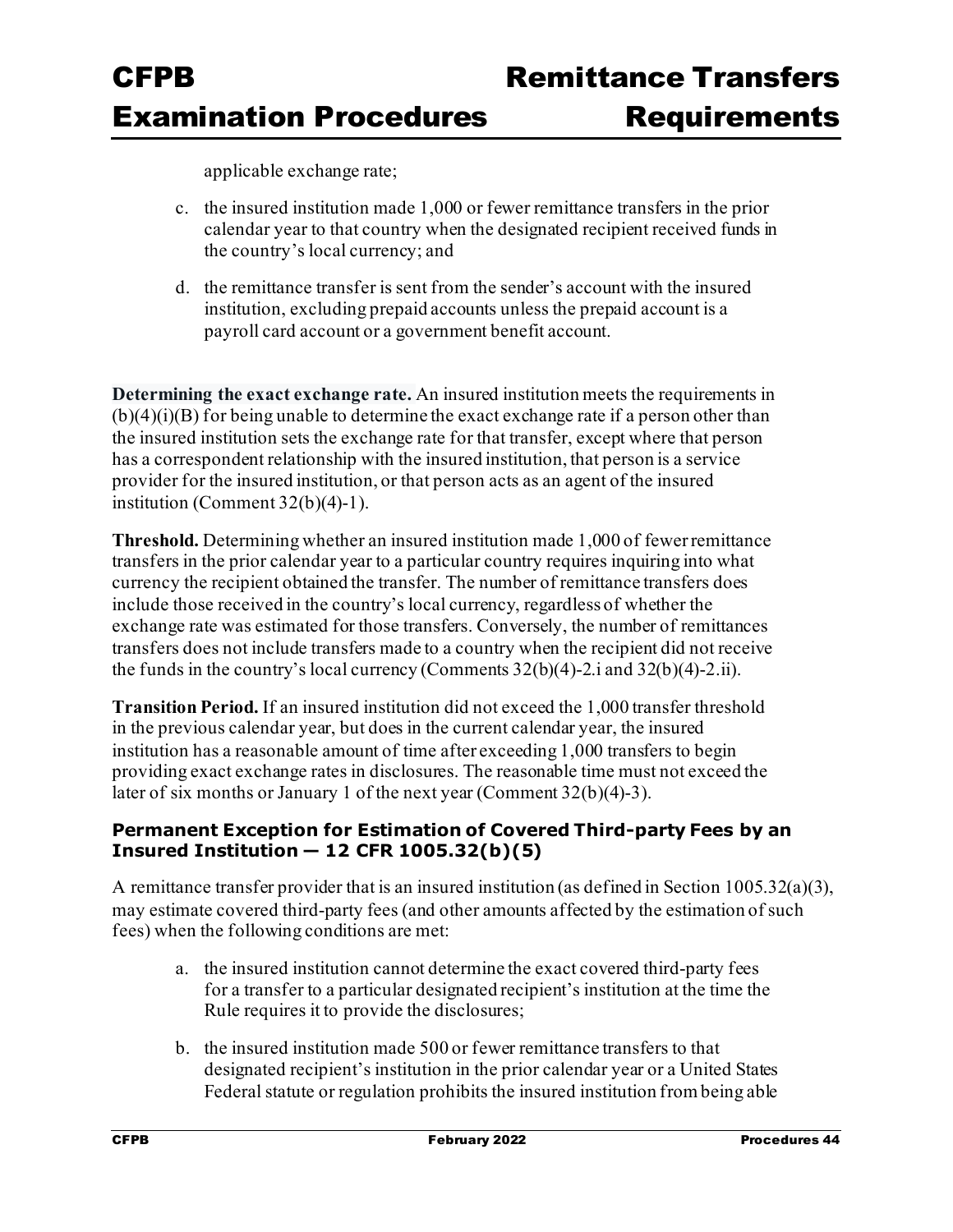applicable exchange rate;

c. the insured institution made 1,000 or fewer remittance transfers in the prior calendar year to that country when the designated recipient received funds in the country's local currency; and

d. the remittance transfer is sent from the sender's account with the insured institution, excluding prepaid accounts unless the prepaid account is a payroll card account or a government benefit account.

**Determining the exact exchange rate.** An insured institution meets the requirements in (b)(4)(i)(B) for being unable to determine the exact exchange rate if a person other than the insured institution sets the exchange rate for that transfer, except where that person has a correspondent relationship with the insured institution, that person is a service provider for the insured institution, or that person acts as an agent of the insured institution (Comment 32(b)(4)-1).

**Threshold.** Determining whether an insured institution made 1,000 of fewer remittance transfers in the prior calendar year to a particular country requires inquiring into what currency the recipient obtained the transfer. The number of remittance transfers does include those received in the country's local currency, regardless of whether the exchange rate was estimated for those transfers. Conversely, the number of remittances transfers does not include transfers made to a country when the recipient did not receive the funds in the country's local currency (Comments 32(b)(4)-2.i and 32(b)(4)-2.ii).

**Transition Period.** If an insured institution did not exceed the 1,000 transfer threshold in the previous calendar year, but does in the current calendar year, the insured institution has a reasonable amount of time after exceeding 1,000 transfers to begin providing exact exchange rates in disclosures. The reasonable time must not exceed the later of six months or January 1 of the next year (Comment 32(b)(4)-3).

### Permanent Exception for Estimation of Covered Third-party Fees by an Insured Institution — 12 CFR 1005.32(b)(5)

A remittance transfer provider that is an insured institution (as defined in Section 1005.32(a)(3), may estimate covered third-party fees (and other amounts affected by the estimation of such fees) when the following conditions are met:

a. the insured institution cannot determine the exact covered third-party fees for a transfer to a particular designated recipient's institution at the time the Rule requires it to provide the disclosures;

b. the insured institution made 500 or fewer remittance transfers to that designated recipient's institution in the prior calendar year or a United States Federal statute or regulation prohibits the insured institution from being able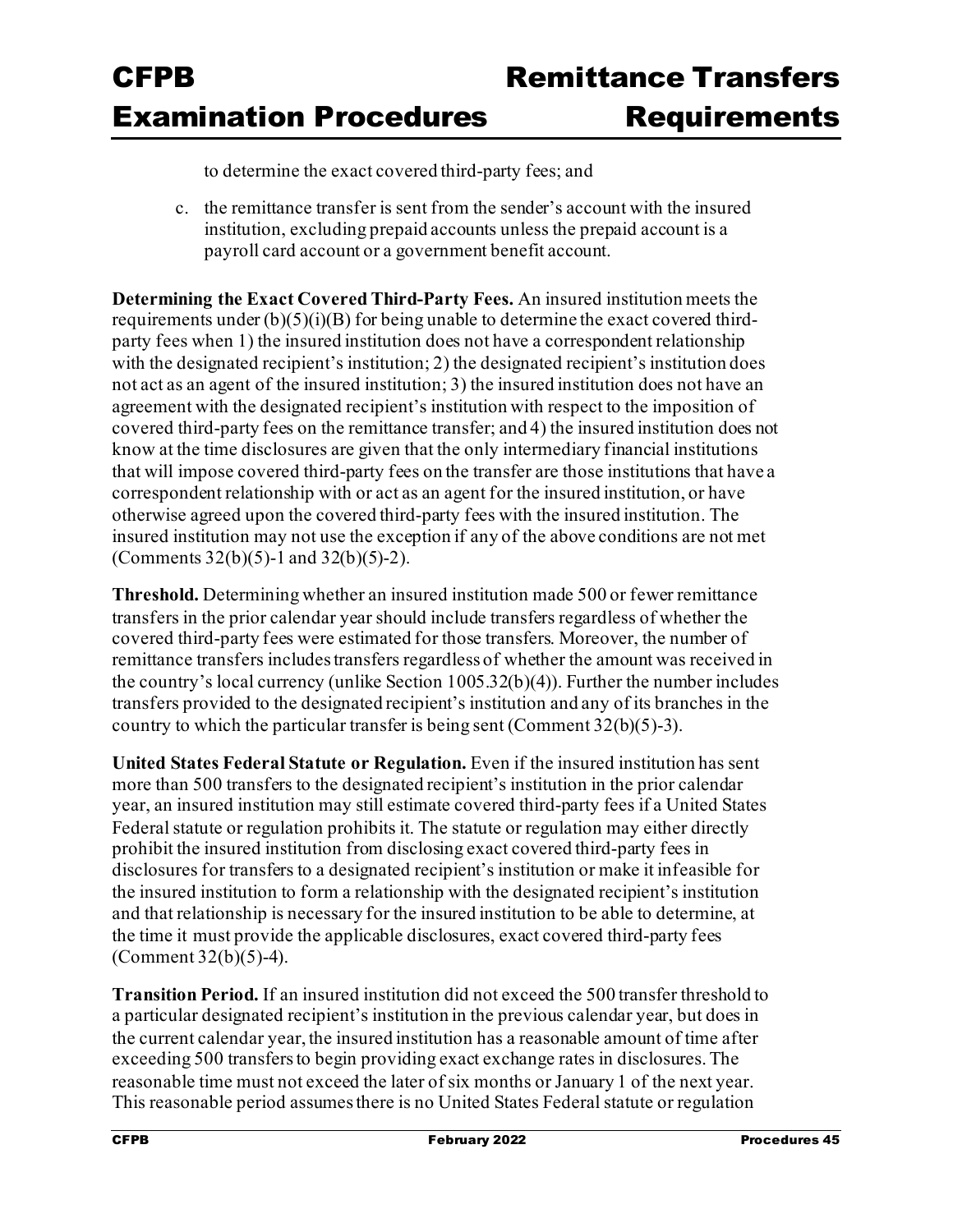to determine the exact covered third-party fees; and

c. the remittance transfer is sent from the sender's account with the insured institution, excluding prepaid accounts unless the prepaid account is a payroll card account or a government benefit account.

**Determining the Exact Covered Third-Party Fees.** An insured institution meets the requirements under (b)(5)(i)(B) for being unable to determine the exact covered third-party fees when 1) the insured institution does not have a correspondent relationship with the designated recipient's institution; 2) the designated recipient's institution does not act as an agent of the insured institution; 3) the insured institution does not have an agreement with the designated recipient's institution with respect to the imposition of covered third-party fees on the remittance transfer; and 4) the insured institution does not know at the time disclosures are given that the only intermediary financial institutions that will impose covered third-party fees on the transfer are those institutions that have a correspondent relationship with or act as an agent for the insured institution, or have otherwise agreed upon the covered third-party fees with the insured institution. The insured institution may not use the exception if any of the above conditions are not met (Comments 32(b)(5)-1 and 32(b)(5)-2).

**Threshold.** Determining whether an insured institution made 500 or fewer remittance transfers in the prior calendar year should include transfers regardless of whether the covered third-party fees were estimated for those transfers. Moreover, the number of remittance transfers includes transfers regardless of whether the amount was received in the country's local currency (unlike Section 1005.32(b)(4)). Further the number includes transfers provided to the designated recipient's institution and any of its branches in the country to which the particular transfer is being sent (Comment 32(b)(5)-3).

**United States Federal Statute or Regulation.** Even if the insured institution has sent more than 500 transfers to the designated recipient's institution in the prior calendar year, an insured institution may still estimate covered third-party fees if a United States Federal statute or regulation prohibits it. The statute or regulation may either directly prohibit the insured institution from disclosing exact covered third-party fees in disclosures for transfers to a designated recipient's institution or make it infeasible for the insured institution to form a relationship with the designated recipient's institution and that relationship is necessary for the insured institution to be able to determine, at the time it must provide the applicable disclosures, exact covered third-party fees (Comment 32(b)(5)-4).

**Transition Period.** If an insured institution did not exceed the 500 transfer threshold to a particular designated recipient's institution in the previous calendar year, but does in the current calendar year, the insured institution has a reasonable amount of time after exceeding 500 transfers to begin providing exact exchange rates in disclosures. The reasonable time must not exceed the later of six months or January 1 of the next year. This reasonable period assumes there is no United States Federal statute or regulation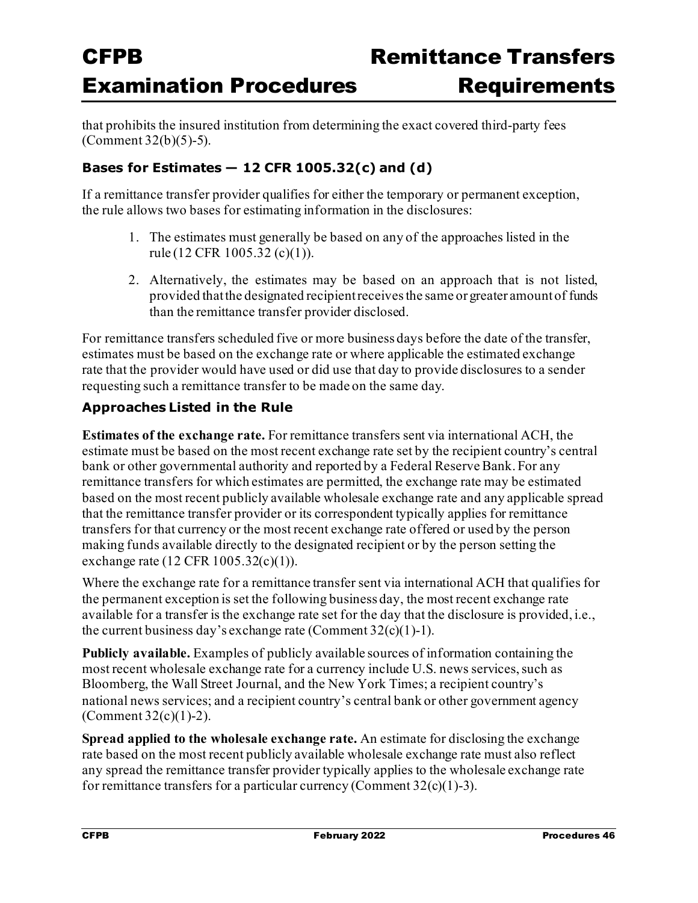that prohibits the insured institution from determining the exact covered third-party fees (Comment 32(b)(5)-5).

### Bases for Estimates — 12 CFR 1005.32(c) and (d)

If a remittance transfer provider qualifies for either the temporary or permanent exception, the rule allows two bases for estimating information in the disclosures:

1. The estimates must generally be based on any of the approaches listed in the rule (12 CFR 1005.32 (c)(1)).
2. Alternatively, the estimates may be based on an approach that is not listed, provided that the designated recipient receives the same or greater amount of funds than the remittance transfer provider disclosed.

For remittance transfers scheduled five or more business days before the date of the transfer, estimates must be based on the exchange rate or where applicable the estimated exchange rate that the provider would have used or did use that day to provide disclosures to a sender requesting such a remittance transfer to be made on the same day.

### Approaches Listed in the Rule

**Estimates of the exchange rate.** For remittance transfers sent via international ACH, the estimate must be based on the most recent exchange rate set by the recipient country's central bank or other governmental authority and reported by a Federal Reserve Bank. For any remittance transfers for which estimates are permitted, the exchange rate may be estimated based on the most recent publicly available wholesale exchange rate and any applicable spread that the remittance transfer provider or its correspondent typically applies for remittance transfers for that currency or the most recent exchange rate offered or used by the person making funds available directly to the designated recipient or by the person setting the exchange rate (12 CFR 1005.32(c)(1)).

Where the exchange rate for a remittance transfer sent via international ACH that qualifies for the permanent exception is set the following business day, the most recent exchange rate available for a transfer is the exchange rate set for the day that the disclosure is provided, i.e., the current business day's exchange rate (Comment 32(c)(1)-1).

**Publicly available.** Examples of publicly available sources of information containing the most recent wholesale exchange rate for a currency include U.S. news services, such as Bloomberg, the Wall Street Journal, and the New York Times; a recipient country's national news services; and a recipient country's central bank or other government agency (Comment 32(c)(1)-2).

**Spread applied to the wholesale exchange rate.** An estimate for disclosing the exchange rate based on the most recent publicly available wholesale exchange rate must also reflect any spread the remittance transfer provider typically applies to the wholesale exchange rate for remittance transfers for a particular currency (Comment 32(c)(1)-3).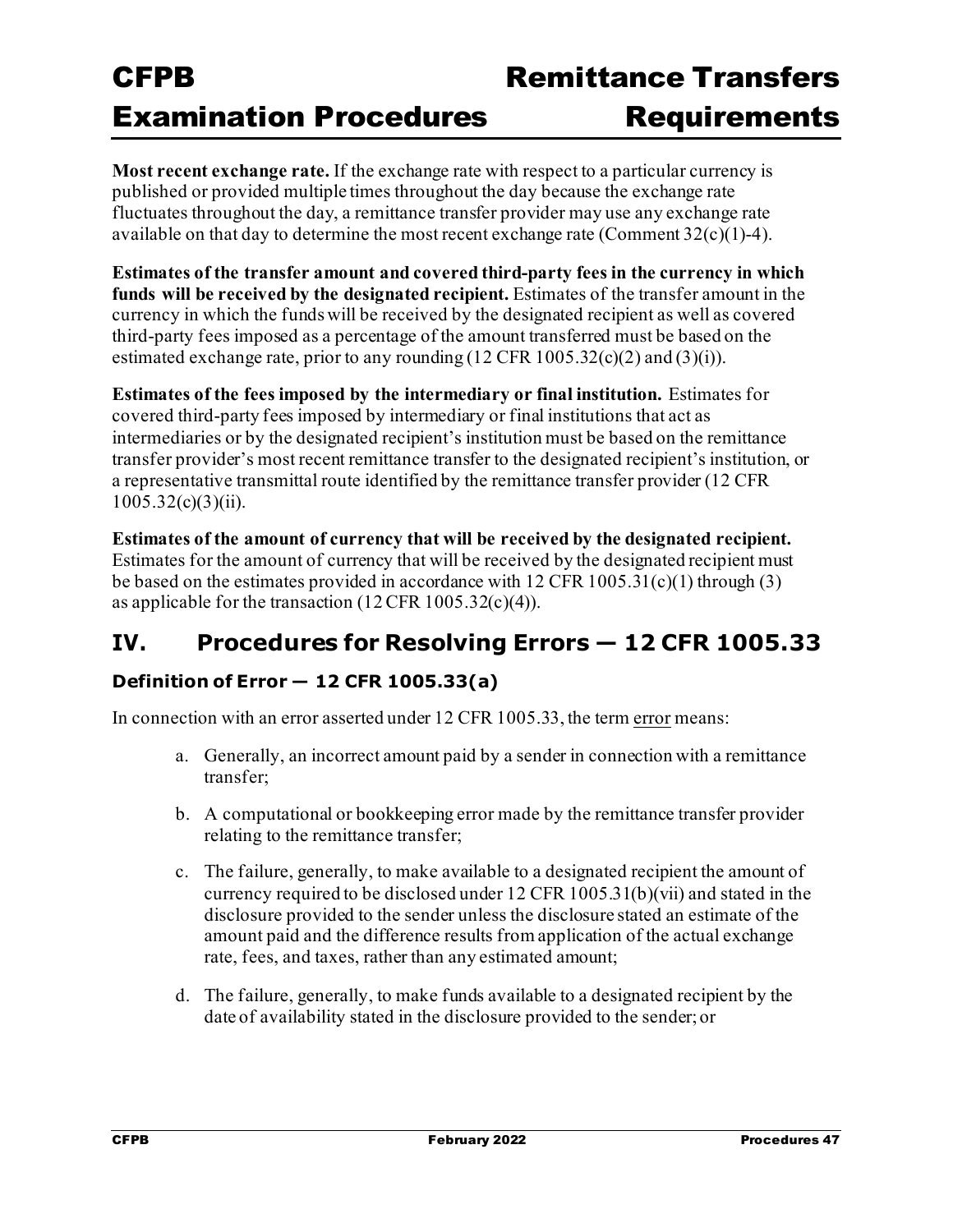**Most recent exchange rate.** If the exchange rate with respect to a particular currency is published or provided multiple times throughout the day because the exchange rate fluctuates throughout the day, a remittance transfer provider may use any exchange rate available on that day to determine the most recent exchange rate (Comment 32(c)(1)-4).

**Estimates of the transfer amount and covered third-party fees in the currency in which funds will be received by the designated recipient.** Estimates of the transfer amount in the currency in which the funds will be received by the designated recipient as well as covered third-party fees imposed as a percentage of the amount transferred must be based on the estimated exchange rate, prior to any rounding (12 CFR 1005.32(c)(2) and (3)(i)).

**Estimates of the fees imposed by the intermediary or final institution.** Estimates for covered third-party fees imposed by intermediary or final institutions that act as intermediaries or by the designated recipient's institution must be based on the remittance transfer provider's most recent remittance transfer to the designated recipient's institution, or a representative transmittal route identified by the remittance transfer provider (12 CFR 1005.32(c)(3)(ii).

**Estimates of the amount of currency that will be received by the designated recipient.** Estimates for the amount of currency that will be received by the designated recipient must be based on the estimates provided in accordance with 12 CFR 1005.31(c)(1) through (3) as applicable for the transaction (12 CFR 1005.32(c)(4)).

## IV. Procedures for Resolving Errors — 12 CFR 1005.33

### Definition of Error — 12 CFR 1005.33(a)

In connection with an error asserted under 12 CFR 1005.33, the term error means:

a. Generally, an incorrect amount paid by a sender in connection with a remittance transfer;

b. A computational or bookkeeping error made by the remittance transfer provider relating to the remittance transfer;

c. The failure, generally, to make available to a designated recipient the amount of currency required to be disclosed under 12 CFR 1005.31(b)(vii) and stated in the disclosure provided to the sender unless the disclosure stated an estimate of the amount paid and the difference results from application of the actual exchange rate, fees, and taxes, rather than any estimated amount;

d. The failure, generally, to make funds available to a designated recipient by the date of availability stated in the disclosure provided to the sender; or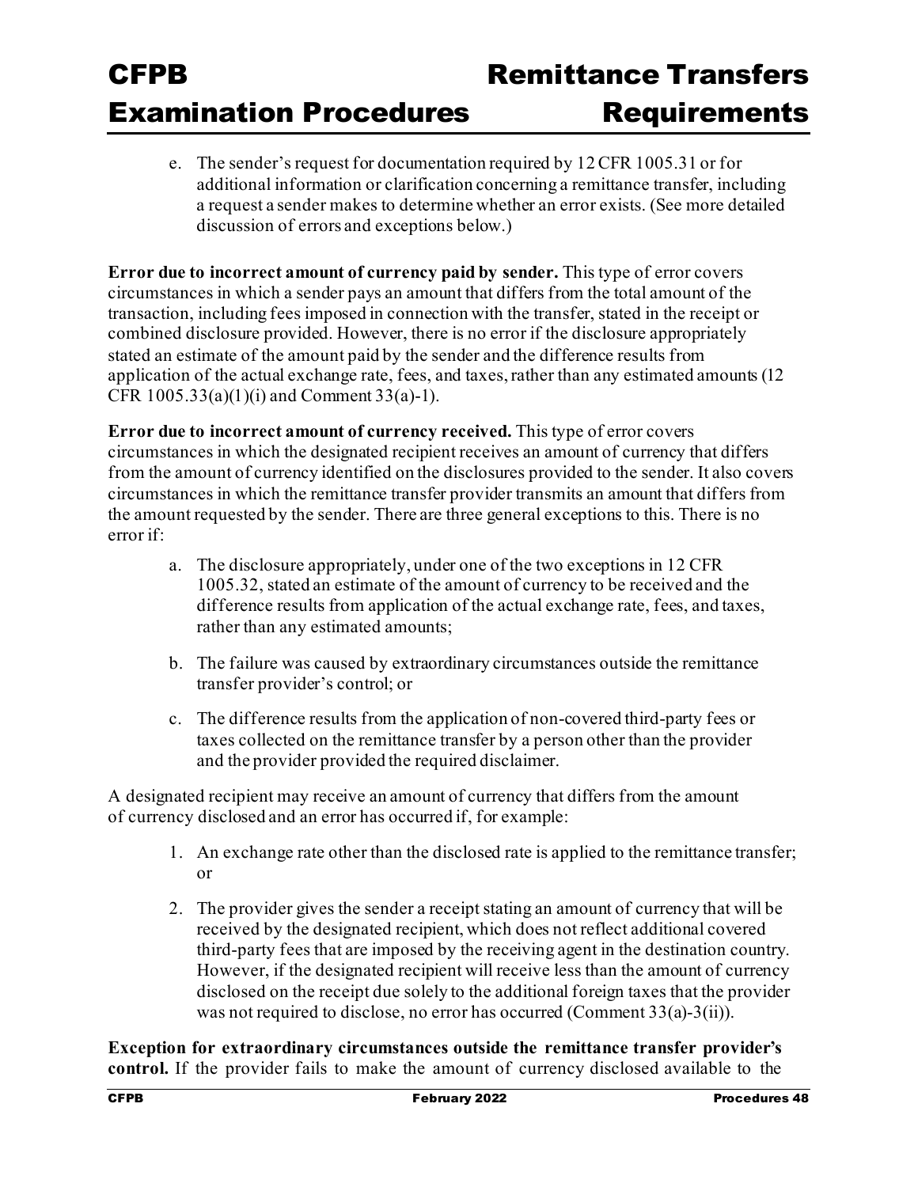e. The sender's request for documentation required by 12 CFR 1005.31 or for additional information or clarification concerning a remittance transfer, including a request a sender makes to determine whether an error exists. (See more detailed discussion of errors and exceptions below.)

**Error due to incorrect amount of currency paid by sender.** This type of error covers circumstances in which a sender pays an amount that differs from the total amount of the transaction, including fees imposed in connection with the transfer, stated in the receipt or combined disclosure provided. However, there is no error if the disclosure appropriately stated an estimate of the amount paid by the sender and the difference results from application of the actual exchange rate, fees, and taxes, rather than any estimated amounts (12 CFR 1005.33(a)(1)(i) and Comment 33(a)-1).

**Error due to incorrect amount of currency received.** This type of error covers circumstances in which the designated recipient receives an amount of currency that differs from the amount of currency identified on the disclosures provided to the sender. It also covers circumstances in which the remittance transfer provider transmits an amount that differs from the amount requested by the sender. There are three general exceptions to this. There is no error if:

a. The disclosure appropriately, under one of the two exceptions in 12 CFR 1005.32, stated an estimate of the amount of currency to be received and the difference results from application of the actual exchange rate, fees, and taxes, rather than any estimated amounts;

b. The failure was caused by extraordinary circumstances outside the remittance transfer provider's control; or

c. The difference results from the application of non-covered third-party fees or taxes collected on the remittance transfer by a person other than the provider and the provider provided the required disclaimer.

A designated recipient may receive an amount of currency that differs from the amount of currency disclosed and an error has occurred if, for example:

1. An exchange rate other than the disclosed rate is applied to the remittance transfer; or

2. The provider gives the sender a receipt stating an amount of currency that will be received by the designated recipient, which does not reflect additional covered third-party fees that are imposed by the receiving agent in the destination country. However, if the designated recipient will receive less than the amount of currency disclosed on the receipt due solely to the additional foreign taxes that the provider was not required to disclose, no error has occurred (Comment 33(a)-3(ii)).

**Exception for extraordinary circumstances outside the remittance transfer provider's control.** If the provider fails to make the amount of currency disclosed available to the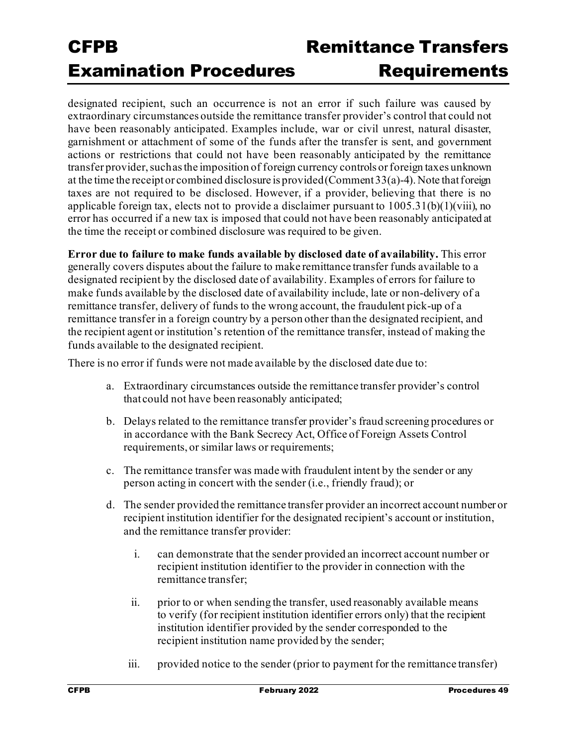designated recipient, such an occurrence is not an error if such failure was caused by extraordinary circumstances outside the remittance transfer provider's control that could not have been reasonably anticipated. Examples include, war or civil unrest, natural disaster, garnishment or attachment of some of the funds after the transfer is sent, and government actions or restrictions that could not have been reasonably anticipated by the remittance transfer provider, such as the imposition of foreign currency controls or foreign taxes unknown at the time the receipt or combined disclosure is provided (Comment 33(a)-4). Note that foreign taxes are not required to be disclosed. However, if a provider, believing that there is no applicable foreign tax, elects not to provide a disclaimer pursuant to 1005.31(b)(1)(viii), no error has occurred if a new tax is imposed that could not have been reasonably anticipated at the time the receipt or combined disclosure was required to be given.

**Error due to failure to make funds available by disclosed date of availability.** This error generally covers disputes about the failure to make remittance transfer funds available to a designated recipient by the disclosed date of availability. Examples of errors for failure to make funds available by the disclosed date of availability include, late or non-delivery of a remittance transfer, delivery of funds to the wrong account, the fraudulent pick-up of a remittance transfer in a foreign country by a person other than the designated recipient, and the recipient agent or institution's retention of the remittance transfer, instead of making the funds available to the designated recipient.

There is no error if funds were not made available by the disclosed date due to:

a. Extraordinary circumstances outside the remittance transfer provider's control that could not have been reasonably anticipated;

b. Delays related to the remittance transfer provider's fraud screening procedures or in accordance with the Bank Secrecy Act, Office of Foreign Assets Control requirements, or similar laws or requirements;

c. The remittance transfer was made with fraudulent intent by the sender or any person acting in concert with the sender (i.e., friendly fraud); or

d. The sender provided the remittance transfer provider an incorrect account number or recipient institution identifier for the designated recipient's account or institution, and the remittance transfer provider:

   i. can demonstrate that the sender provided an incorrect account number or recipient institution identifier to the provider in connection with the remittance transfer;

   ii. prior to or when sending the transfer, used reasonably available means to verify (for recipient institution identifier errors only) that the recipient institution identifier provided by the sender corresponded to the recipient institution name provided by the sender;

   iii. provided notice to the sender (prior to payment for the remittance transfer)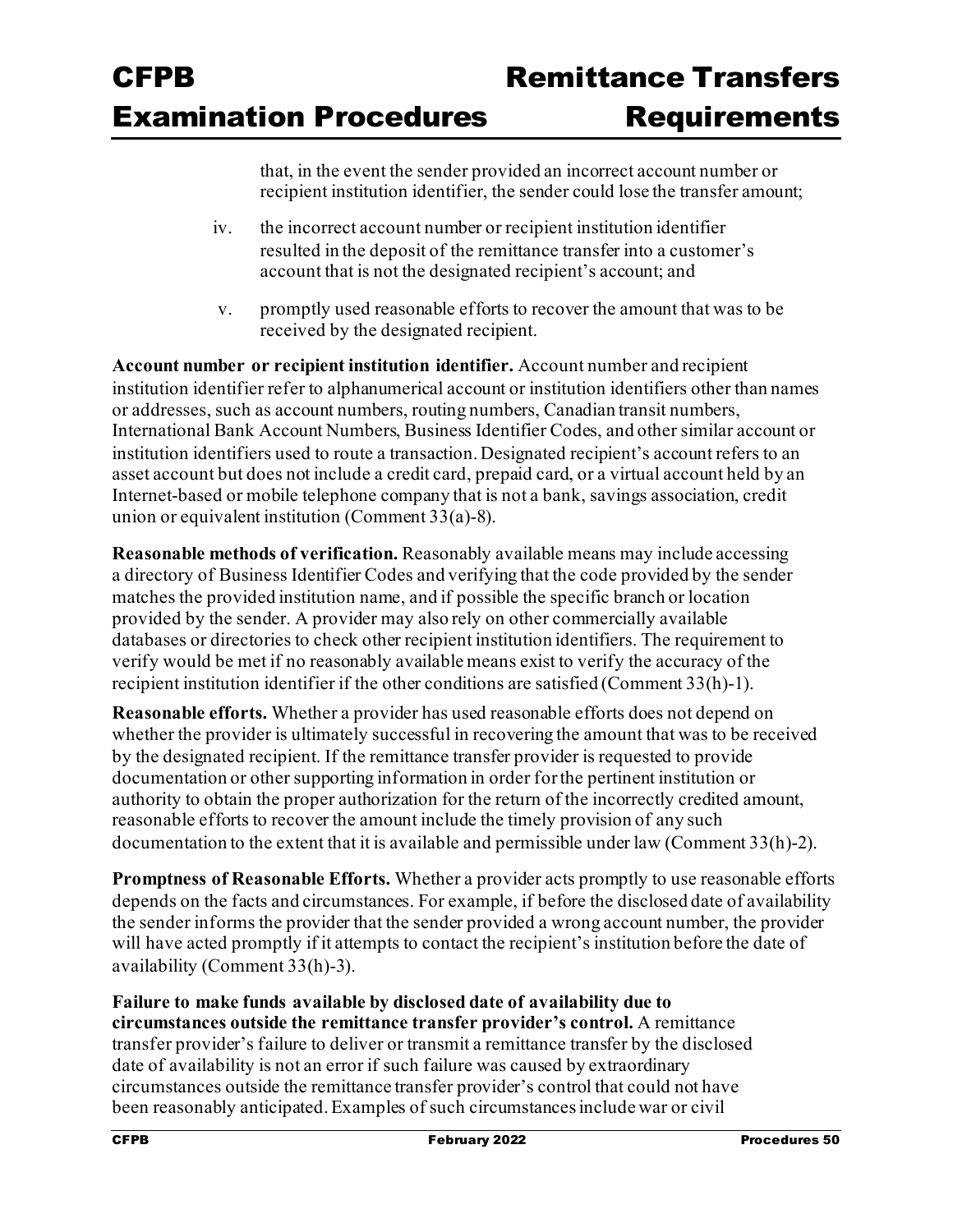that, in the event the sender provided an incorrect account number or recipient institution identifier, the sender could lose the transfer amount;

iv. the incorrect account number or recipient institution identifier resulted in the deposit of the remittance transfer into a customer's account that is not the designated recipient's account; and

v. promptly used reasonable efforts to recover the amount that was to be received by the designated recipient.

**Account number or recipient institution identifier.** Account number and recipient institution identifier refer to alphanumerical account or institution identifiers other than names or addresses, such as account numbers, routing numbers, Canadian transit numbers, International Bank Account Numbers, Business Identifier Codes, and other similar account or institution identifiers used to route a transaction. Designated recipient's account refers to an asset account but does not include a credit card, prepaid card, or a virtual account held by an Internet-based or mobile telephone company that is not a bank, savings association, credit union or equivalent institution (Comment 33(a)-8).

**Reasonable methods of verification.** Reasonably available means may include accessing a directory of Business Identifier Codes and verifying that the code provided by the sender matches the provided institution name, and if possible the specific branch or location provided by the sender. A provider may also rely on other commercially available databases or directories to check other recipient institution identifiers. The requirement to verify would be met if no reasonably available means exist to verify the accuracy of the recipient institution identifier if the other conditions are satisfied (Comment 33(h)-1).

**Reasonable efforts.** Whether a provider has used reasonable efforts does not depend on whether the provider is ultimately successful in recovering the amount that was to be received by the designated recipient. If the remittance transfer provider is requested to provide documentation or other supporting information in order for the pertinent institution or authority to obtain the proper authorization for the return of the incorrectly credited amount, reasonable efforts to recover the amount include the timely provision of any such documentation to the extent that it is available and permissible under law (Comment 33(h)-2).

**Promptness of Reasonable Efforts.** Whether a provider acts promptly to use reasonable efforts depends on the facts and circumstances. For example, if before the disclosed date of availability the sender informs the provider that the sender provided a wrong account number, the provider will have acted promptly if it attempts to contact the recipient's institution before the date of availability (Comment 33(h)-3).

**Failure to make funds available by disclosed date of availability due to circumstances outside the remittance transfer provider's control.** A remittance transfer provider's failure to deliver or transmit a remittance transfer by the disclosed date of availability is not an error if such failure was caused by extraordinary circumstances outside the remittance transfer provider's control that could not have been reasonably anticipated. Examples of such circumstances include war or civil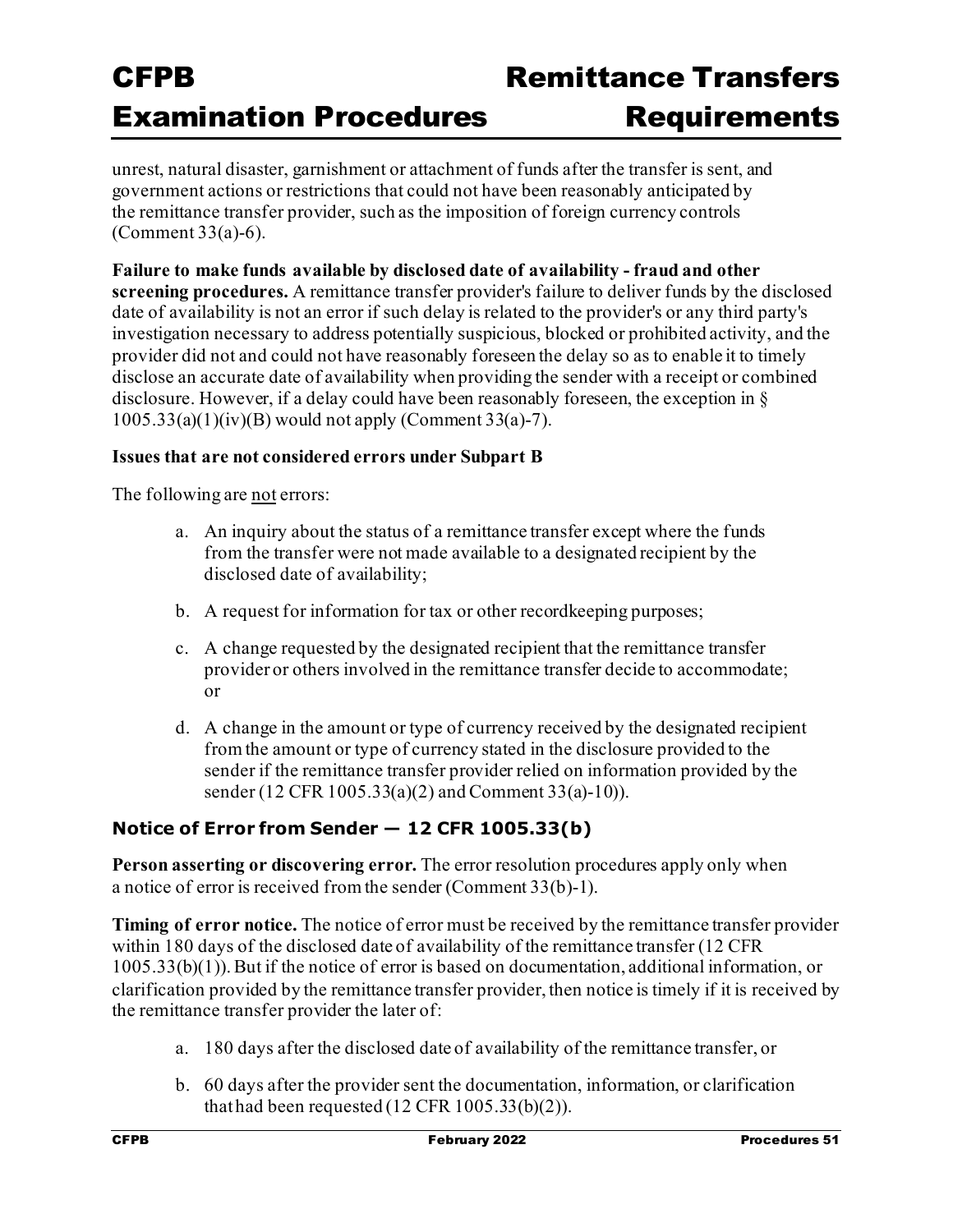unrest, natural disaster, garnishment or attachment of funds after the transfer is sent, and government actions or restrictions that could not have been reasonably anticipated by the remittance transfer provider, such as the imposition of foreign currency controls (Comment 33(a)-6).

**Failure to make funds available by disclosed date of availability - fraud and other screening procedures.** A remittance transfer provider's failure to deliver funds by the disclosed date of availability is not an error if such delay is related to the provider's or any third party's investigation necessary to address potentially suspicious, blocked or prohibited activity, and the provider did not and could not have reasonably foreseen the delay so as to enable it to timely disclose an accurate date of availability when providing the sender with a receipt or combined disclosure. However, if a delay could have been reasonably foreseen, the exception in § 1005.33(a)(1)(iv)(B) would not apply (Comment 33(a)-7).

**Issues that are not considered errors under Subpart B**

The following are <u>not</u> errors:

a. An inquiry about the status of a remittance transfer except where the funds from the transfer were not made available to a designated recipient by the disclosed date of availability;

b. A request for information for tax or other recordkeeping purposes;

c. A change requested by the designated recipient that the remittance transfer provider or others involved in the remittance transfer decide to accommodate; or

d. A change in the amount or type of currency received by the designated recipient from the amount or type of currency stated in the disclosure provided to the sender if the remittance transfer provider relied on information provided by the sender (12 CFR 1005.33(a)(2) and Comment 33(a)-10)).

### Notice of Error from Sender — 12 CFR 1005.33(b)

**Person asserting or discovering error.** The error resolution procedures apply only when a notice of error is received from the sender (Comment 33(b)-1).

**Timing of error notice.** The notice of error must be received by the remittance transfer provider within 180 days of the disclosed date of availability of the remittance transfer (12 CFR 1005.33(b)(1)). But if the notice of error is based on documentation, additional information, or clarification provided by the remittance transfer provider, then notice is timely if it is received by the remittance transfer provider the later of:

a. 180 days after the disclosed date of availability of the remittance transfer, or

b. 60 days after the provider sent the documentation, information, or clarification that had been requested (12 CFR 1005.33(b)(2)).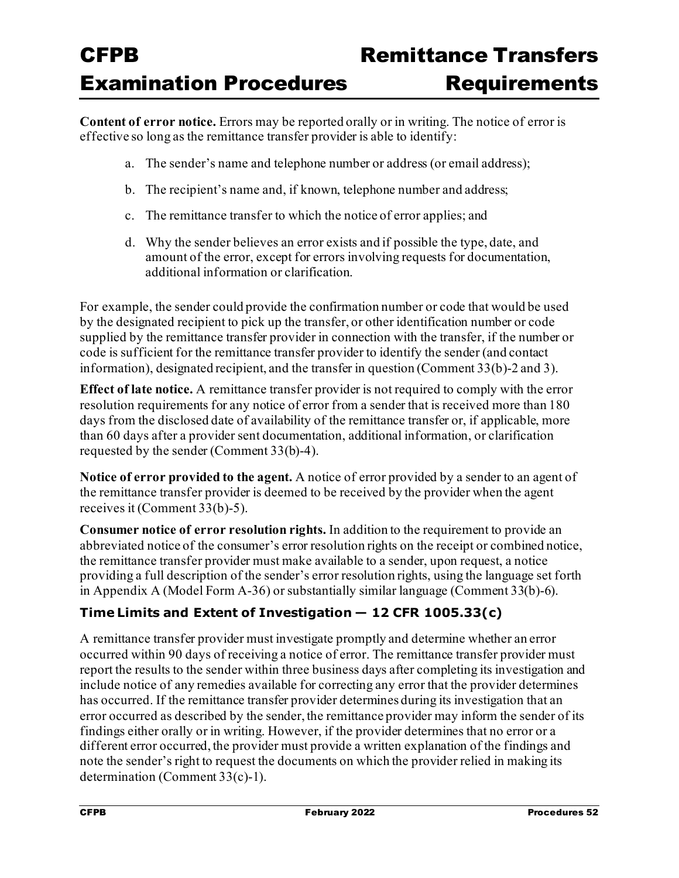**Content of error notice.** Errors may be reported orally or in writing. The notice of error is effective so long as the remittance transfer provider is able to identify:

a. The sender's name and telephone number or address (or email address);

b. The recipient's name and, if known, telephone number and address;

c. The remittance transfer to which the notice of error applies; and

d. Why the sender believes an error exists and if possible the type, date, and amount of the error, except for errors involving requests for documentation, additional information or clarification.

For example, the sender could provide the confirmation number or code that would be used by the designated recipient to pick up the transfer, or other identification number or code supplied by the remittance transfer provider in connection with the transfer, if the number or code is sufficient for the remittance transfer provider to identify the sender (and contact information), designated recipient, and the transfer in question (Comment 33(b)-2 and 3).

**Effect of late notice.** A remittance transfer provider is not required to comply with the error resolution requirements for any notice of error from a sender that is received more than 180 days from the disclosed date of availability of the remittance transfer or, if applicable, more than 60 days after a provider sent documentation, additional information, or clarification requested by the sender (Comment 33(b)-4).

**Notice of error provided to the agent.** A notice of error provided by a sender to an agent of the remittance transfer provider is deemed to be received by the provider when the agent receives it (Comment 33(b)-5).

**Consumer notice of error resolution rights.** In addition to the requirement to provide an abbreviated notice of the consumer's error resolution rights on the receipt or combined notice, the remittance transfer provider must make available to a sender, upon request, a notice providing a full description of the sender's error resolution rights, using the language set forth in Appendix A (Model Form A-36) or substantially similar language (Comment 33(b)-6).

### Time Limits and Extent of Investigation — 12 CFR 1005.33(c)

A remittance transfer provider must investigate promptly and determine whether an error occurred within 90 days of receiving a notice of error. The remittance transfer provider must report the results to the sender within three business days after completing its investigation and include notice of any remedies available for correcting any error that the provider determines has occurred. If the remittance transfer provider determines during its investigation that an error occurred as described by the sender, the remittance provider may inform the sender of its findings either orally or in writing. However, if the provider determines that no error or a different error occurred, the provider must provide a written explanation of the findings and note the sender's right to request the documents on which the provider relied in making its determination (Comment 33(c)-1).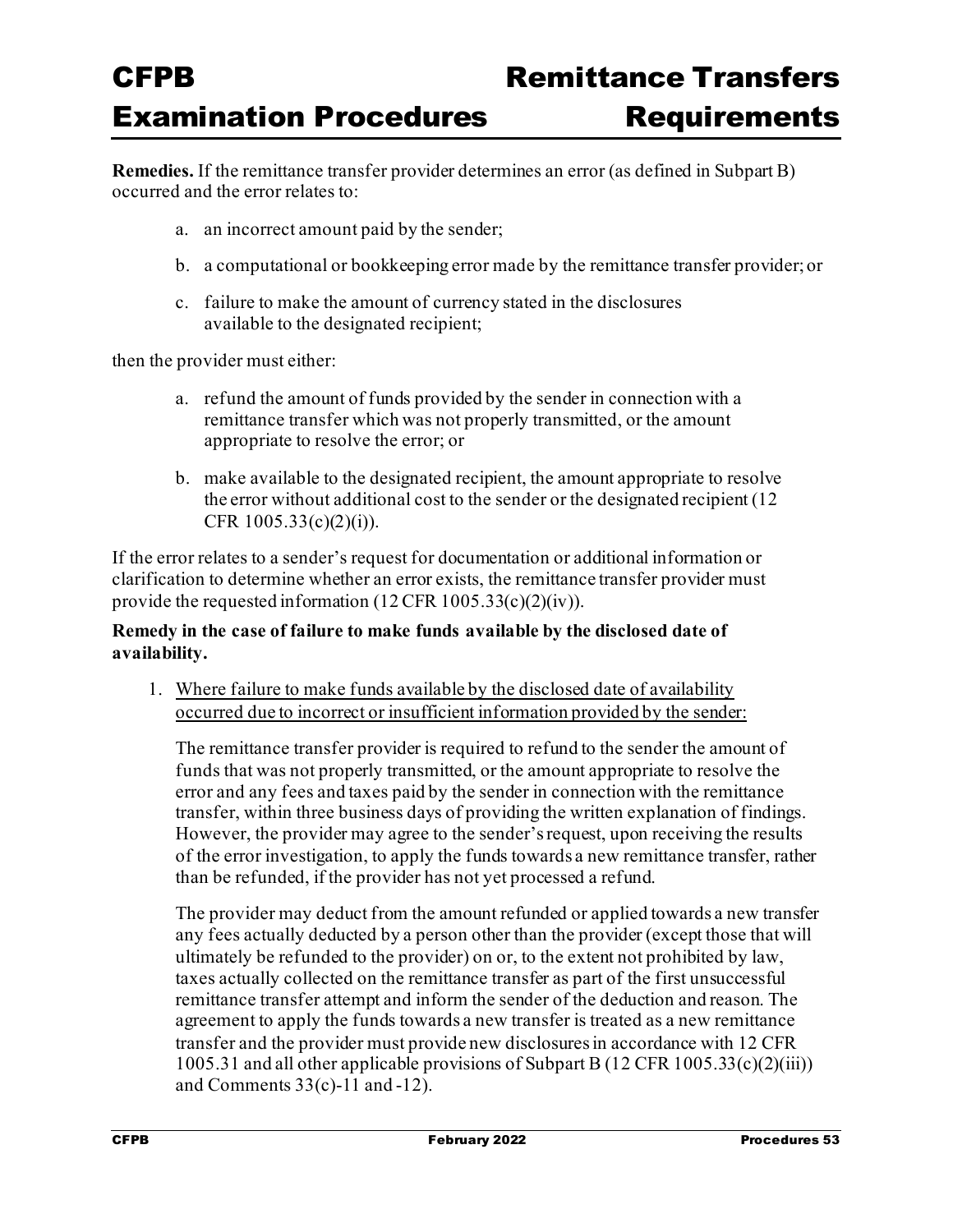**Remedies.** If the remittance transfer provider determines an error (as defined in Subpart B) occurred and the error relates to:

a. an incorrect amount paid by the sender;

b. a computational or bookkeeping error made by the remittance transfer provider; or

c. failure to make the amount of currency stated in the disclosures available to the designated recipient;

then the provider must either:

a. refund the amount of funds provided by the sender in connection with a remittance transfer which was not properly transmitted, or the amount appropriate to resolve the error; or

b. make available to the designated recipient, the amount appropriate to resolve the error without additional cost to the sender or the designated recipient (12 CFR 1005.33(c)(2)(i)).

If the error relates to a sender's request for documentation or additional information or clarification to determine whether an error exists, the remittance transfer provider must provide the requested information (12 CFR 1005.33(c)(2)(iv)).

**Remedy in the case of failure to make funds available by the disclosed date of availability.**

1. Where failure to make funds available by the disclosed date of availability occurred due to incorrect or insufficient information provided by the sender:

   The remittance transfer provider is required to refund to the sender the amount of funds that was not properly transmitted, or the amount appropriate to resolve the error and any fees and taxes paid by the sender in connection with the remittance transfer, within three business days of providing the written explanation of findings. However, the provider may agree to the sender's request, upon receiving the results of the error investigation, to apply the funds towards a new remittance transfer, rather than be refunded, if the provider has not yet processed a refund.

   The provider may deduct from the amount refunded or applied towards a new transfer any fees actually deducted by a person other than the provider (except those that will ultimately be refunded to the provider) on or, to the extent not prohibited by law, taxes actually collected on the remittance transfer as part of the first unsuccessful remittance transfer attempt and inform the sender of the deduction and reason. The agreement to apply the funds towards a new transfer is treated as a new remittance transfer and the provider must provide new disclosures in accordance with 12 CFR 1005.31 and all other applicable provisions of Subpart B (12 CFR 1005.33(c)(2)(iii)) and Comments 33(c)-11 and -12).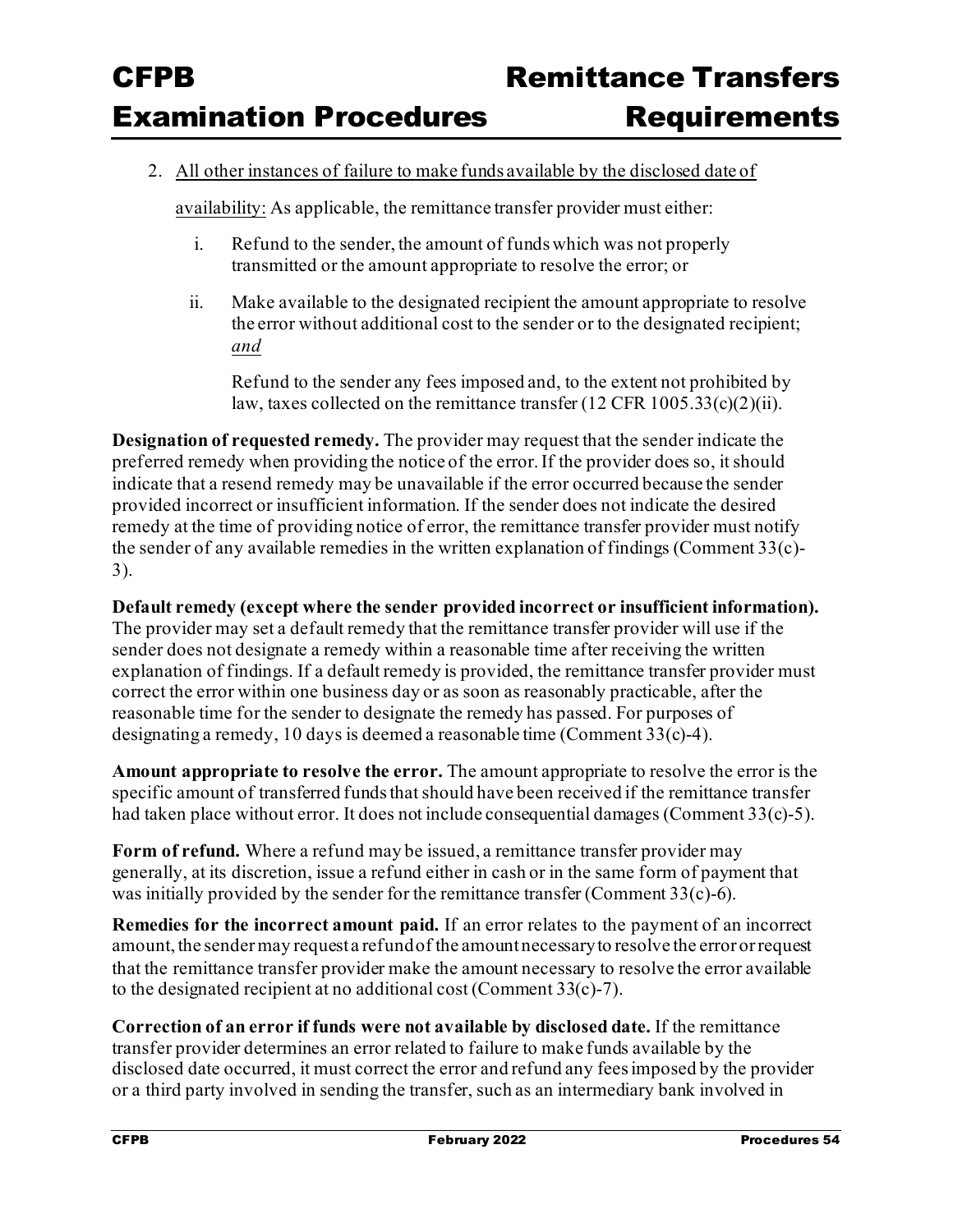2. <u>All other instances of failure to make funds available by the disclosed date of availability:</u> As applicable, the remittance transfer provider must either:

   i. Refund to the sender, the amount of funds which was not properly transmitted or the amount appropriate to resolve the error; or

   ii. Make available to the designated recipient the amount appropriate to resolve the error without additional cost to the sender or to the designated recipient; *<u>and</u>*

   Refund to the sender any fees imposed and, to the extent not prohibited by law, taxes collected on the remittance transfer (12 CFR 1005.33(c)(2)(ii).

**Designation of requested remedy.** The provider may request that the sender indicate the preferred remedy when providing the notice of the error. If the provider does so, it should indicate that a resend remedy may be unavailable if the error occurred because the sender provided incorrect or insufficient information. If the sender does not indicate the desired remedy at the time of providing notice of error, the remittance transfer provider must notify the sender of any available remedies in the written explanation of findings (Comment 33(c)-3).

**Default remedy (except where the sender provided incorrect or insufficient information).** The provider may set a default remedy that the remittance transfer provider will use if the sender does not designate a remedy within a reasonable time after receiving the written explanation of findings. If a default remedy is provided, the remittance transfer provider must correct the error within one business day or as soon as reasonably practicable, after the reasonable time for the sender to designate the remedy has passed. For purposes of designating a remedy, 10 days is deemed a reasonable time (Comment 33(c)-4).

**Amount appropriate to resolve the error.** The amount appropriate to resolve the error is the specific amount of transferred funds that should have been received if the remittance transfer had taken place without error. It does not include consequential damages (Comment 33(c)-5).

**Form of refund.** Where a refund may be issued, a remittance transfer provider may generally, at its discretion, issue a refund either in cash or in the same form of payment that was initially provided by the sender for the remittance transfer (Comment 33(c)-6).

**Remedies for the incorrect amount paid.** If an error relates to the payment of an incorrect amount, the sender may request a refund of the amount necessary to resolve the error or request that the remittance transfer provider make the amount necessary to resolve the error available to the designated recipient at no additional cost (Comment 33(c)-7).

**Correction of an error if funds were not available by disclosed date.** If the remittance transfer provider determines an error related to failure to make funds available by the disclosed date occurred, it must correct the error and refund any fees imposed by the provider or a third party involved in sending the transfer, such as an intermediary bank involved in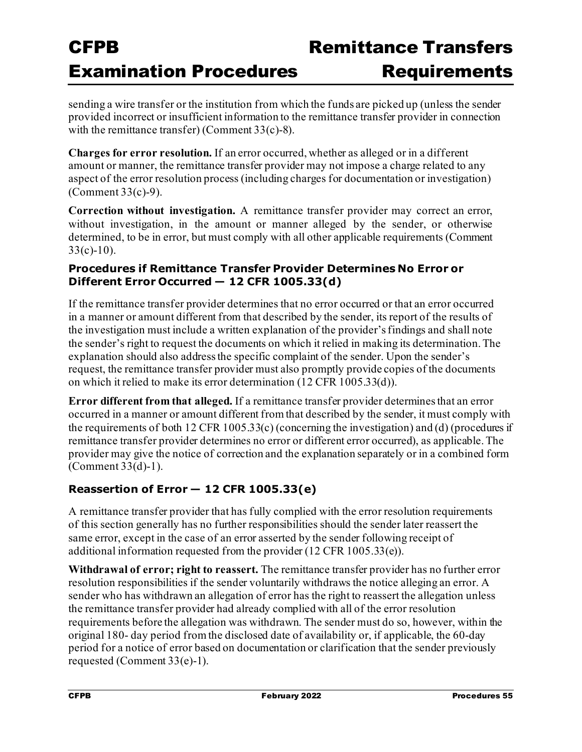sending a wire transfer or the institution from which the funds are picked up (unless the sender provided incorrect or insufficient information to the remittance transfer provider in connection with the remittance transfer) (Comment 33(c)-8).

**Charges for error resolution.** If an error occurred, whether as alleged or in a different amount or manner, the remittance transfer provider may not impose a charge related to any aspect of the error resolution process (including charges for documentation or investigation) (Comment 33(c)-9).

**Correction without investigation.** A remittance transfer provider may correct an error, without investigation, in the amount or manner alleged by the sender, or otherwise determined, to be in error, but must comply with all other applicable requirements (Comment 33(c)-10).

### Procedures if Remittance Transfer Provider Determines No Error or Different Error Occurred — 12 CFR 1005.33(d)

If the remittance transfer provider determines that no error occurred or that an error occurred in a manner or amount different from that described by the sender, its report of the results of the investigation must include a written explanation of the provider's findings and shall note the sender's right to request the documents on which it relied in making its determination. The explanation should also address the specific complaint of the sender. Upon the sender's request, the remittance transfer provider must also promptly provide copies of the documents on which it relied to make its error determination (12 CFR 1005.33(d)).

**Error different from that alleged.** If a remittance transfer provider determines that an error occurred in a manner or amount different from that described by the sender, it must comply with the requirements of both 12 CFR 1005.33(c) (concerning the investigation) and (d) (procedures if remittance transfer provider determines no error or different error occurred), as applicable. The provider may give the notice of correction and the explanation separately or in a combined form (Comment 33(d)-1).

### Reassertion of Error — 12 CFR 1005.33(e)

A remittance transfer provider that has fully complied with the error resolution requirements of this section generally has no further responsibilities should the sender later reassert the same error, except in the case of an error asserted by the sender following receipt of additional information requested from the provider (12 CFR 1005.33(e)).

**Withdrawal of error; right to reassert.** The remittance transfer provider has no further error resolution responsibilities if the sender voluntarily withdraws the notice alleging an error. A sender who has withdrawn an allegation of error has the right to reassert the allegation unless the remittance transfer provider had already complied with all of the error resolution requirements before the allegation was withdrawn. The sender must do so, however, within the original 180- day period from the disclosed date of availability or, if applicable, the 60-day period for a notice of error based on documentation or clarification that the sender previously requested (Comment 33(e)-1).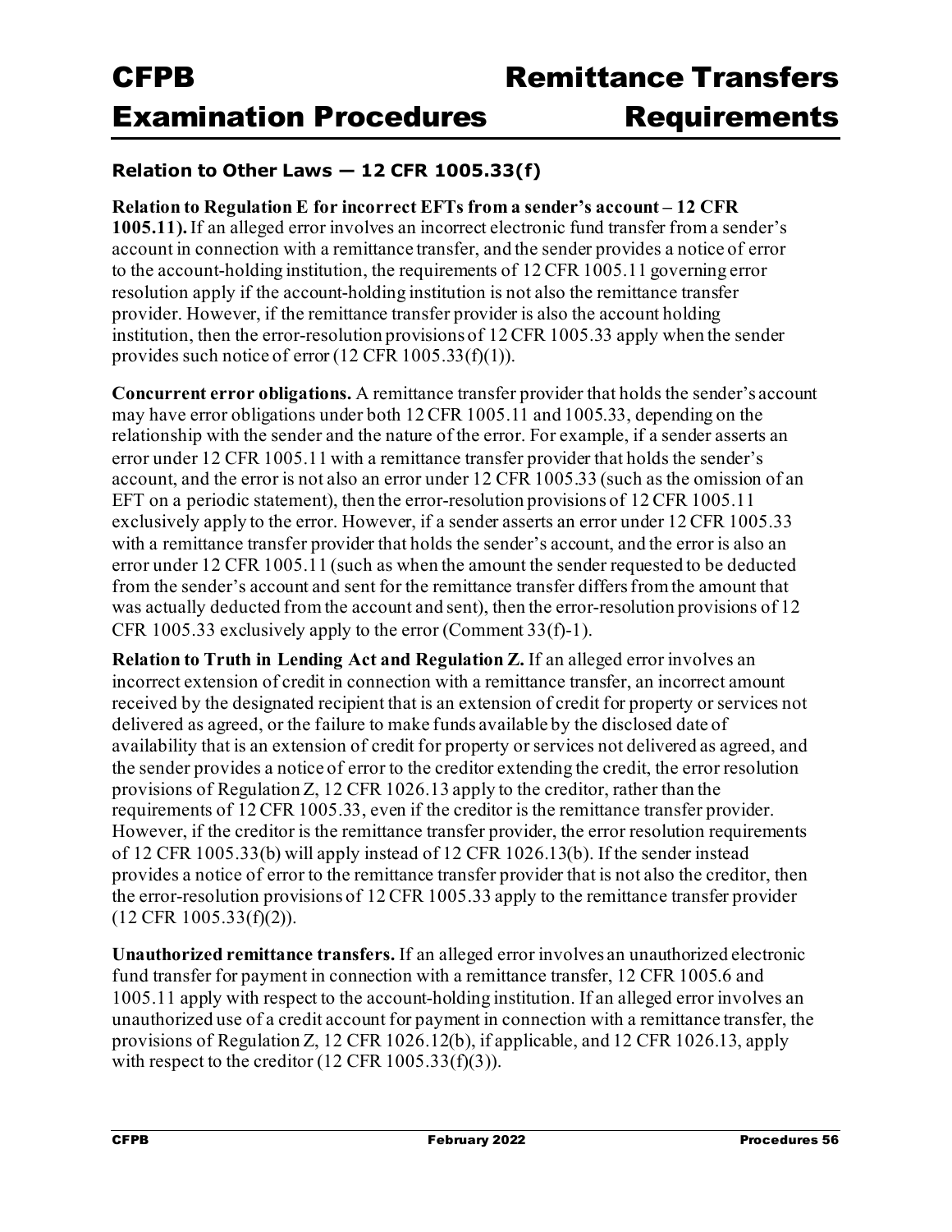### Relation to Other Laws — 12 CFR 1005.33(f)

**Relation to Regulation E for incorrect EFTs from a sender's account – 12 CFR 1005.11).** If an alleged error involves an incorrect electronic fund transfer from a sender's account in connection with a remittance transfer, and the sender provides a notice of error to the account-holding institution, the requirements of 12 CFR 1005.11 governing error resolution apply if the account-holding institution is not also the remittance transfer provider. However, if the remittance transfer provider is also the account holding institution, then the error-resolution provisions of 12 CFR 1005.33 apply when the sender provides such notice of error (12 CFR 1005.33(f)(1)).

**Concurrent error obligations.** A remittance transfer provider that holds the sender's account may have error obligations under both 12 CFR 1005.11 and 1005.33, depending on the relationship with the sender and the nature of the error. For example, if a sender asserts an error under 12 CFR 1005.11 with a remittance transfer provider that holds the sender's account, and the error is not also an error under 12 CFR 1005.33 (such as the omission of an EFT on a periodic statement), then the error-resolution provisions of 12 CFR 1005.11 exclusively apply to the error. However, if a sender asserts an error under 12 CFR 1005.33 with a remittance transfer provider that holds the sender's account, and the error is also an error under 12 CFR 1005.11 (such as when the amount the sender requested to be deducted from the sender's account and sent for the remittance transfer differs from the amount that was actually deducted from the account and sent), then the error-resolution provisions of 12 CFR 1005.33 exclusively apply to the error (Comment 33(f)-1).

**Relation to Truth in Lending Act and Regulation Z.** If an alleged error involves an incorrect extension of credit in connection with a remittance transfer, an incorrect amount received by the designated recipient that is an extension of credit for property or services not delivered as agreed, or the failure to make funds available by the disclosed date of availability that is an extension of credit for property or services not delivered as agreed, and the sender provides a notice of error to the creditor extending the credit, the error resolution provisions of Regulation Z, 12 CFR 1026.13 apply to the creditor, rather than the requirements of 12 CFR 1005.33, even if the creditor is the remittance transfer provider. However, if the creditor is the remittance transfer provider, the error resolution requirements of 12 CFR 1005.33(b) will apply instead of 12 CFR 1026.13(b). If the sender instead provides a notice of error to the remittance transfer provider that is not also the creditor, then the error-resolution provisions of 12 CFR 1005.33 apply to the remittance transfer provider (12 CFR 1005.33(f)(2)).

**Unauthorized remittance transfers.** If an alleged error involves an unauthorized electronic fund transfer for payment in connection with a remittance transfer, 12 CFR 1005.6 and 1005.11 apply with respect to the account-holding institution. If an alleged error involves an unauthorized use of a credit account for payment in connection with a remittance transfer, the provisions of Regulation Z, 12 CFR 1026.12(b), if applicable, and 12 CFR 1026.13, apply with respect to the creditor (12 CFR 1005.33(f)(3)).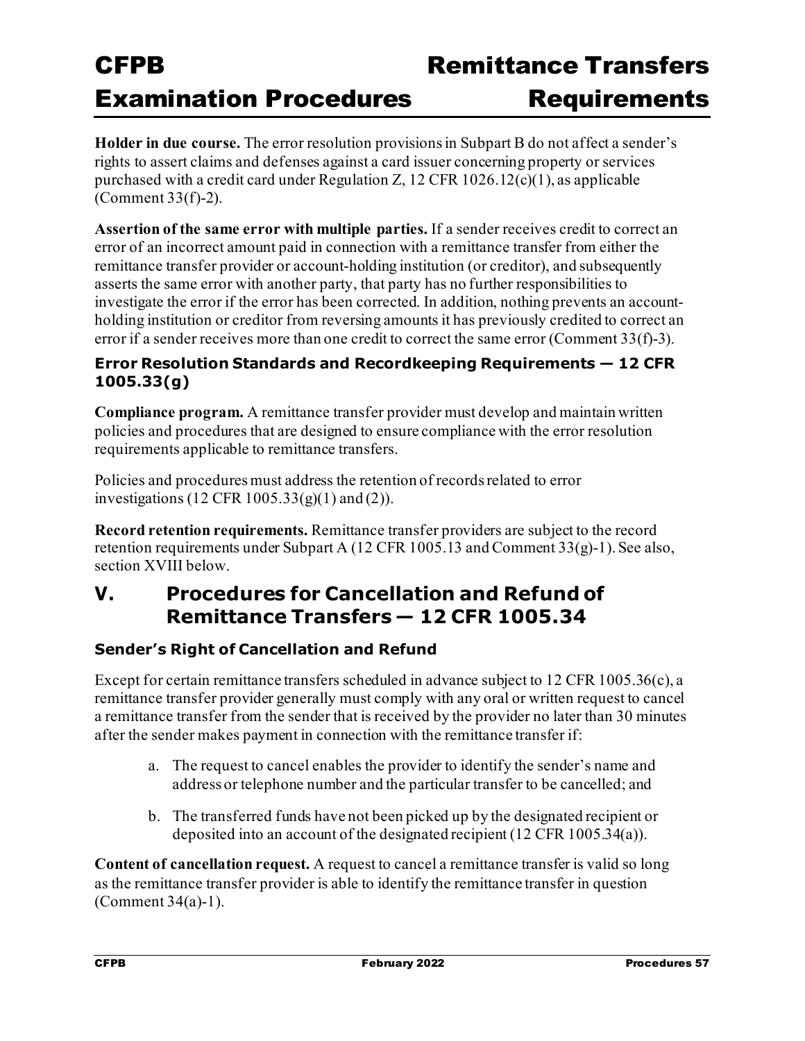**Holder in due course.** The error resolution provisions in Subpart B do not affect a sender's rights to assert claims and defenses against a card issuer concerning property or services purchased with a credit card under Regulation Z, 12 CFR 1026.12(c)(1), as applicable (Comment 33(f)-2).

**Assertion of the same error with multiple parties.** If a sender receives credit to correct an error of an incorrect amount paid in connection with a remittance transfer from either the remittance transfer provider or account-holding institution (or creditor), and subsequently asserts the same error with another party, that party has no further responsibilities to investigate the error if the error has been corrected. In addition, nothing prevents an account-holding institution or creditor from reversing amounts it has previously credited to correct an error if a sender receives more than one credit to correct the same error (Comment 33(f)-3).

### Error Resolution Standards and Recordkeeping Requirements — 12 CFR 1005.33(g)

**Compliance program.** A remittance transfer provider must develop and maintain written policies and procedures that are designed to ensure compliance with the error resolution requirements applicable to remittance transfers.

Policies and procedures must address the retention of records related to error investigations (12 CFR 1005.33(g)(1) and (2)).

**Record retention requirements.** Remittance transfer providers are subject to the record retention requirements under Subpart A (12 CFR 1005.13 and Comment 33(g)-1). See also, section XVIII below.

## V. Procedures for Cancellation and Refund of Remittance Transfers — 12 CFR 1005.34

### Sender's Right of Cancellation and Refund

Except for certain remittance transfers scheduled in advance subject to 12 CFR 1005.36(c), a remittance transfer provider generally must comply with any oral or written request to cancel a remittance transfer from the sender that is received by the provider no later than 30 minutes after the sender makes payment in connection with the remittance transfer if:

a. The request to cancel enables the provider to identify the sender's name and address or telephone number and the particular transfer to be cancelled; and

b. The transferred funds have not been picked up by the designated recipient or deposited into an account of the designated recipient (12 CFR 1005.34(a)).

**Content of cancellation request.** A request to cancel a remittance transfer is valid so long as the remittance transfer provider is able to identify the remittance transfer in question (Comment 34(a)-1).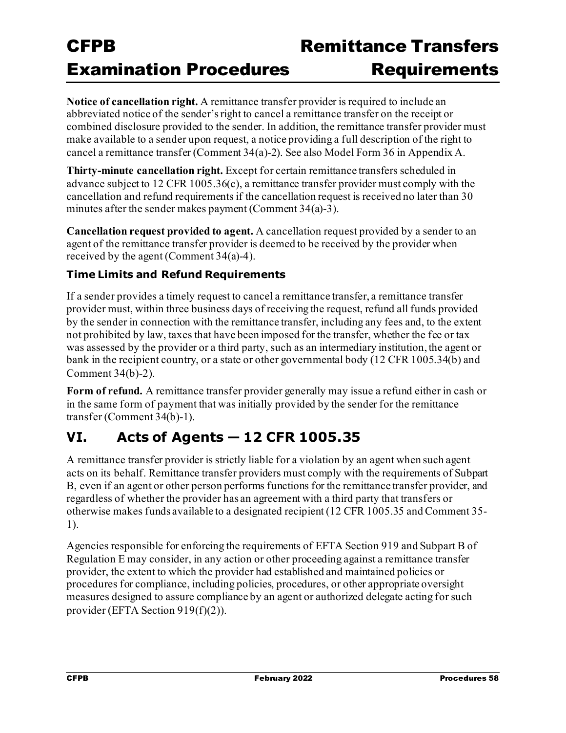**Notice of cancellation right.** A remittance transfer provider is required to include an abbreviated notice of the sender's right to cancel a remittance transfer on the receipt or combined disclosure provided to the sender. In addition, the remittance transfer provider must make available to a sender upon request, a notice providing a full description of the right to cancel a remittance transfer (Comment 34(a)-2). See also Model Form 36 in Appendix A.

**Thirty-minute cancellation right.** Except for certain remittance transfers scheduled in advance subject to 12 CFR 1005.36(c), a remittance transfer provider must comply with the cancellation and refund requirements if the cancellation request is received no later than 30 minutes after the sender makes payment (Comment 34(a)-3).

**Cancellation request provided to agent.** A cancellation request provided by a sender to an agent of the remittance transfer provider is deemed to be received by the provider when received by the agent (Comment 34(a)-4).

### Time Limits and Refund Requirements

If a sender provides a timely request to cancel a remittance transfer, a remittance transfer provider must, within three business days of receiving the request, refund all funds provided by the sender in connection with the remittance transfer, including any fees and, to the extent not prohibited by law, taxes that have been imposed for the transfer, whether the fee or tax was assessed by the provider or a third party, such as an intermediary institution, the agent or bank in the recipient country, or a state or other governmental body (12 CFR 1005.34(b) and Comment 34(b)-2).

**Form of refund.** A remittance transfer provider generally may issue a refund either in cash or in the same form of payment that was initially provided by the sender for the remittance transfer (Comment 34(b)-1).

## VI. Acts of Agents — 12 CFR 1005.35

A remittance transfer provider is strictly liable for a violation by an agent when such agent acts on its behalf. Remittance transfer providers must comply with the requirements of Subpart B, even if an agent or other person performs functions for the remittance transfer provider, and regardless of whether the provider has an agreement with a third party that transfers or otherwise makes funds available to a designated recipient (12 CFR 1005.35 and Comment 35-1).

Agencies responsible for enforcing the requirements of EFTA Section 919 and Subpart B of Regulation E may consider, in any action or other proceeding against a remittance transfer provider, the extent to which the provider had established and maintained policies or procedures for compliance, including policies, procedures, or other appropriate oversight measures designed to assure compliance by an agent or authorized delegate acting for such provider (EFTA Section 919(f)(2)).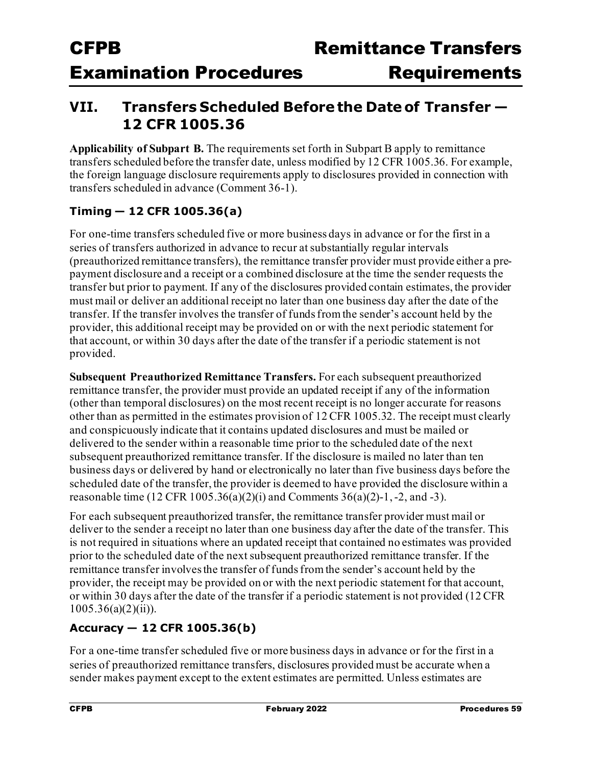## VII. Transfers Scheduled Before the Date of Transfer — 12 CFR 1005.36

**Applicability of Subpart B.** The requirements set forth in Subpart B apply to remittance transfers scheduled before the transfer date, unless modified by 12 CFR 1005.36. For example, the foreign language disclosure requirements apply to disclosures provided in connection with transfers scheduled in advance (Comment 36-1).

### Timing — 12 CFR 1005.36(a)

For one-time transfers scheduled five or more business days in advance or for the first in a series of transfers authorized in advance to recur at substantially regular intervals (preauthorized remittance transfers), the remittance transfer provider must provide either a pre-payment disclosure and a receipt or a combined disclosure at the time the sender requests the transfer but prior to payment. If any of the disclosures provided contain estimates, the provider must mail or deliver an additional receipt no later than one business day after the date of the transfer. If the transfer involves the transfer of funds from the sender's account held by the provider, this additional receipt may be provided on or with the next periodic statement for that account, or within 30 days after the date of the transfer if a periodic statement is not provided.

**Subsequent Preauthorized Remittance Transfers.** For each subsequent preauthorized remittance transfer, the provider must provide an updated receipt if any of the information (other than temporal disclosures) on the most recent receipt is no longer accurate for reasons other than as permitted in the estimates provision of 12 CFR 1005.32. The receipt must clearly and conspicuously indicate that it contains updated disclosures and must be mailed or delivered to the sender within a reasonable time prior to the scheduled date of the next subsequent preauthorized remittance transfer. If the disclosure is mailed no later than ten business days or delivered by hand or electronically no later than five business days before the scheduled date of the transfer, the provider is deemed to have provided the disclosure within a reasonable time (12 CFR 1005.36(a)(2)(i) and Comments 36(a)(2)-1, -2, and -3).

For each subsequent preauthorized transfer, the remittance transfer provider must mail or deliver to the sender a receipt no later than one business day after the date of the transfer. This is not required in situations where an updated receipt that contained no estimates was provided prior to the scheduled date of the next subsequent preauthorized remittance transfer. If the remittance transfer involves the transfer of funds from the sender's account held by the provider, the receipt may be provided on or with the next periodic statement for that account, or within 30 days after the date of the transfer if a periodic statement is not provided (12 CFR 1005.36(a)(2)(ii)).

### Accuracy — 12 CFR 1005.36(b)

For a one-time transfer scheduled five or more business days in advance or for the first in a series of preauthorized remittance transfers, disclosures provided must be accurate when a sender makes payment except to the extent estimates are permitted. Unless estimates are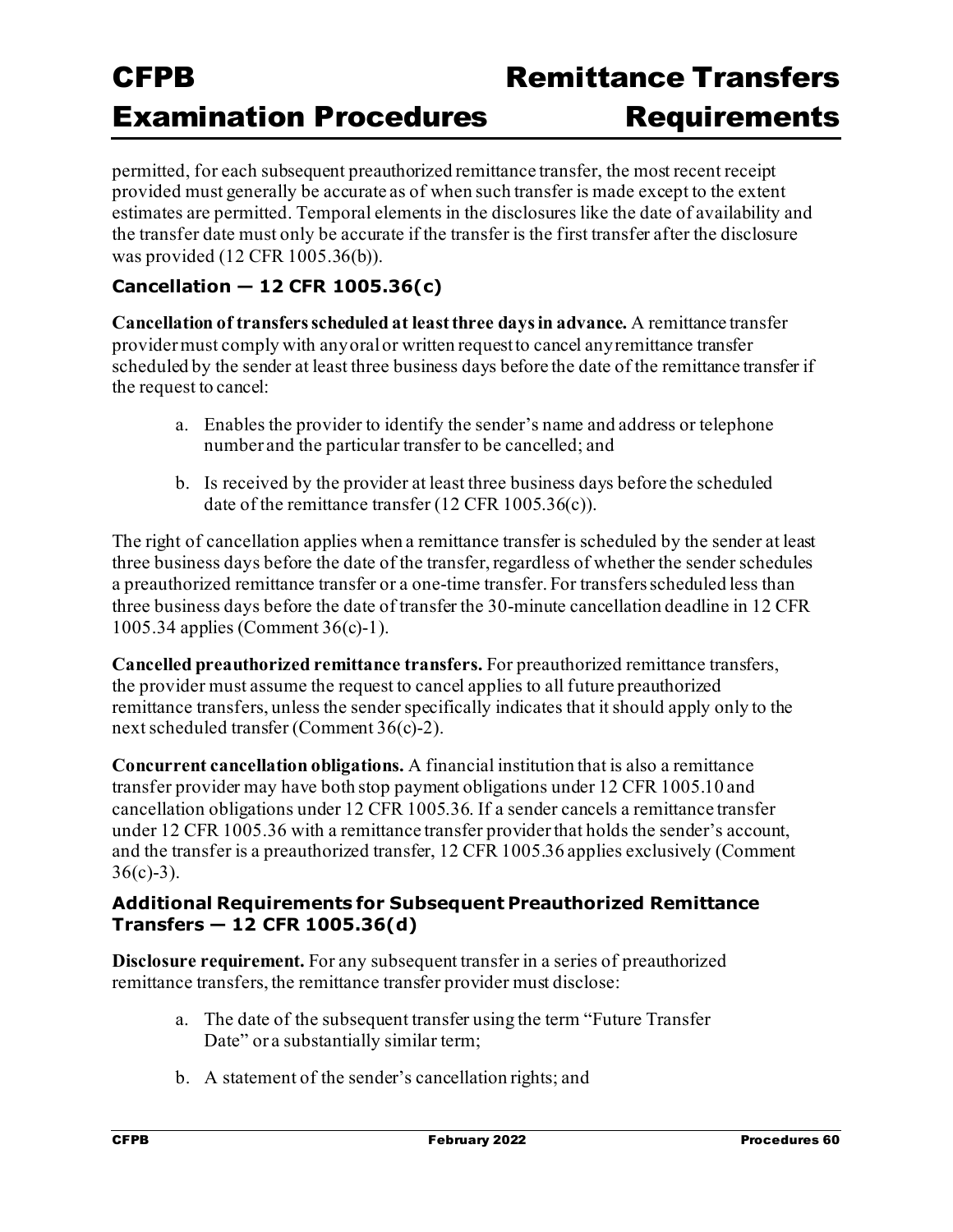permitted, for each subsequent preauthorized remittance transfer, the most recent receipt provided must generally be accurate as of when such transfer is made except to the extent estimates are permitted. Temporal elements in the disclosures like the date of availability and the transfer date must only be accurate if the transfer is the first transfer after the disclosure was provided (12 CFR 1005.36(b)).

### Cancellation — 12 CFR 1005.36(c)

**Cancellation of transfers scheduled at least three days in advance.** A remittance transfer provider must comply with any oral or written request to cancel any remittance transfer scheduled by the sender at least three business days before the date of the remittance transfer if the request to cancel:

a. Enables the provider to identify the sender's name and address or telephone number and the particular transfer to be cancelled; and

b. Is received by the provider at least three business days before the scheduled date of the remittance transfer (12 CFR 1005.36(c)).

The right of cancellation applies when a remittance transfer is scheduled by the sender at least three business days before the date of the transfer, regardless of whether the sender schedules a preauthorized remittance transfer or a one-time transfer. For transfers scheduled less than three business days before the date of transfer the 30-minute cancellation deadline in 12 CFR 1005.34 applies (Comment 36(c)-1).

**Cancelled preauthorized remittance transfers.** For preauthorized remittance transfers, the provider must assume the request to cancel applies to all future preauthorized remittance transfers, unless the sender specifically indicates that it should apply only to the next scheduled transfer (Comment 36(c)-2).

**Concurrent cancellation obligations.** A financial institution that is also a remittance transfer provider may have both stop payment obligations under 12 CFR 1005.10 and cancellation obligations under 12 CFR 1005.36. If a sender cancels a remittance transfer under 12 CFR 1005.36 with a remittance transfer provider that holds the sender's account, and the transfer is a preauthorized transfer, 12 CFR 1005.36 applies exclusively (Comment 36(c)-3).

### Additional Requirements for Subsequent Preauthorized Remittance Transfers — 12 CFR 1005.36(d)

**Disclosure requirement.** For any subsequent transfer in a series of preauthorized remittance transfers, the remittance transfer provider must disclose:

a. The date of the subsequent transfer using the term "Future Transfer Date" or a substantially similar term;

b. A statement of the sender's cancellation rights; and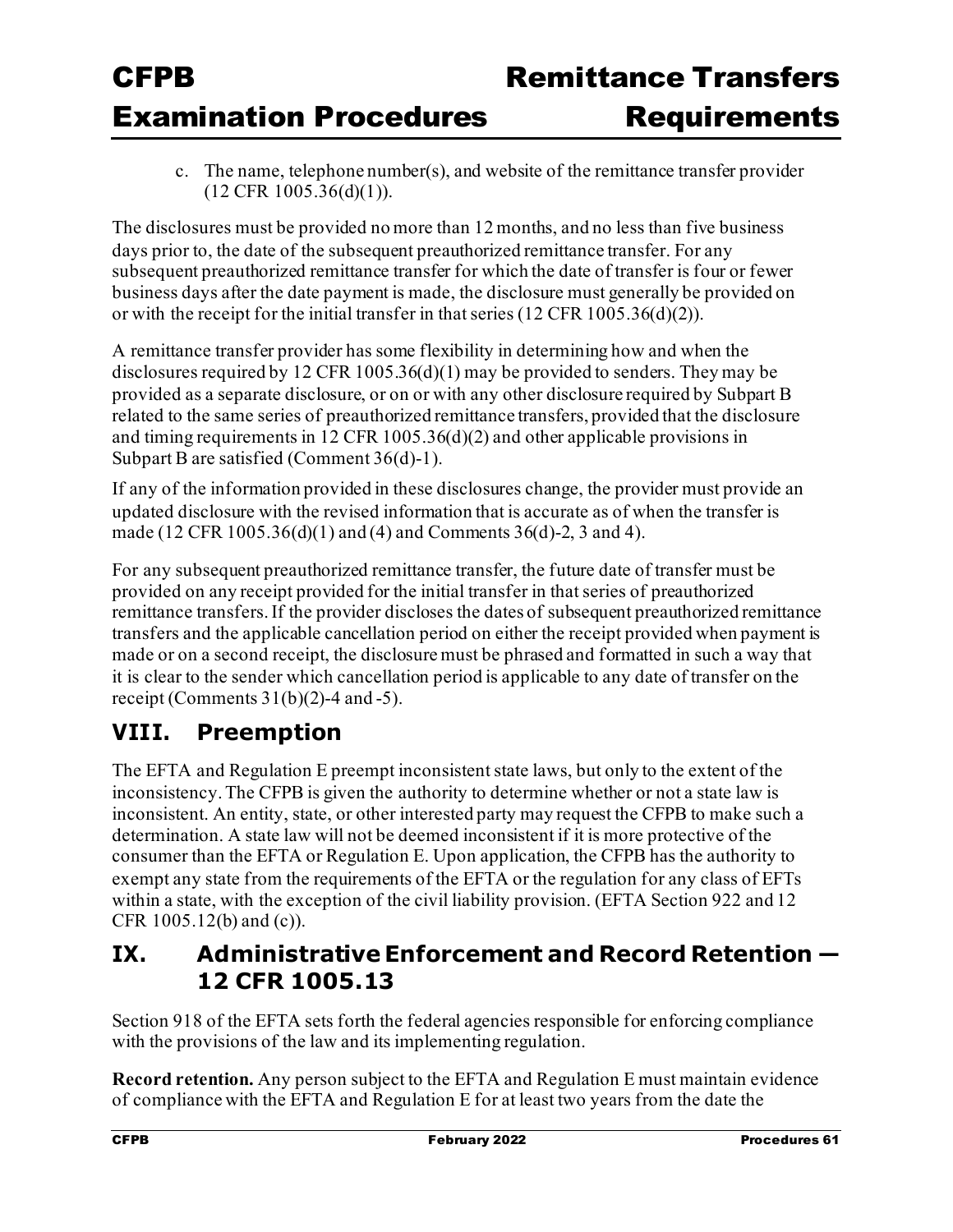c. The name, telephone number(s), and website of the remittance transfer provider (12 CFR 1005.36(d)(1)).

The disclosures must be provided no more than 12 months, and no less than five business days prior to, the date of the subsequent preauthorized remittance transfer. For any subsequent preauthorized remittance transfer for which the date of transfer is four or fewer business days after the date payment is made, the disclosure must generally be provided on or with the receipt for the initial transfer in that series (12 CFR 1005.36(d)(2)).

A remittance transfer provider has some flexibility in determining how and when the disclosures required by 12 CFR 1005.36(d)(1) may be provided to senders. They may be provided as a separate disclosure, or on or with any other disclosure required by Subpart B related to the same series of preauthorized remittance transfers, provided that the disclosure and timing requirements in 12 CFR 1005.36(d)(2) and other applicable provisions in Subpart B are satisfied (Comment 36(d)-1).

If any of the information provided in these disclosures change, the provider must provide an updated disclosure with the revised information that is accurate as of when the transfer is made (12 CFR 1005.36(d)(1) and (4) and Comments 36(d)-2, 3 and 4).

For any subsequent preauthorized remittance transfer, the future date of transfer must be provided on any receipt provided for the initial transfer in that series of preauthorized remittance transfers. If the provider discloses the dates of subsequent preauthorized remittance transfers and the applicable cancellation period on either the receipt provided when payment is made or on a second receipt, the disclosure must be phrased and formatted in such a way that it is clear to the sender which cancellation period is applicable to any date of transfer on the receipt (Comments 31(b)(2)-4 and -5).

## VIII. Preemption

The EFTA and Regulation E preempt inconsistent state laws, but only to the extent of the inconsistency. The CFPB is given the authority to determine whether or not a state law is inconsistent. An entity, state, or other interested party may request the CFPB to make such a determination. A state law will not be deemed inconsistent if it is more protective of the consumer than the EFTA or Regulation E. Upon application, the CFPB has the authority to exempt any state from the requirements of the EFTA or the regulation for any class of EFTs within a state, with the exception of the civil liability provision. (EFTA Section 922 and 12 CFR 1005.12(b) and (c)).

## IX. Administrative Enforcement and Record Retention — 12 CFR 1005.13

Section 918 of the EFTA sets forth the federal agencies responsible for enforcing compliance with the provisions of the law and its implementing regulation.

**Record retention.** Any person subject to the EFTA and Regulation E must maintain evidence of compliance with the EFTA and Regulation E for at least two years from the date the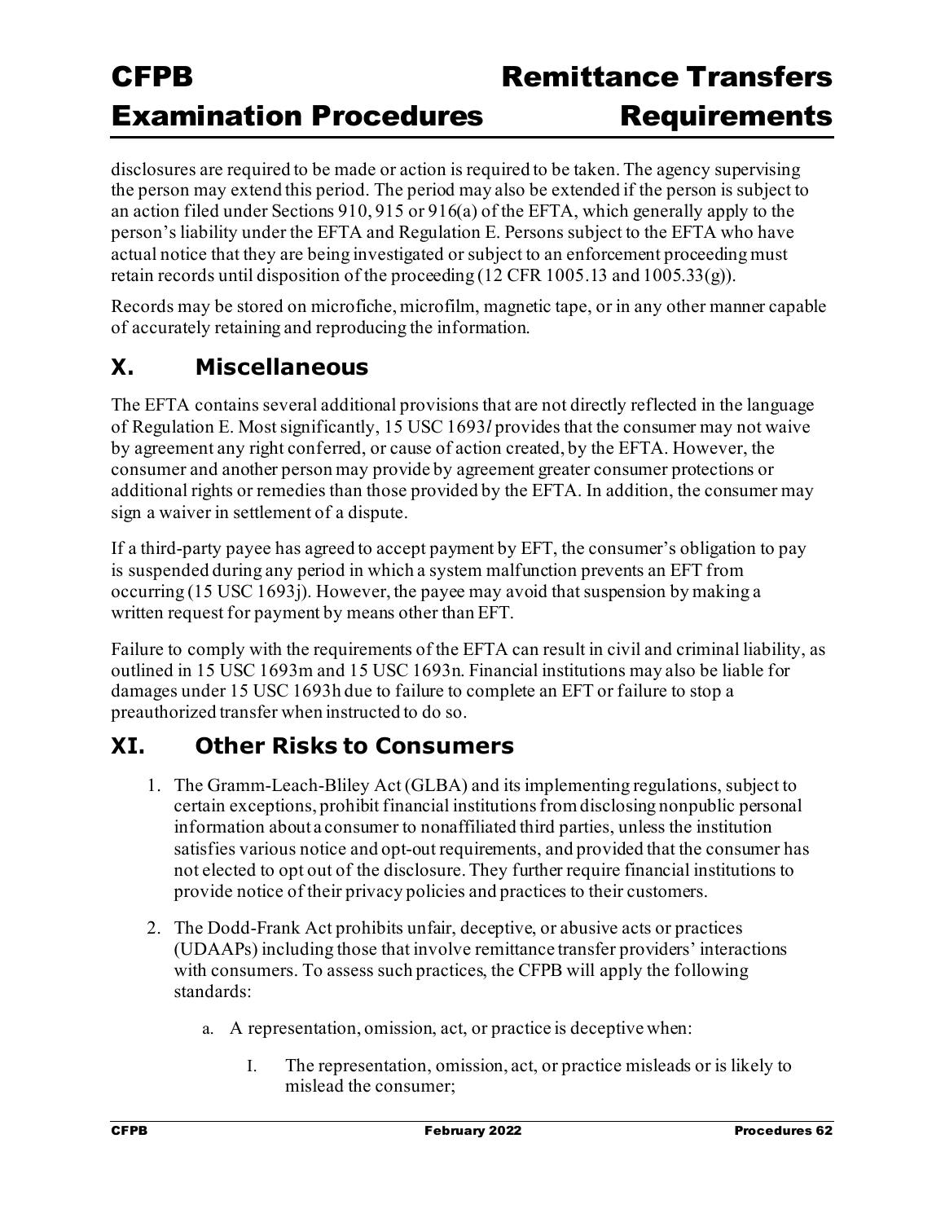disclosures are required to be made or action is required to be taken. The agency supervising the person may extend this period. The period may also be extended if the person is subject to an action filed under Sections 910, 915 or 916(a) of the EFTA, which generally apply to the person's liability under the EFTA and Regulation E. Persons subject to the EFTA who have actual notice that they are being investigated or subject to an enforcement proceeding must retain records until disposition of the proceeding (12 CFR 1005.13 and 1005.33(g)).

Records may be stored on microfiche, microfilm, magnetic tape, or in any other manner capable of accurately retaining and reproducing the information.

## X. Miscellaneous

The EFTA contains several additional provisions that are not directly reflected in the language of Regulation E. Most significantly, 15 USC 1693*l* provides that the consumer may not waive by agreement any right conferred, or cause of action created, by the EFTA. However, the consumer and another person may provide by agreement greater consumer protections or additional rights or remedies than those provided by the EFTA. In addition, the consumer may sign a waiver in settlement of a dispute.

If a third-party payee has agreed to accept payment by EFT, the consumer's obligation to pay is suspended during any period in which a system malfunction prevents an EFT from occurring (15 USC 1693j). However, the payee may avoid that suspension by making a written request for payment by means other than EFT.

Failure to comply with the requirements of the EFTA can result in civil and criminal liability, as outlined in 15 USC 1693m and 15 USC 1693n. Financial institutions may also be liable for damages under 15 USC 1693h due to failure to complete an EFT or failure to stop a preauthorized transfer when instructed to do so.

## XI. Other Risks to Consumers

1. The Gramm-Leach-Bliley Act (GLBA) and its implementing regulations, subject to certain exceptions, prohibit financial institutions from disclosing nonpublic personal information about a consumer to nonaffiliated third parties, unless the institution satisfies various notice and opt-out requirements, and provided that the consumer has not elected to opt out of the disclosure. They further require financial institutions to provide notice of their privacy policies and practices to their customers.

2. The Dodd-Frank Act prohibits unfair, deceptive, or abusive acts or practices (UDAAPs) including those that involve remittance transfer providers' interactions with consumers. To assess such practices, the CFPB will apply the following standards:

   a. A representation, omission, act, or practice is deceptive when:

      I. The representation, omission, act, or practice misleads or is likely to mislead the consumer;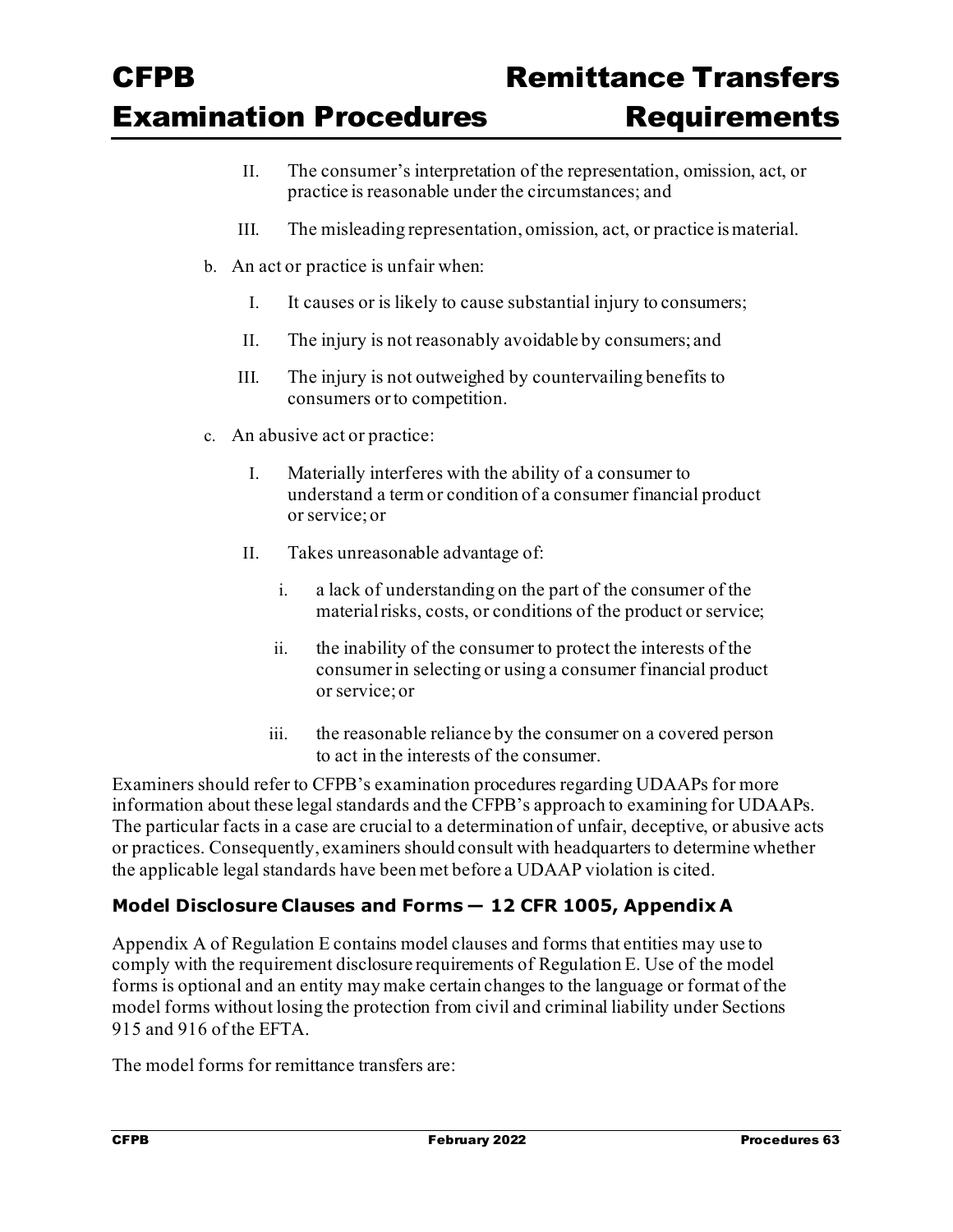II. The consumer's interpretation of the representation, omission, act, or practice is reasonable under the circumstances; and

   III. The misleading representation, omission, act, or practice is material.

b. An act or practice is unfair when:

   I. It causes or is likely to cause substantial injury to consumers;

   II. The injury is not reasonably avoidable by consumers; and

   III. The injury is not outweighed by countervailing benefits to consumers or to competition.

c. An abusive act or practice:

   I. Materially interferes with the ability of a consumer to understand a term or condition of a consumer financial product or service; or

   II. Takes unreasonable advantage of:

      i. a lack of understanding on the part of the consumer of the material risks, costs, or conditions of the product or service;

      ii. the inability of the consumer to protect the interests of the consumer in selecting or using a consumer financial product or service; or

      iii. the reasonable reliance by the consumer on a covered person to act in the interests of the consumer.

Examiners should refer to CFPB's examination procedures regarding UDAAPs for more information about these legal standards and the CFPB's approach to examining for UDAAPs. The particular facts in a case are crucial to a determination of unfair, deceptive, or abusive acts or practices. Consequently, examiners should consult with headquarters to determine whether the applicable legal standards have been met before a UDAAP violation is cited.

### Model Disclosure Clauses and Forms — 12 CFR 1005, Appendix A

Appendix A of Regulation E contains model clauses and forms that entities may use to comply with the requirement disclosure requirements of Regulation E. Use of the model forms is optional and an entity may make certain changes to the language or format of the model forms without losing the protection from civil and criminal liability under Sections 915 and 916 of the EFTA.

The model forms for remittance transfers are: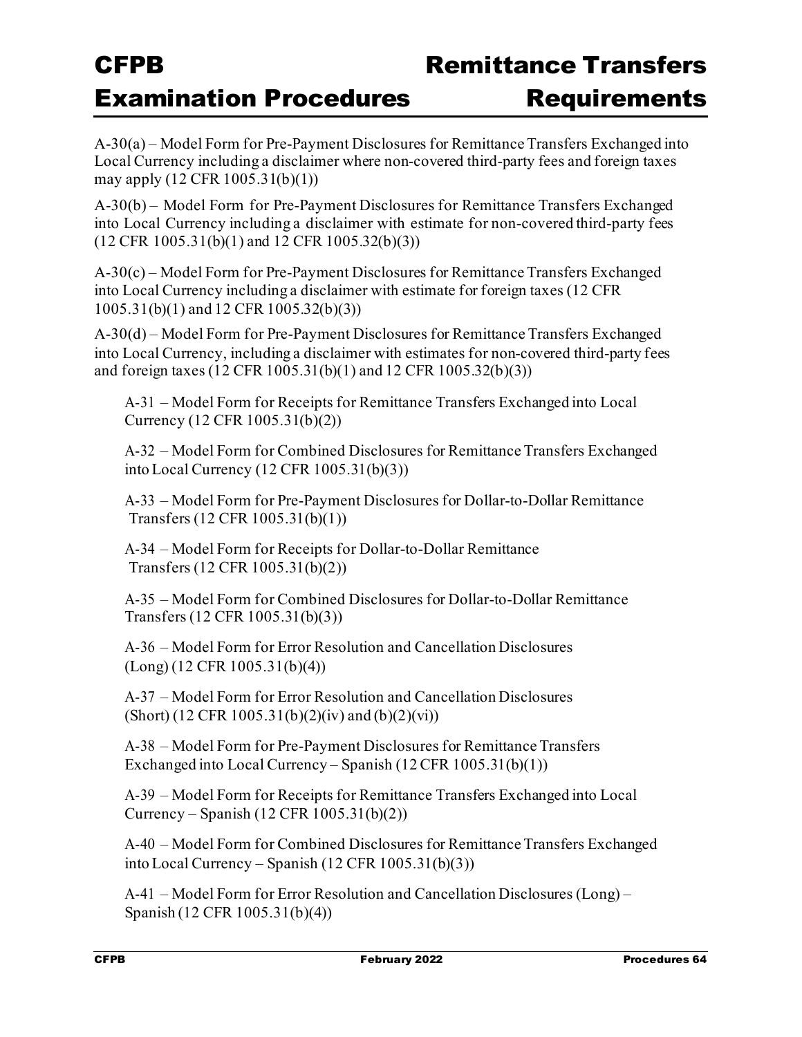A-30(a) – Model Form for Pre-Payment Disclosures for Remittance Transfers Exchanged into Local Currency including a disclaimer where non-covered third-party fees and foreign taxes may apply (12 CFR 1005.31(b)(1))

A-30(b) – Model Form for Pre-Payment Disclosures for Remittance Transfers Exchanged into Local Currency including a disclaimer with estimate for non-covered third-party fees (12 CFR 1005.31(b)(1) and 12 CFR 1005.32(b)(3))

A-30(c) – Model Form for Pre-Payment Disclosures for Remittance Transfers Exchanged into Local Currency including a disclaimer with estimate for foreign taxes (12 CFR 1005.31(b)(1) and 12 CFR 1005.32(b)(3))

A-30(d) – Model Form for Pre-Payment Disclosures for Remittance Transfers Exchanged into Local Currency, including a disclaimer with estimates for non-covered third-party fees and foreign taxes (12 CFR 1005.31(b)(1) and 12 CFR 1005.32(b)(3))

A-31 – Model Form for Receipts for Remittance Transfers Exchanged into Local Currency (12 CFR 1005.31(b)(2))

A-32 – Model Form for Combined Disclosures for Remittance Transfers Exchanged into Local Currency (12 CFR 1005.31(b)(3))

A-33 – Model Form for Pre-Payment Disclosures for Dollar-to-Dollar Remittance Transfers (12 CFR 1005.31(b)(1))

A-34 – Model Form for Receipts for Dollar-to-Dollar Remittance Transfers (12 CFR 1005.31(b)(2))

A-35 – Model Form for Combined Disclosures for Dollar-to-Dollar Remittance Transfers (12 CFR 1005.31(b)(3))

A-36 – Model Form for Error Resolution and Cancellation Disclosures (Long) (12 CFR 1005.31(b)(4))

A-37 – Model Form for Error Resolution and Cancellation Disclosures (Short) (12 CFR 1005.31(b)(2)(iv) and (b)(2)(vi))

A-38 – Model Form for Pre-Payment Disclosures for Remittance Transfers Exchanged into Local Currency – Spanish (12 CFR 1005.31(b)(1))

A-39 – Model Form for Receipts for Remittance Transfers Exchanged into Local Currency – Spanish (12 CFR 1005.31(b)(2))

A-40 – Model Form for Combined Disclosures for Remittance Transfers Exchanged into Local Currency – Spanish (12 CFR 1005.31(b)(3))

A-41 – Model Form for Error Resolution and Cancellation Disclosures (Long) – Spanish (12 CFR 1005.31(b)(4))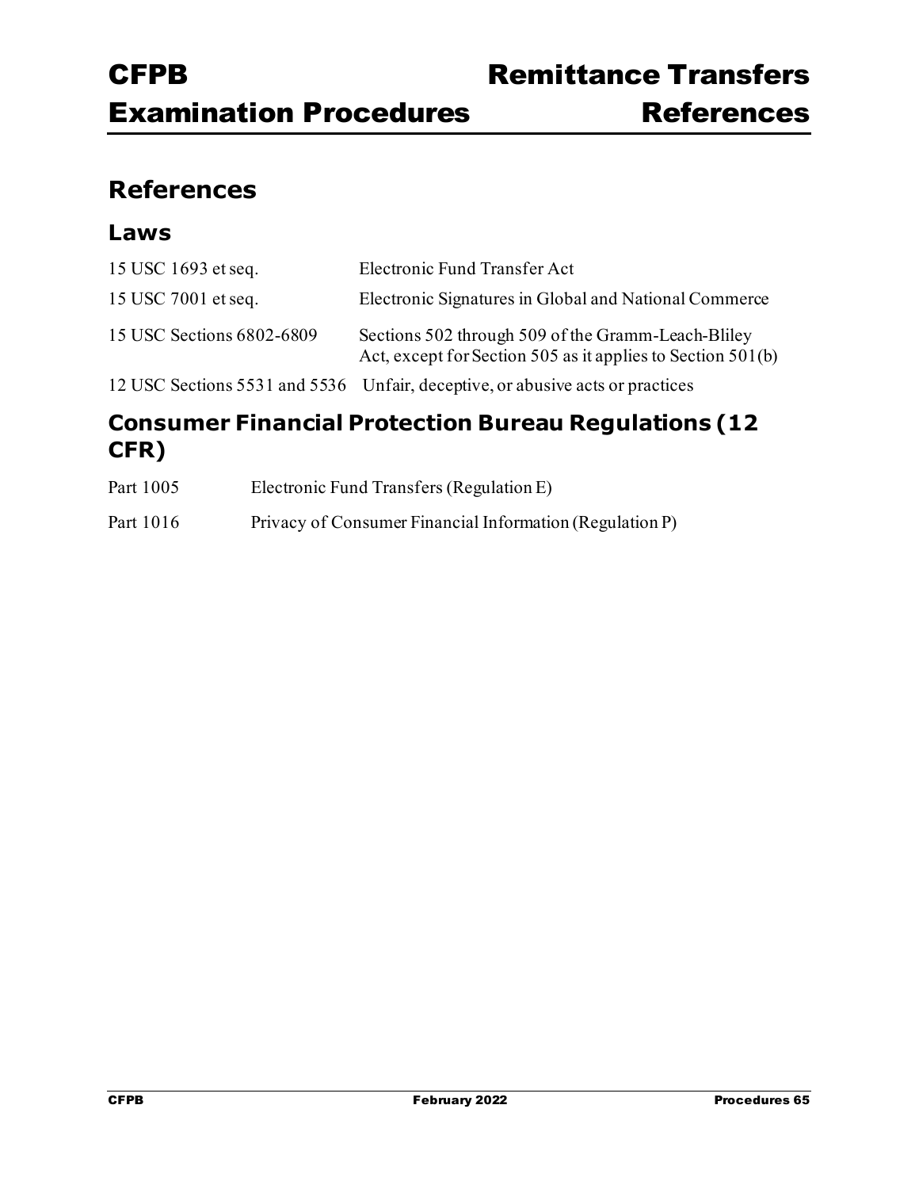# References

## Laws

| | |
|---|---|
| 15 USC 1693 et seq. | Electronic Fund Transfer Act |
| 15 USC 7001 et seq. | Electronic Signatures in Global and National Commerce |
| 15 USC Sections 6802-6809 | Sections 502 through 509 of the Gramm-Leach-Bliley Act, except for Section 505 as it applies to Section 501(b) |
| 12 USC Sections 5531 and 5536 | Unfair, deceptive, or abusive acts or practices |

## Consumer Financial Protection Bureau Regulations (12 CFR)

| | |
|---|---|
| Part 1005 | Electronic Fund Transfers (Regulation E) |
| Part 1016 | Privacy of Consumer Financial Information (Regulation P) |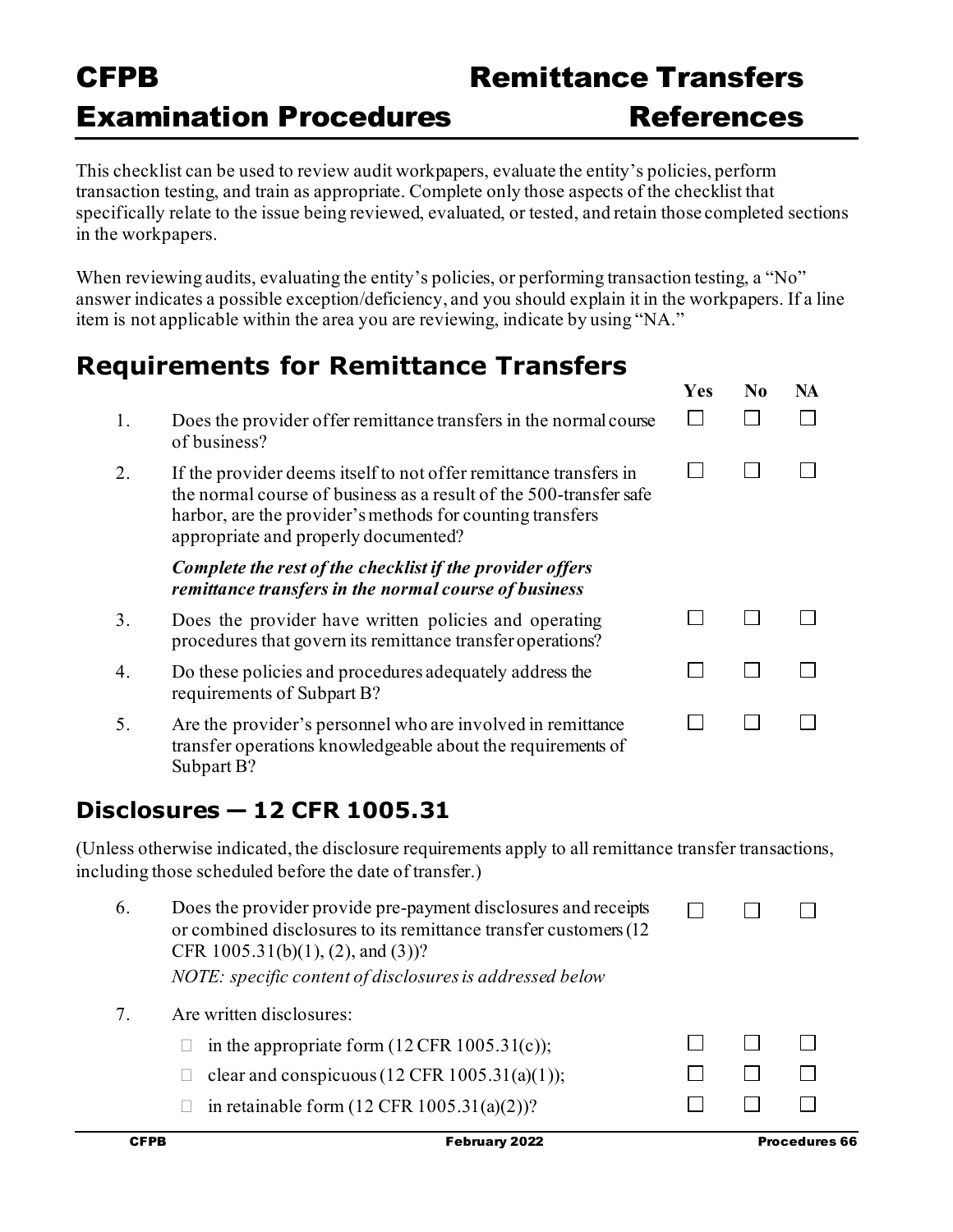# CFPB Examination Procedures — Remittance Transfers References

This checklist can be used to review audit workpapers, evaluate the entity's policies, perform transaction testing, and train as appropriate. Complete only those aspects of the checklist that specifically relate to the issue being reviewed, evaluated, or tested, and retain those completed sections in the workpapers.

When reviewing audits, evaluating the entity's policies, or performing transaction testing, a "No" answer indicates a possible exception/deficiency, and you should explain it in the workpapers. If a line item is not applicable within the area you are reviewing, indicate by using "NA."

## Requirements for Remittance Transfers

| | | Yes | No | NA |
|---|---|---|---|---|
| 1. | Does the provider offer remittance transfers in the normal course of business? | ☐ | ☐ | ☐ |
| 2. | If the provider deems itself to not offer remittance transfers in the normal course of business as a result of the 500-transfer safe harbor, are the provider's methods for counting transfers appropriate and properly documented? | ☐ | ☐ | ☐ |
| | ***Complete the rest of the checklist if the provider offers remittance transfers in the normal course of business*** | | | |
| 3. | Does the provider have written policies and operating procedures that govern its remittance transfer operations? | ☐ | ☐ | ☐ |
| 4. | Do these policies and procedures adequately address the requirements of Subpart B? | ☐ | ☐ | ☐ |
| 5. | Are the provider's personnel who are involved in remittance transfer operations knowledgeable about the requirements of Subpart B? | ☐ | ☐ | ☐ |

## Disclosures — 12 CFR 1005.31

(Unless otherwise indicated, the disclosure requirements apply to all remittance transfer transactions, including those scheduled before the date of transfer.)

| | | Yes | No | NA |
|---|---|---|---|---|
| 6. | Does the provider provide pre-payment disclosures and receipts or combined disclosures to its remittance transfer customers (12 CFR 1005.31(b)(1), (2), and (3))? *NOTE: specific content of disclosures is addressed below* | ☐ | ☐ | ☐ |
| 7. | Are written disclosures: | | | |
| | ☐ in the appropriate form (12 CFR 1005.31(c)); | ☐ | ☐ | ☐ |
| | ☐ clear and conspicuous (12 CFR 1005.31(a)(1)); | ☐ | ☐ | ☐ |
| | ☐ in retainable form (12 CFR 1005.31(a)(2))? | ☐ | ☐ | ☐ |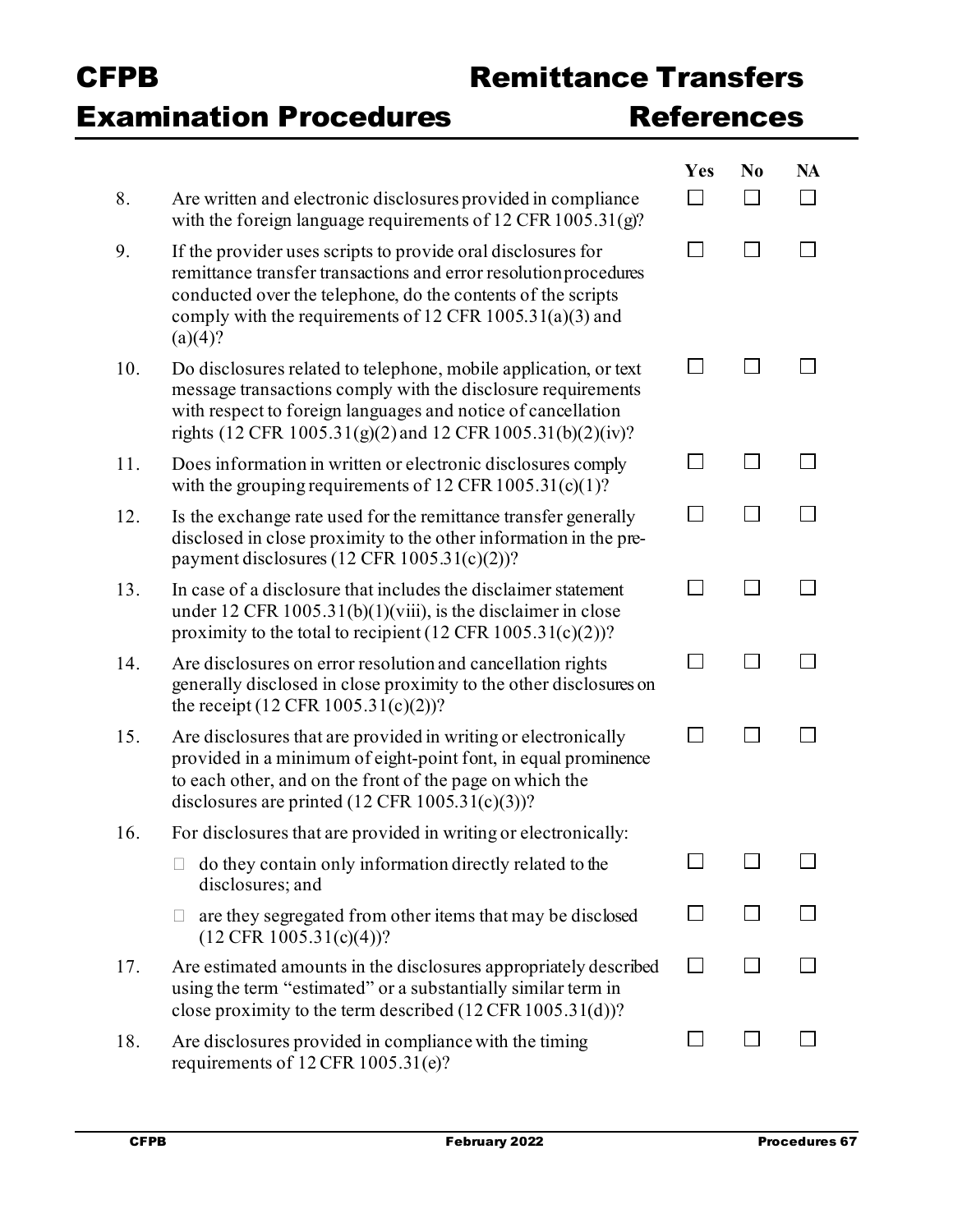| | | Yes | No | NA |
|---|---|---|---|---|
| 8. | Are written and electronic disclosures provided in compliance with the foreign language requirements of 12 CFR 1005.31(g)? | ☐ | ☐ | ☐ |
| 9. | If the provider uses scripts to provide oral disclosures for remittance transfer transactions and error resolution procedures conducted over the telephone, do the contents of the scripts comply with the requirements of 12 CFR 1005.31(a)(3) and (a)(4)? | ☐ | ☐ | ☐ |
| 10. | Do disclosures related to telephone, mobile application, or text message transactions comply with the disclosure requirements with respect to foreign languages and notice of cancellation rights (12 CFR 1005.31(g)(2) and 12 CFR 1005.31(b)(2)(iv)? | ☐ | ☐ | ☐ |
| 11. | Does information in written or electronic disclosures comply with the grouping requirements of 12 CFR 1005.31(c)(1)? | ☐ | ☐ | ☐ |
| 12. | Is the exchange rate used for the remittance transfer generally disclosed in close proximity to the other information in the pre-payment disclosures (12 CFR 1005.31(c)(2))? | ☐ | ☐ | ☐ |
| 13. | In case of a disclosure that includes the disclaimer statement under 12 CFR 1005.31(b)(1)(viii), is the disclaimer in close proximity to the total to recipient (12 CFR 1005.31(c)(2))? | ☐ | ☐ | ☐ |
| 14. | Are disclosures on error resolution and cancellation rights generally disclosed in close proximity to the other disclosures on the receipt (12 CFR 1005.31(c)(2))? | ☐ | ☐ | ☐ |
| 15. | Are disclosures that are provided in writing or electronically provided in a minimum of eight-point font, in equal prominence to each other, and on the front of the page on which the disclosures are printed (12 CFR 1005.31(c)(3))? | ☐ | ☐ | ☐ |
| 16. | For disclosures that are provided in writing or electronically: | | | |
| | ▪ do they contain only information directly related to the disclosures; and | ☐ | ☐ | ☐ |
| | ▪ are they segregated from other items that may be disclosed (12 CFR 1005.31(c)(4))? | ☐ | ☐ | ☐ |
| 17. | Are estimated amounts in the disclosures appropriately described using the term "estimated" or a substantially similar term in close proximity to the term described (12 CFR 1005.31(d))? | ☐ | ☐ | ☐ |
| 18. | Are disclosures provided in compliance with the timing requirements of 12 CFR 1005.31(e)? | ☐ | ☐ | ☐ |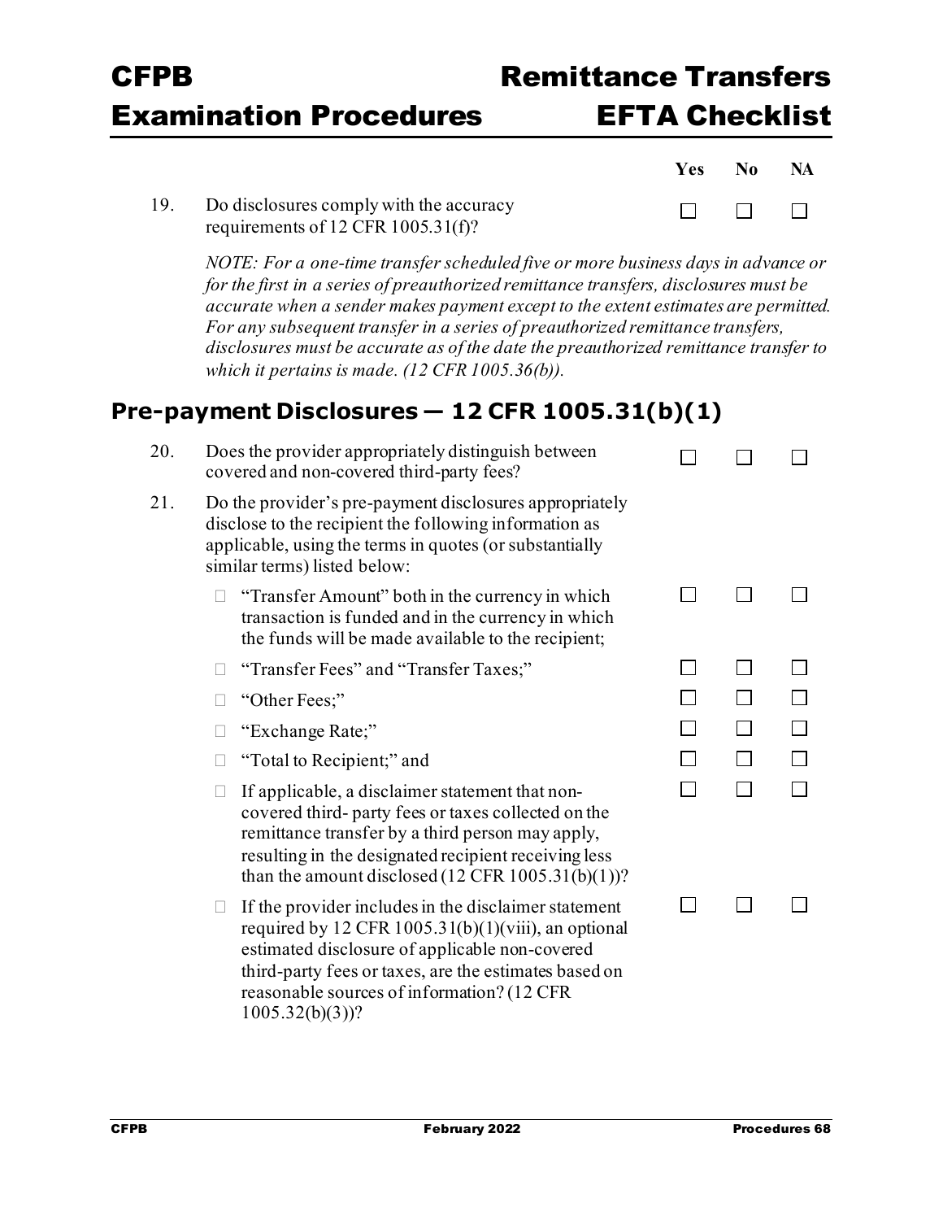| | | Yes | No | NA |
|---|---|---|---|---|
| 19. | Do disclosures comply with the accuracy requirements of 12 CFR 1005.31(f)? | ☐ | ☐ | ☐ |

*NOTE: For a one-time transfer scheduled five or more business days in advance or for the first in a series of preauthorized remittance transfers, disclosures must be accurate when a sender makes payment except to the extent estimates are permitted. For any subsequent transfer in a series of preauthorized remittance transfers, disclosures must be accurate as of the date the preauthorized remittance transfer to which it pertains is made. (12 CFR 1005.36(b)).*

## Pre-payment Disclosures — 12 CFR 1005.31(b)(1)

| | | Yes | No | NA |
|---|---|---|---|---|
| 20. | Does the provider appropriately distinguish between covered and non-covered third-party fees? | ☐ | ☐ | ☐ |
| 21. | Do the provider's pre-payment disclosures appropriately disclose to the recipient the following information as applicable, using the terms in quotes (or substantially similar terms) listed below: | | | |
| | ☐ "Transfer Amount" both in the currency in which transaction is funded and in the currency in which the funds will be made available to the recipient; | ☐ | ☐ | ☐ |
| | ☐ "Transfer Fees" and "Transfer Taxes;" | ☐ | ☐ | ☐ |
| | ☐ "Other Fees;" | ☐ | ☐ | ☐ |
| | ☐ "Exchange Rate;" | ☐ | ☐ | ☐ |
| | ☐ "Total to Recipient;" and | ☐ | ☐ | ☐ |
| | ☐ If applicable, a disclaimer statement that non-covered third- party fees or taxes collected on the remittance transfer by a third person may apply, resulting in the designated recipient receiving less than the amount disclosed (12 CFR 1005.31(b)(1))? | ☐ | ☐ | ☐ |
| | ☐ If the provider includes in the disclaimer statement required by 12 CFR 1005.31(b)(1)(viii), an optional estimated disclosure of applicable non-covered third-party fees or taxes, are the estimates based on reasonable sources of information? (12 CFR 1005.32(b)(3))? | ☐ | ☐ | ☐ |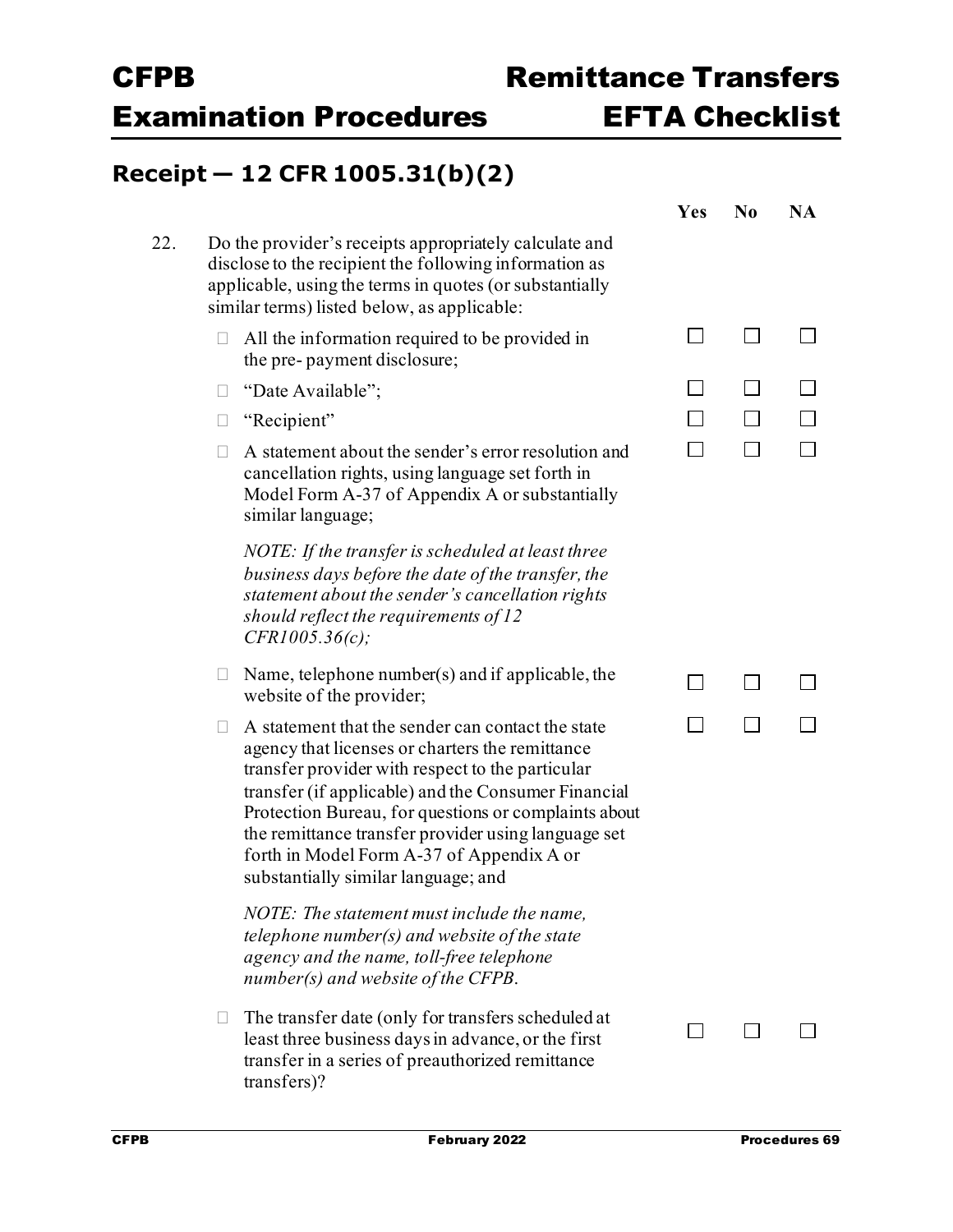## Receipt — 12 CFR 1005.31(b)(2)

| | | Yes | No | NA |
|---|---|---|---|---|
| 22. | Do the provider's receipts appropriately calculate and disclose to the recipient the following information as applicable, using the terms in quotes (or substantially similar terms) listed below, as applicable: | | | |
| | ☐ All the information required to be provided in the pre- payment disclosure; | ☐ | ☐ | ☐ |
| | ☐ "Date Available"; | ☐ | ☐ | ☐ |
| | ☐ "Recipient" | ☐ | ☐ | ☐ |
| | ☐ A statement about the sender's error resolution and cancellation rights, using language set forth in Model Form A-37 of Appendix A or substantially similar language; *NOTE: If the transfer is scheduled at least three business days before the date of the transfer, the statement about the sender's cancellation rights should reflect the requirements of 12 CFR1005.36(c);* | ☐ | ☐ | ☐ |
| | ☐ Name, telephone number(s) and if applicable, the website of the provider; | ☐ | ☐ | ☐ |
| | ☐ A statement that the sender can contact the state agency that licenses or charters the remittance transfer provider with respect to the particular transfer (if applicable) and the Consumer Financial Protection Bureau, for questions or complaints about the remittance transfer provider using language set forth in Model Form A-37 of Appendix A or substantially similar language; and *NOTE: The statement must include the name, telephone number(s) and website of the state agency and the name, toll-free telephone number(s) and website of the CFPB.* | ☐ | ☐ | ☐ |
| | ☐ The transfer date (only for transfers scheduled at least three business days in advance, or the first transfer in a series of preauthorized remittance transfers)? | ☐ | ☐ | ☐ |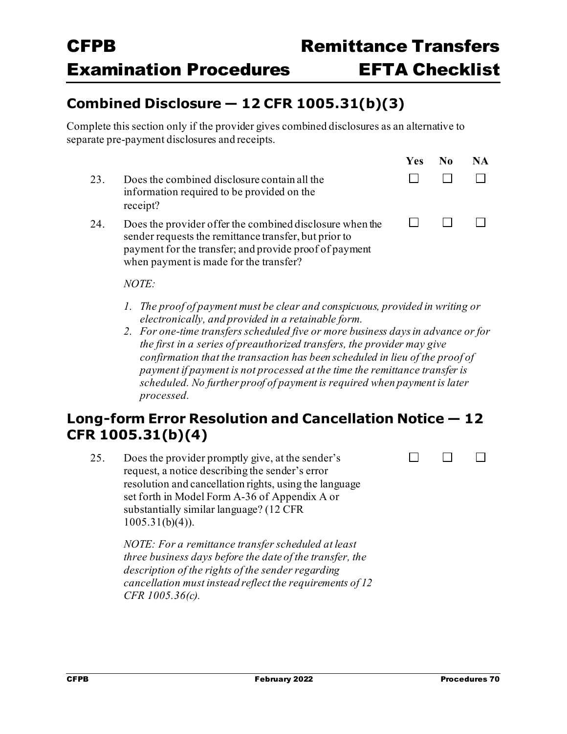## Combined Disclosure — 12 CFR 1005.31(b)(3)

Complete this section only if the provider gives combined disclosures as an alternative to separate pre-payment disclosures and receipts.

| | | Yes | No | NA |
|---|---|---|---|---|
| 23. | Does the combined disclosure contain all the information required to be provided on the receipt? | ☐ | ☐ | ☐ |
| 24. | Does the provider offer the combined disclosure when the sender requests the remittance transfer, but prior to payment for the transfer; and provide proof of payment when payment is made for the transfer? | ☐ | ☐ | ☐ |

*NOTE:*

1. *The proof of payment must be clear and conspicuous, provided in writing or electronically, and provided in a retainable form.*
2. *For one-time transfers scheduled five or more business days in advance or for the first in a series of preauthorized transfers, the provider may give confirmation that the transaction has been scheduled in lieu of the proof of payment if payment is not processed at the time the remittance transfer is scheduled. No further proof of payment is required when payment is later processed.*

## Long-form Error Resolution and Cancellation Notice — 12 CFR 1005.31(b)(4)

| | | Yes | No | NA |
|---|---|---|---|---|
| 25. | Does the provider promptly give, at the sender's request, a notice describing the sender's error resolution and cancellation rights, using the language set forth in Model Form A-36 of Appendix A or substantially similar language? (12 CFR 1005.31(b)(4)). | ☐ | ☐ | ☐ |

*NOTE: For a remittance transfer scheduled at least three business days before the date of the transfer, the description of the rights of the sender regarding cancellation must instead reflect the requirements of 12 CFR 1005.36(c).*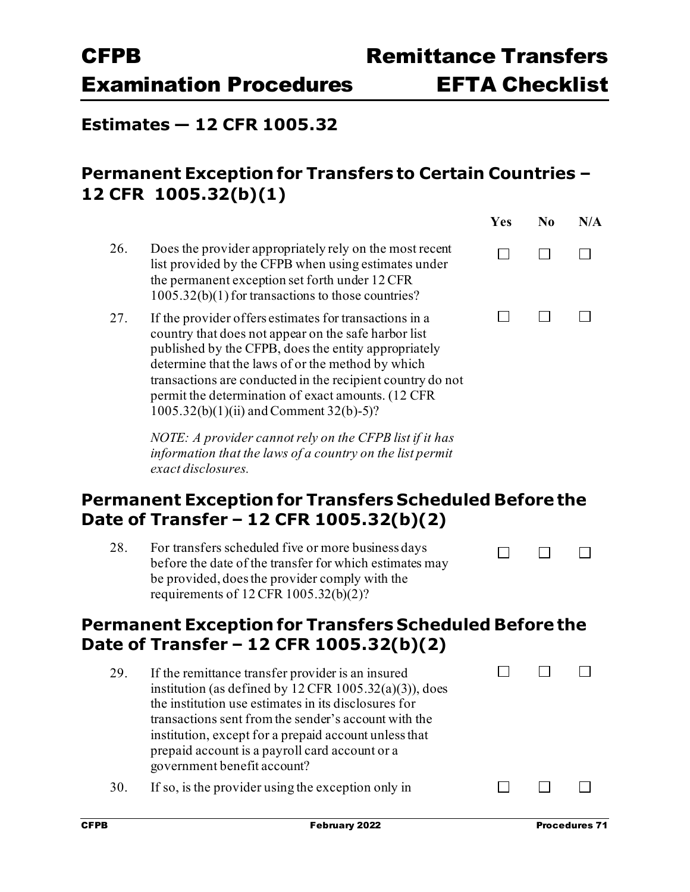## Estimates — 12 CFR 1005.32

## Permanent Exception for Transfers to Certain Countries – 12 CFR 1005.32(b)(1)

| | | Yes | No | N/A |
|---|---|---|---|---|
| 26. | Does the provider appropriately rely on the most recent list provided by the CFPB when using estimates under the permanent exception set forth under 12 CFR 1005.32(b)(1) for transactions to those countries? | ☐ | ☐ | ☐ |
| 27. | If the provider offers estimates for transactions in a country that does not appear on the safe harbor list published by the CFPB, does the entity appropriately determine that the laws of or the method by which transactions are conducted in the recipient country do not permit the determination of exact amounts. (12 CFR 1005.32(b)(1)(ii) and Comment 32(b)-5)?<br><br>*NOTE: A provider cannot rely on the CFPB list if it has information that the laws of a country on the list permit exact disclosures.* | ☐ | ☐ | ☐ |

## Permanent Exception for Transfers Scheduled Before the Date of Transfer – 12 CFR 1005.32(b)(2)

| | | Yes | No | N/A |
|---|---|---|---|---|
| 28. | For transfers scheduled five or more business days before the date of the transfer for which estimates may be provided, does the provider comply with the requirements of 12 CFR 1005.32(b)(2)? | ☐ | ☐ | ☐ |

## Permanent Exception for Transfers Scheduled Before the Date of Transfer – 12 CFR 1005.32(b)(2)

| | | Yes | No | N/A |
|---|---|---|---|---|
| 29. | If the remittance transfer provider is an insured institution (as defined by 12 CFR 1005.32(a)(3)), does the institution use estimates in its disclosures for transactions sent from the sender's account with the institution, except for a prepaid account unless that prepaid account is a payroll card account or a government benefit account? | ☐ | ☐ | ☐ |
| 30. | If so, is the provider using the exception only in | ☐ | ☐ | ☐ |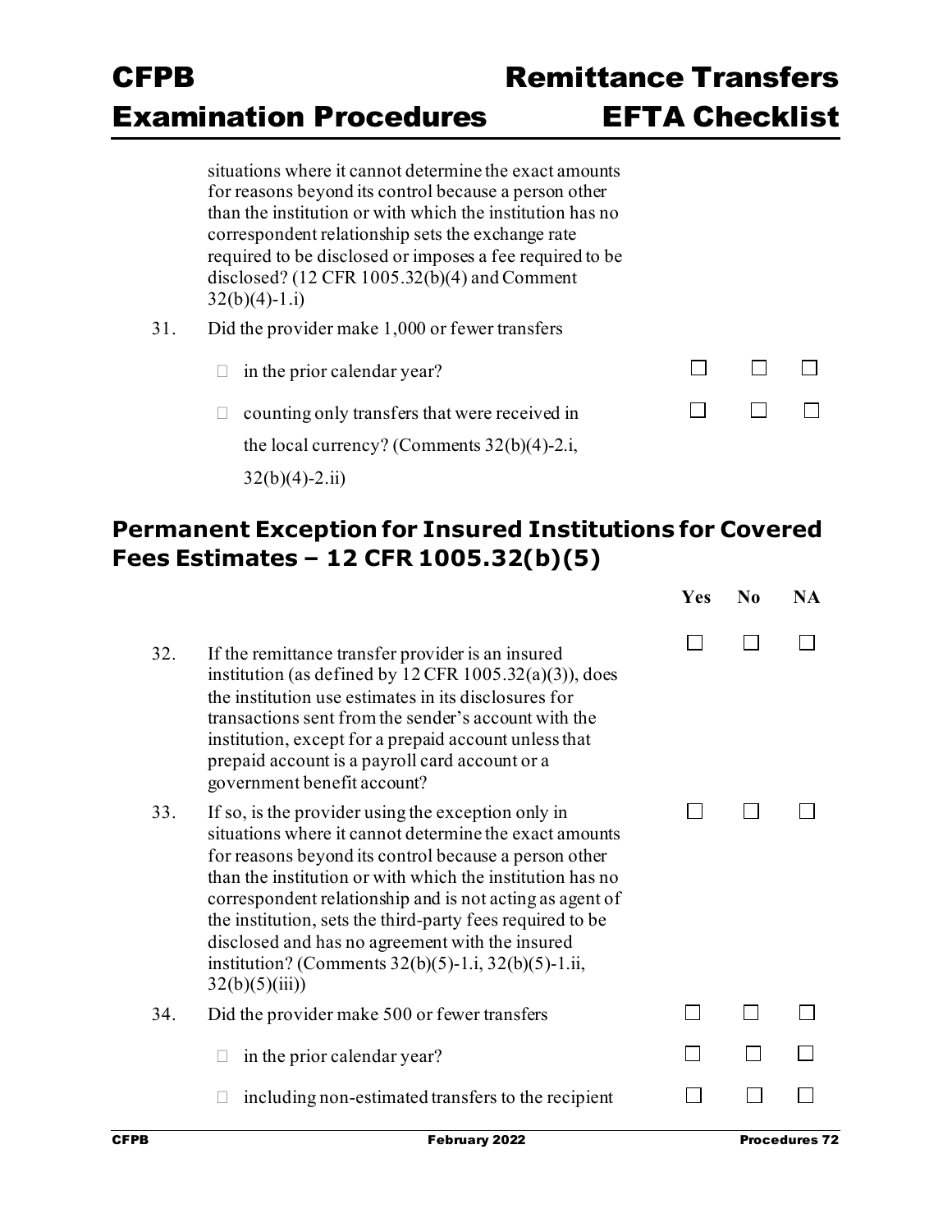situations where it cannot determine the exact amounts for reasons beyond its control because a person other than the institution or with which the institution has no correspondent relationship sets the exchange rate required to be disclosed or imposes a fee required to be disclosed? (12 CFR 1005.32(b)(4) and Comment 32(b)(4)-1.i)

| | | Yes | No | NA |
|---|---|---|---|---|
| 31. | Did the provider make 1,000 or fewer transfers | | | |
| | ☐ in the prior calendar year? | ☐ | ☐ | ☐ |
| | ☐ counting only transfers that were received in the local currency? (Comments 32(b)(4)-2.i, 32(b)(4)-2.ii) | ☐ | ☐ | ☐ |

## Permanent Exception for Insured Institutions for Covered Fees Estimates – 12 CFR 1005.32(b)(5)

| | | Yes | No | NA |
|---|---|---|---|---|
| 32. | If the remittance transfer provider is an insured institution (as defined by 12 CFR 1005.32(a)(3)), does the institution use estimates in its disclosures for transactions sent from the sender's account with the institution, except for a prepaid account unless that prepaid account is a payroll card account or a government benefit account? | ☐ | ☐ | ☐ |
| 33. | If so, is the provider using the exception only in situations where it cannot determine the exact amounts for reasons beyond its control because a person other than the institution or with which the institution has no correspondent relationship and is not acting as agent of the institution, sets the third-party fees required to be disclosed and has no agreement with the insured institution? (Comments 32(b)(5)-1.i, 32(b)(5)-1.ii, 32(b)(5)(iii)) | ☐ | ☐ | ☐ |
| 34. | Did the provider make 500 or fewer transfers | ☐ | ☐ | ☐ |
| | ☐ in the prior calendar year? | ☐ | ☐ | ☐ |
| | ☐ including non-estimated transfers to the recipient | ☐ | ☐ | ☐ |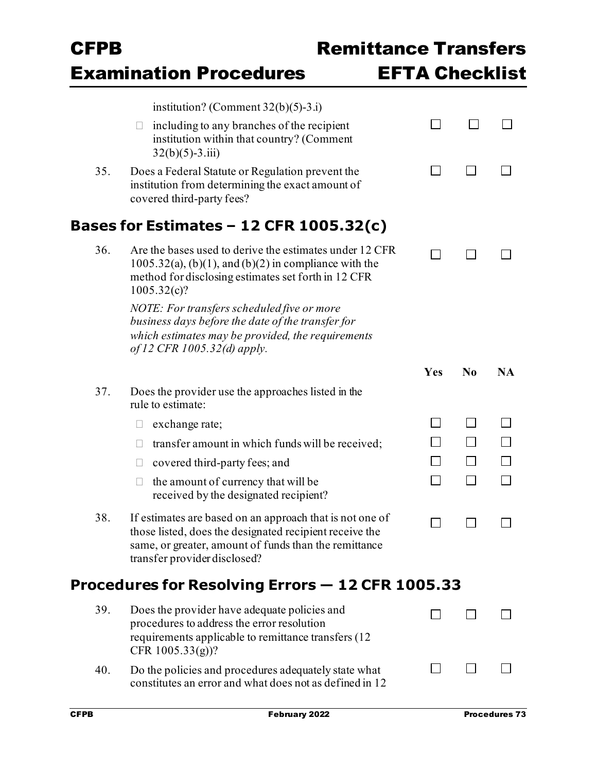| | | Yes | No | NA |
|---|---|---|---|---|
| | institution? (Comment 32(b)(5)-3.i) | | | |
| | ☐ including to any branches of the recipient institution within that country? (Comment 32(b)(5)-3.iii) | ☐ | ☐ | ☐ |
| 35. | Does a Federal Statute or Regulation prevent the institution from determining the exact amount of covered third-party fees? | ☐ | ☐ | ☐ |

## Bases for Estimates – 12 CFR 1005.32(c)

| | | Yes | No | NA |
|---|---|---|---|---|
| 36. | Are the bases used to derive the estimates under 12 CFR 1005.32(a), (b)(1), and (b)(2) in compliance with the method for disclosing estimates set forth in 12 CFR 1005.32(c)?<br><br>*NOTE: For transfers scheduled five or more business days before the date of the transfer for which estimates may be provided, the requirements of 12 CFR 1005.32(d) apply.* | ☐ | ☐ | ☐ |
| 37. | Does the provider use the approaches listed in the rule to estimate: | | | |
| | ☐ exchange rate; | ☐ | ☐ | ☐ |
| | ☐ transfer amount in which funds will be received; | ☐ | ☐ | ☐ |
| | ☐ covered third-party fees; and | ☐ | ☐ | ☐ |
| | ☐ the amount of currency that will be received by the designated recipient? | ☐ | ☐ | ☐ |
| 38. | If estimates are based on an approach that is not one of those listed, does the designated recipient receive the same, or greater, amount of funds than the remittance transfer provider disclosed? | ☐ | ☐ | ☐ |

## Procedures for Resolving Errors — 12 CFR 1005.33

| | | Yes | No | NA |
|---|---|---|---|---|
| 39. | Does the provider have adequate policies and procedures to address the error resolution requirements applicable to remittance transfers (12 CFR 1005.33(g))? | ☐ | ☐ | ☐ |
| 40. | Do the policies and procedures adequately state what constitutes an error and what does not as defined in 12 | ☐ | ☐ | ☐ |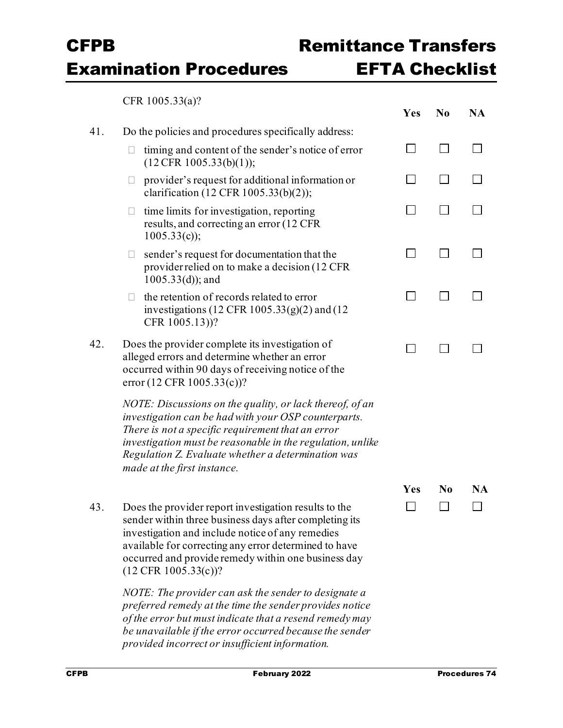CFR 1005.33(a)?

| | | Yes | No | NA |
|---|---|---|---|---|
| 41. | Do the policies and procedures specifically address: | | | |
| | ☐ timing and content of the sender's notice of error (12 CFR 1005.33(b)(1)); | ☐ | ☐ | ☐ |
| | ☐ provider's request for additional information or clarification (12 CFR 1005.33(b)(2)); | ☐ | ☐ | ☐ |
| | ☐ time limits for investigation, reporting results, and correcting an error (12 CFR 1005.33(c)); | ☐ | ☐ | ☐ |
| | ☐ sender's request for documentation that the provider relied on to make a decision (12 CFR 1005.33(d)); and | ☐ | ☐ | ☐ |
| | ☐ the retention of records related to error investigations (12 CFR 1005.33(g)(2) and (12 CFR 1005.13))? | ☐ | ☐ | ☐ |
| 42. | Does the provider complete its investigation of alleged errors and determine whether an error occurred within 90 days of receiving notice of the error (12 CFR 1005.33(c))? | ☐ | ☐ | ☐ |

*NOTE: Discussions on the quality, or lack thereof, of an investigation can be had with your OSP counterparts. There is not a specific requirement that an error investigation must be reasonable in the regulation, unlike Regulation Z. Evaluate whether a determination was made at the first instance.*

| | | Yes | No | NA |
|---|---|---|---|---|
| 43. | Does the provider report investigation results to the sender within three business days after completing its investigation and include notice of any remedies available for correcting any error determined to have occurred and provide remedy within one business day (12 CFR 1005.33(c))? | ☐ | ☐ | ☐ |

*NOTE: The provider can ask the sender to designate a preferred remedy at the time the sender provides notice of the error but must indicate that a resend remedy may be unavailable if the error occurred because the sender provided incorrect or insufficient information.*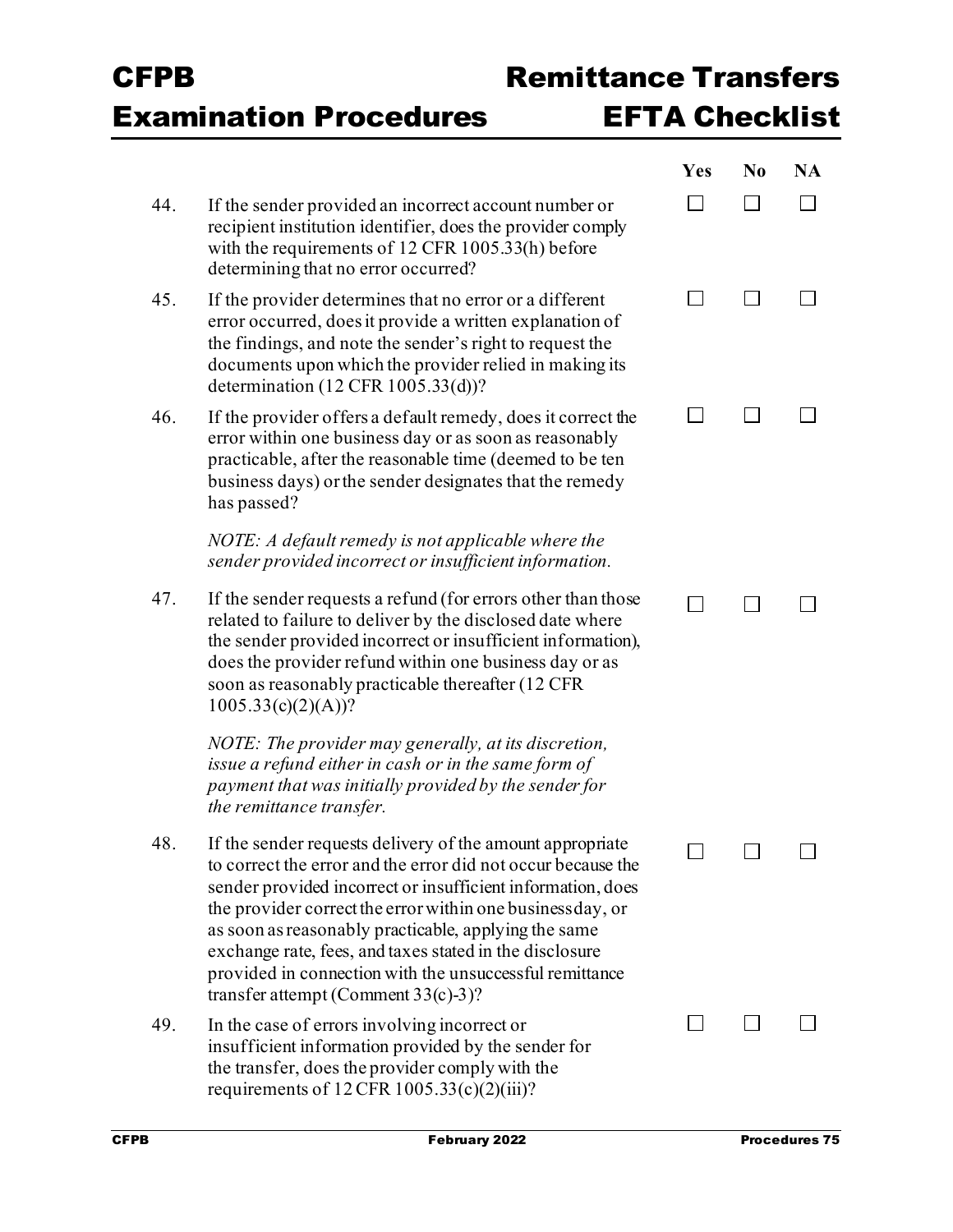| | | Yes | No | NA |
|---|---|---|---|---|
| 44. | If the sender provided an incorrect account number or recipient institution identifier, does the provider comply with the requirements of 12 CFR 1005.33(h) before determining that no error occurred? | ☐ | ☐ | ☐ |
| 45. | If the provider determines that no error or a different error occurred, does it provide a written explanation of the findings, and note the sender's right to request the documents upon which the provider relied in making its determination (12 CFR 1005.33(d))? | ☐ | ☐ | ☐ |
| 46. | If the provider offers a default remedy, does it correct the error within one business day or as soon as reasonably practicable, after the reasonable time (deemed to be ten business days) or the sender designates that the remedy has passed?<br><br>*NOTE: A default remedy is not applicable where the sender provided incorrect or insufficient information.* | ☐ | ☐ | ☐ |
| 47. | If the sender requests a refund (for errors other than those related to failure to deliver by the disclosed date where the sender provided incorrect or insufficient information), does the provider refund within one business day or as soon as reasonably practicable thereafter (12 CFR 1005.33(c)(2)(A))?<br><br>*NOTE: The provider may generally, at its discretion, issue a refund either in cash or in the same form of payment that was initially provided by the sender for the remittance transfer.* | ☐ | ☐ | ☐ |
| 48. | If the sender requests delivery of the amount appropriate to correct the error and the error did not occur because the sender provided incorrect or insufficient information, does the provider correct the error within one business day, or as soon as reasonably practicable, applying the same exchange rate, fees, and taxes stated in the disclosure provided in connection with the unsuccessful remittance transfer attempt (Comment 33(c)-3)? | ☐ | ☐ | ☐ |
| 49. | In the case of errors involving incorrect or insufficient information provided by the sender for the transfer, does the provider comply with the requirements of 12 CFR 1005.33(c)(2)(iii)? | ☐ | ☐ | ☐ |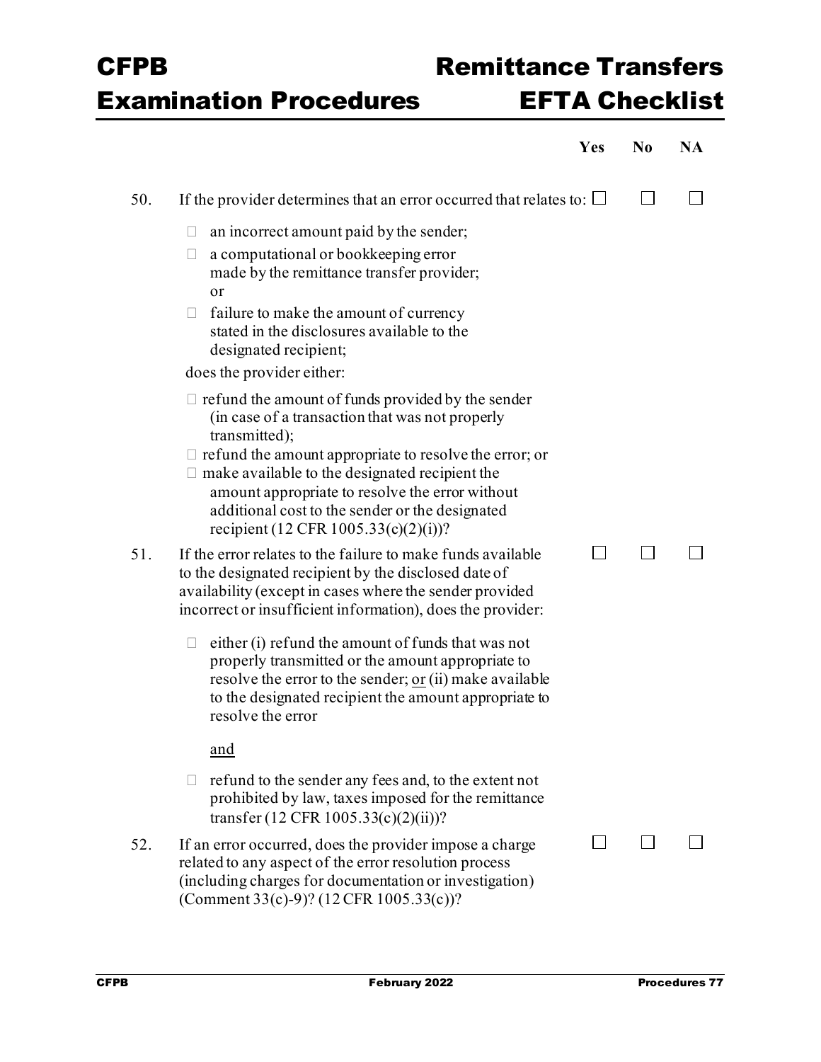| | | Yes | No | NA |
|---|---|---|---|---|
| 50. | If the provider determines that an error occurred that relates to:<br>☐ an incorrect amount paid by the sender;<br>☐ a computational or bookkeeping error made by the remittance transfer provider; or<br>☐ failure to make the amount of currency stated in the disclosures available to the designated recipient;<br>does the provider either:<br>☐ refund the amount of funds provided by the sender (in case of a transaction that was not properly transmitted);<br>☐ refund the amount appropriate to resolve the error; or<br>☐ make available to the designated recipient the amount appropriate to resolve the error without additional cost to the sender or the designated recipient (12 CFR 1005.33(c)(2)(i))? | ☐ | ☐ | ☐ |
| 51. | If the error relates to the failure to make funds available to the designated recipient by the disclosed date of availability (except in cases where the sender provided incorrect or insufficient information), does the provider:<br>☐ either (i) refund the amount of funds that was not properly transmitted or the amount appropriate to resolve the error to the sender; <u>or</u> (ii) make available to the designated recipient the amount appropriate to resolve the error<br><u>and</u><br>☐ refund to the sender any fees and, to the extent not prohibited by law, taxes imposed for the remittance transfer (12 CFR 1005.33(c)(2)(ii))? | ☐ | ☐ | ☐ |
| 52. | If an error occurred, does the provider impose a charge related to any aspect of the error resolution process (including charges for documentation or investigation) (Comment 33(c)-9)? (12 CFR 1005.33(c))? | ☐ | ☐ | ☐ |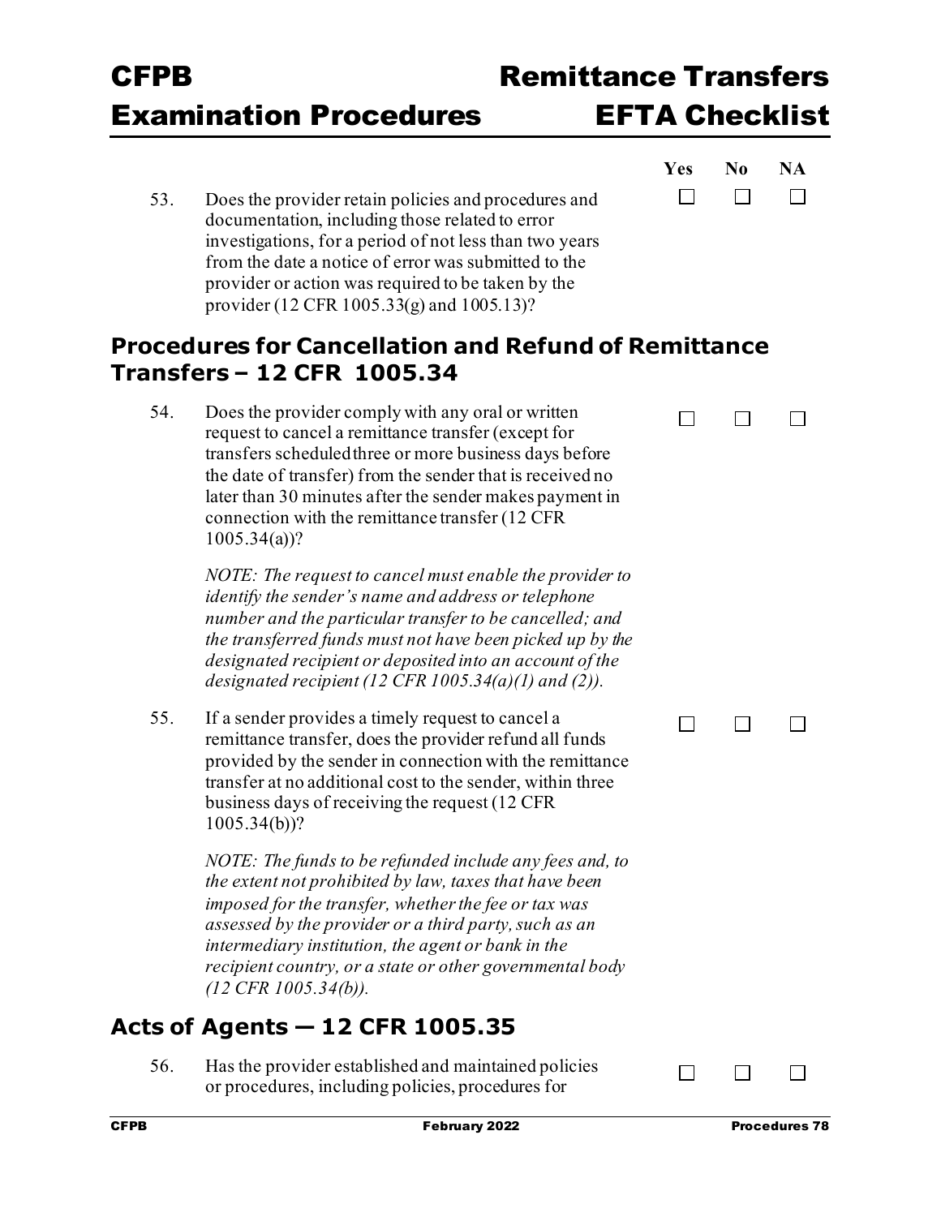| | | Yes | No | NA |
|---|---|---|---|---|
| 53. | Does the provider retain policies and procedures and documentation, including those related to error investigations, for a period of not less than two years from the date a notice of error was submitted to the provider or action was required to be taken by the provider (12 CFR 1005.33(g) and 1005.13)? | ☐ | ☐ | ☐ |

## Procedures for Cancellation and Refund of Remittance Transfers – 12 CFR 1005.34

| | | Yes | No | NA |
|---|---|---|---|---|
| 54. | Does the provider comply with any oral or written request to cancel a remittance transfer (except for transfers scheduled three or more business days before the date of transfer) from the sender that is received no later than 30 minutes after the sender makes payment in connection with the remittance transfer (12 CFR 1005.34(a))?<br><br>*NOTE: The request to cancel must enable the provider to identify the sender's name and address or telephone number and the particular transfer to be cancelled; and the transferred funds must not have been picked up by the designated recipient or deposited into an account of the designated recipient (12 CFR 1005.34(a)(1) and (2)).* | ☐ | ☐ | ☐ |
| 55. | If a sender provides a timely request to cancel a remittance transfer, does the provider refund all funds provided by the sender in connection with the remittance transfer at no additional cost to the sender, within three business days of receiving the request (12 CFR 1005.34(b))?<br><br>*NOTE: The funds to be refunded include any fees and, to the extent not prohibited by law, taxes that have been imposed for the transfer, whether the fee or tax was assessed by the provider or a third party, such as an intermediary institution, the agent or bank in the recipient country, or a state or other governmental body (12 CFR 1005.34(b)).* | ☐ | ☐ | ☐ |

## Acts of Agents — 12 CFR 1005.35

| | | Yes | No | NA |
|---|---|---|---|---|
| 56. | Has the provider established and maintained policies or procedures, including policies, procedures for | ☐ | ☐ | ☐ |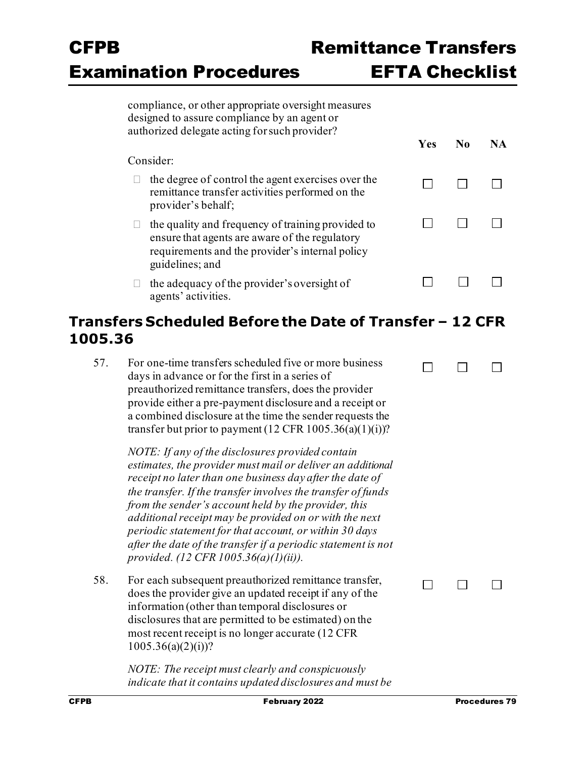compliance, or other appropriate oversight measures designed to assure compliance by an agent or authorized delegate acting for such provider?

| | Yes | No | NA |
|---|---|---|---|
| Consider: | | | |
| ☐ the degree of control the agent exercises over the remittance transfer activities performed on the provider's behalf; | ☐ | ☐ | ☐ |
| ☐ the quality and frequency of training provided to ensure that agents are aware of the regulatory requirements and the provider's internal policy guidelines; and | ☐ | ☐ | ☐ |
| ☐ the adequacy of the provider's oversight of agents' activities. | ☐ | ☐ | ☐ |

## Transfers Scheduled Before the Date of Transfer – 12 CFR 1005.36

| | | Yes | No | NA |
|---|---|---|---|---|
| 57. | For one-time transfers scheduled five or more business days in advance or for the first in a series of preauthorized remittance transfers, does the provider provide either a pre-payment disclosure and a receipt or a combined disclosure at the time the sender requests the transfer but prior to payment (12 CFR 1005.36(a)(1)(i))?<br><br>*NOTE: If any of the disclosures provided contain estimates, the provider must mail or deliver an additional receipt no later than one business day after the date of the transfer. If the transfer involves the transfer of funds from the sender's account held by the provider, this additional receipt may be provided on or with the next periodic statement for that account, or within 30 days after the date of the transfer if a periodic statement is not provided. (12 CFR 1005.36(a)(1)(ii)).* | ☐ | ☐ | ☐ |
| 58. | For each subsequent preauthorized remittance transfer, does the provider give an updated receipt if any of the information (other than temporal disclosures or disclosures that are permitted to be estimated) on the most recent receipt is no longer accurate (12 CFR 1005.36(a)(2)(i))?<br><br>*NOTE: The receipt must clearly and conspicuously indicate that it contains updated disclosures and must be* | ☐ | ☐ | ☐ |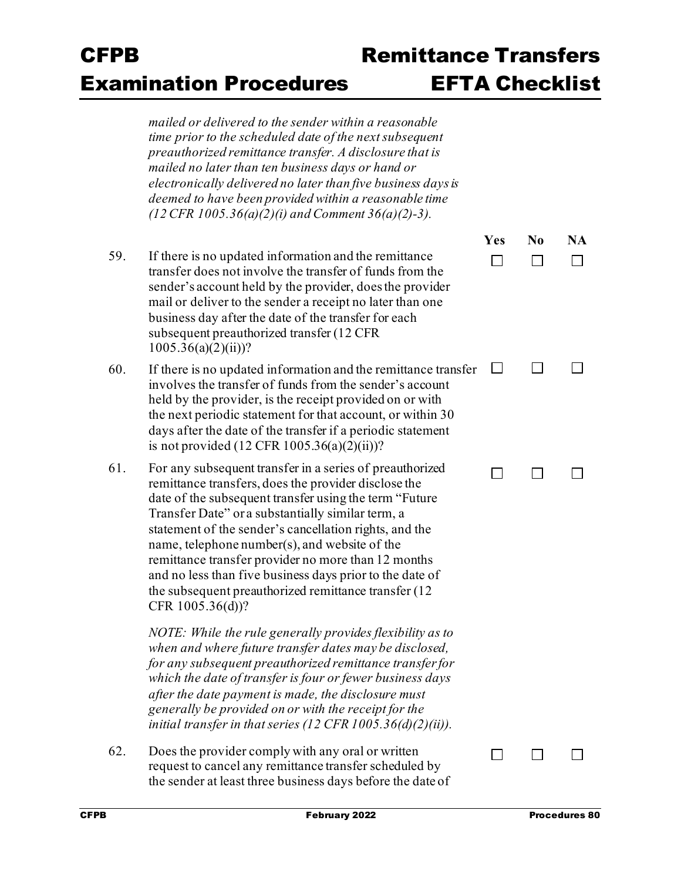*mailed or delivered to the sender within a reasonable time prior to the scheduled date of the next subsequent preauthorized remittance transfer. A disclosure that is mailed no later than ten business days or hand or electronically delivered no later than five business days is deemed to have been provided within a reasonable time (12 CFR 1005.36(a)(2)(i) and Comment 36(a)(2)-3).*

| | | Yes | No | NA |
|---|---|---|---|---|
| 59. | If there is no updated information and the remittance transfer does not involve the transfer of funds from the sender's account held by the provider, does the provider mail or deliver to the sender a receipt no later than one business day after the date of the transfer for each subsequent preauthorized transfer (12 CFR 1005.36(a)(2)(ii))? | ☐ | ☐ | ☐ |
| 60. | If there is no updated information and the remittance transfer involves the transfer of funds from the sender's account held by the provider, is the receipt provided on or with the next periodic statement for that account, or within 30 days after the date of the transfer if a periodic statement is not provided (12 CFR 1005.36(a)(2)(ii))? | ☐ | ☐ | ☐ |
| 61. | For any subsequent transfer in a series of preauthorized remittance transfers, does the provider disclose the date of the subsequent transfer using the term "Future Transfer Date" or a substantially similar term, a statement of the sender's cancellation rights, and the name, telephone number(s), and website of the remittance transfer provider no more than 12 months and no less than five business days prior to the date of the subsequent preauthorized remittance transfer (12 CFR 1005.36(d))? | ☐ | ☐ | ☐ |

*NOTE: While the rule generally provides flexibility as to when and where future transfer dates may be disclosed, for any subsequent preauthorized remittance transfer for which the date of transfer is four or fewer business days after the date payment is made, the disclosure must generally be provided on or with the receipt for the initial transfer in that series (12 CFR 1005.36(d)(2)(ii)).*

| | | Yes | No | NA |
|---|---|---|---|---|
| 62. | Does the provider comply with any oral or written request to cancel any remittance transfer scheduled by the sender at least three business days before the date of | ☐ | ☐ | ☐ |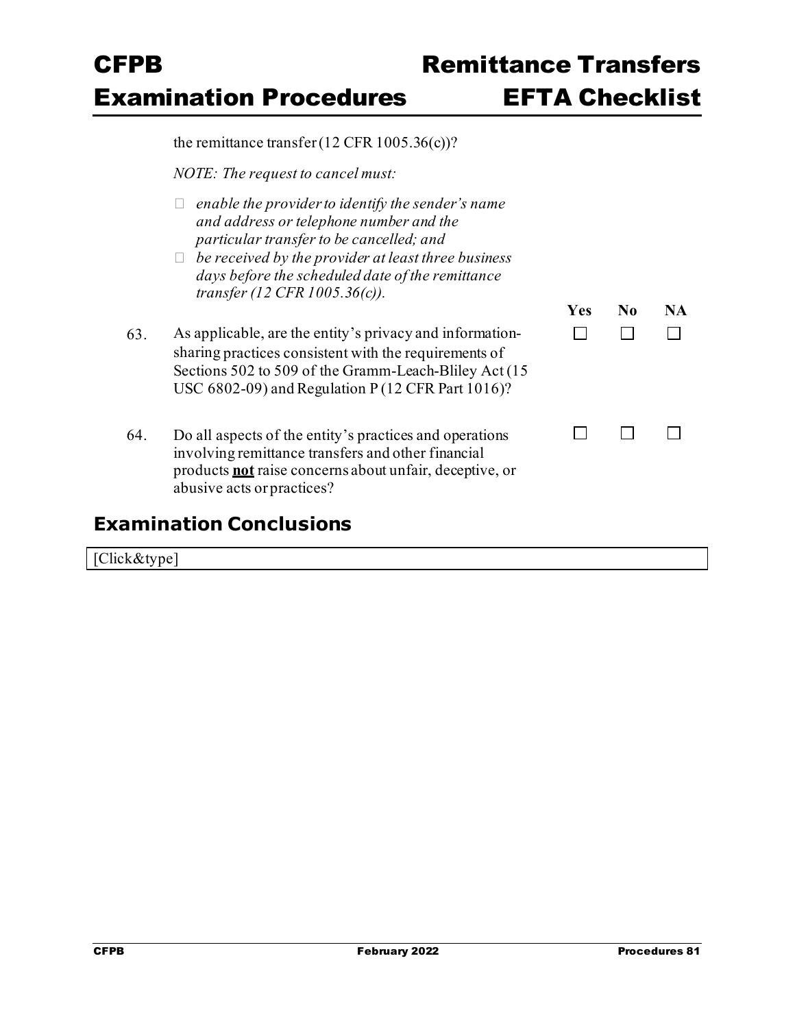the remittance transfer (12 CFR 1005.36(c))?

*NOTE: The request to cancel must:*

- *enable the provider to identify the sender's name and address or telephone number and the particular transfer to be cancelled; and*
- *be received by the provider at least three business days before the scheduled date of the remittance transfer (12 CFR 1005.36(c)).*

| | | Yes | No | NA |
|---|---|---|---|---|
| 63. | As applicable, are the entity's privacy and information-sharing practices consistent with the requirements of Sections 502 to 509 of the Gramm-Leach-Bliley Act (15 USC 6802-09) and Regulation P (12 CFR Part 1016)? | ☐ | ☐ | ☐ |
| 64. | Do all aspects of the entity's practices and operations involving remittance transfers and other financial products **not** raise concerns about unfair, deceptive, or abusive acts or practices? | ☐ | ☐ | ☐ |

## Examination Conclusions

[Click&type]